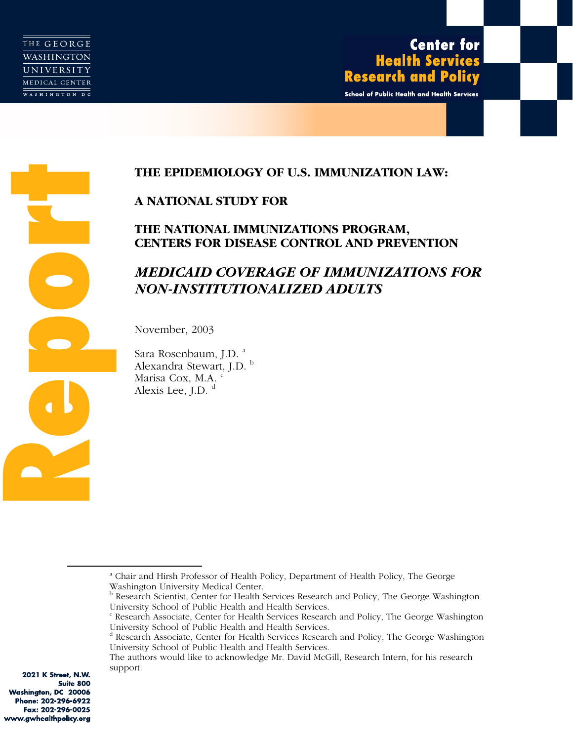THE GEORGE WASHINGTON UNIVERSITY MEDICAL CENTER
WASHINGTON DC

**Center for Health Services Research and Policy**

**School of Public Health and Health Services**

Report

# THE EPIDEMIOLOGY OF U.S. IMMUNIZATION LAW:

# A NATIONAL STUDY FOR

# THE NATIONAL IMMUNIZATIONS PROGRAM, CENTERS FOR DISEASE CONTROL AND PREVENTION

## *MEDICAID COVERAGE OF IMMUNIZATIONS FOR NON-INSTITUTIONALIZED ADULTS*

November, 2003

Sara Rosenbaum, J.D. [a]
Alexandra Stewart, J.D. [b]
Marisa Cox, M.A. [c]
Alexis Lee, J.D. [d]

---

[a] Chair and Hirsh Professor of Health Policy, Department of Health Policy, The George Washington University Medical Center.
[b] Research Scientist, Center for Health Services Research and Policy, The George Washington University School of Public Health and Health Services.
[c] Research Associate, Center for Health Services Research and Policy, The George Washington University School of Public Health and Health Services.
[d] Research Associate, Center for Health Services Research and Policy, The George Washington University School of Public Health and Health Services.
The authors would like to acknowledge Mr. David McGill, Research Intern, for his research support.

**2021 K Street, N.W.**
**Suite 800**
**Washington, DC 20006**
**Phone: 202-296-6922**
**Fax: 202-296-0025**
**www.gwhealthpolicy.org**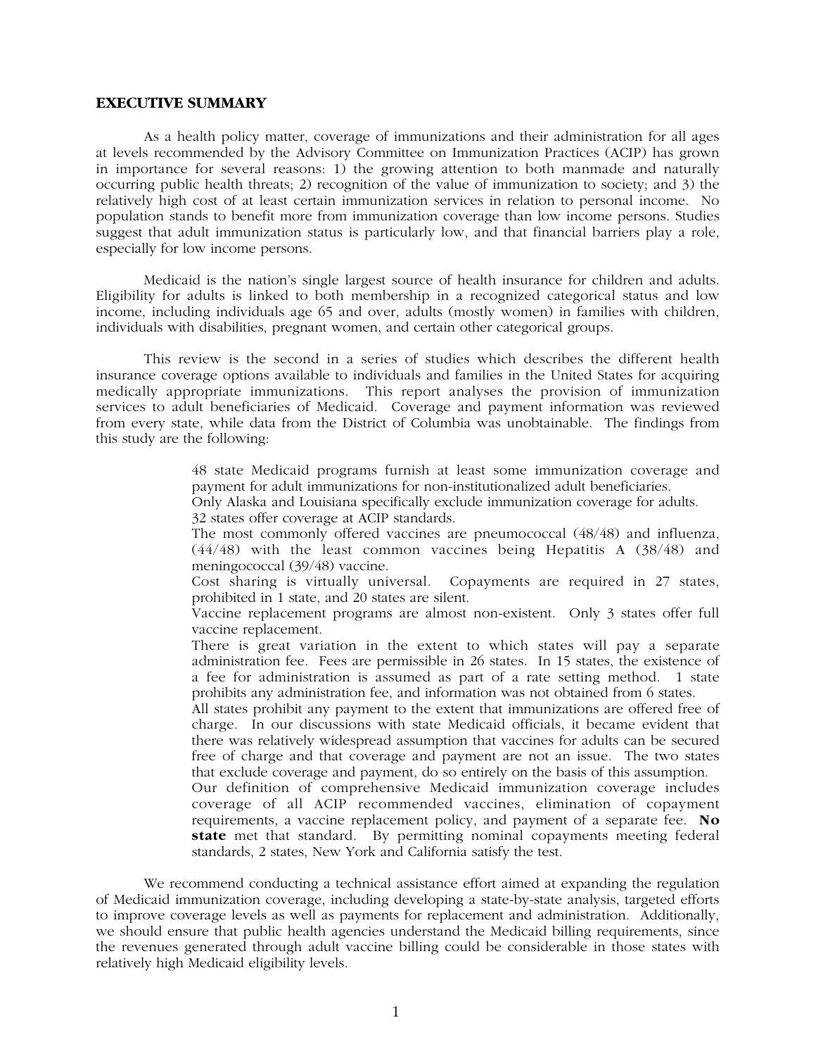## EXECUTIVE SUMMARY

As a health policy matter, coverage of immunizations and their administration for all ages at levels recommended by the Advisory Committee on Immunization Practices (ACIP) has grown in importance for several reasons: 1) the growing attention to both manmade and naturally occurring public health threats; 2) recognition of the value of immunization to society; and 3) the relatively high cost of at least certain immunization services in relation to personal income. No population stands to benefit more from immunization coverage than low income persons. Studies suggest that adult immunization status is particularly low, and that financial barriers play a role, especially for low income persons.

Medicaid is the nation's single largest source of health insurance for children and adults. Eligibility for adults is linked to both membership in a recognized categorical status and low income, including individuals age 65 and over, adults (mostly women) in families with children, individuals with disabilities, pregnant women, and certain other categorical groups.

This review is the second in a series of studies which describes the different health insurance coverage options available to individuals and families in the United States for acquiring medically appropriate immunizations. This report analyses the provision of immunization services to adult beneficiaries of Medicaid. Coverage and payment information was reviewed from every state, while data from the District of Columbia was unobtainable. The findings from this study are the following:

- 48 state Medicaid programs furnish at least some immunization coverage and payment for adult immunizations for non-institutionalized adult beneficiaries.
- Only Alaska and Louisiana specifically exclude immunization coverage for adults.
- 32 states offer coverage at ACIP standards.
- The most commonly offered vaccines are pneumococcal (48/48) and influenza, (44/48) with the least common vaccines being Hepatitis A (38/48) and meningococcal (39/48) vaccine.
- Cost sharing is virtually universal. Copayments are required in 27 states, prohibited in 1 state, and 20 states are silent.
- Vaccine replacement programs are almost non-existent. Only 3 states offer full vaccine replacement.
- There is great variation in the extent to which states will pay a separate administration fee. Fees are permissible in 26 states. In 15 states, the existence of a fee for administration is assumed as part of a rate setting method. 1 state prohibits any administration fee, and information was not obtained from 6 states.
- All states prohibit any payment to the extent that immunizations are offered free of charge. In our discussions with state Medicaid officials, it became evident that there was relatively widespread assumption that vaccines for adults can be secured free of charge and that coverage and payment are not an issue. The two states that exclude coverage and payment, do so entirely on the basis of this assumption.
- Our definition of comprehensive Medicaid immunization coverage includes coverage of all ACIP recommended vaccines, elimination of copayment requirements, a vaccine replacement policy, and payment of a separate fee. **No state** met that standard. By permitting nominal copayments meeting federal standards, 2 states, New York and California satisfy the test.

We recommend conducting a technical assistance effort aimed at expanding the regulation of Medicaid immunization coverage, including developing a state-by-state analysis, targeted efforts to improve coverage levels as well as payments for replacement and administration. Additionally, we should ensure that public health agencies understand the Medicaid billing requirements, since the revenues generated through adult vaccine billing could be considerable in those states with relatively high Medicaid eligibility levels.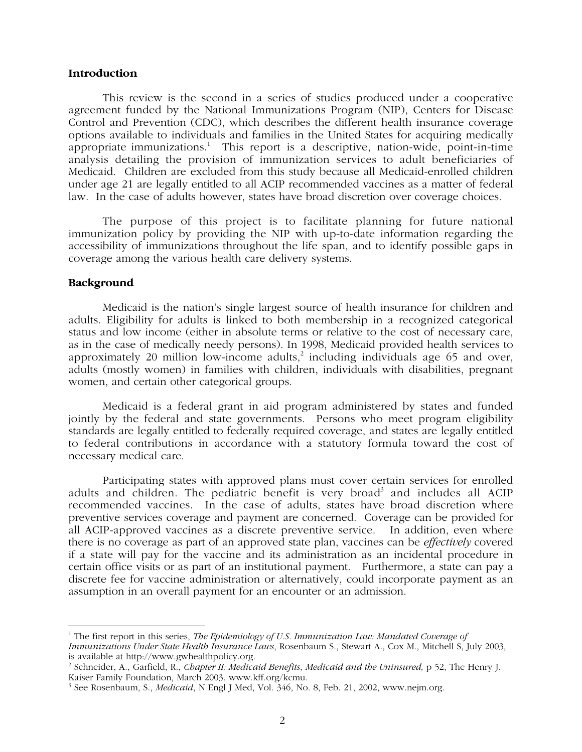## Introduction

This review is the second in a series of studies produced under a cooperative agreement funded by the National Immunizations Program (NIP), Centers for Disease Control and Prevention (CDC), which describes the different health insurance coverage options available to individuals and families in the United States for acquiring medically appropriate immunizations.[1] This report is a descriptive, nation-wide, point-in-time analysis detailing the provision of immunization services to adult beneficiaries of Medicaid. Children are excluded from this study because all Medicaid-enrolled children under age 21 are legally entitled to all ACIP recommended vaccines as a matter of federal law. In the case of adults however, states have broad discretion over coverage choices.

The purpose of this project is to facilitate planning for future national immunization policy by providing the NIP with up-to-date information regarding the accessibility of immunizations throughout the life span, and to identify possible gaps in coverage among the various health care delivery systems.

## Background

Medicaid is the nation's single largest source of health insurance for children and adults. Eligibility for adults is linked to both membership in a recognized categorical status and low income (either in absolute terms or relative to the cost of necessary care, as in the case of medically needy persons). In 1998, Medicaid provided health services to approximately 20 million low-income adults,[2] including individuals age 65 and over, adults (mostly women) in families with children, individuals with disabilities, pregnant women, and certain other categorical groups.

Medicaid is a federal grant in aid program administered by states and funded jointly by the federal and state governments. Persons who meet program eligibility standards are legally entitled to federally required coverage, and states are legally entitled to federal contributions in accordance with a statutory formula toward the cost of necessary medical care.

Participating states with approved plans must cover certain services for enrolled adults and children. The pediatric benefit is very broad[3] and includes all ACIP recommended vaccines. In the case of adults, states have broad discretion where preventive services coverage and payment are concerned. Coverage can be provided for all ACIP-approved vaccines as a discrete preventive service. In addition, even where there is no coverage as part of an approved state plan, vaccines can be *effectively* covered if a state will pay for the vaccine and its administration as an incidental procedure in certain office visits or as part of an institutional payment. Furthermore, a state can pay a discrete fee for vaccine administration or alternatively, could incorporate payment as an assumption in an overall payment for an encounter or an admission.

---

[1] The first report in this series, *The Epidemiology of U.S. Immunization Law: Mandated Coverage of Immunizations Under State Health Insurance Laws*, Rosenbaum S., Stewart A., Cox M., Mitchell S, July 2003, is available at http://www.gwhealthpolicy.org.

[2] Schneider, A., Garfield, R., *Chapter II: Medicaid Benefits*, *Medicaid and the Uninsured,* p 52, The Henry J. Kaiser Family Foundation, March 2003. www.kff.org/kcmu.

[3] See Rosenbaum, S., *Medicaid*, N Engl J Med, Vol. 346, No. 8, Feb. 21, 2002, www.nejm.org.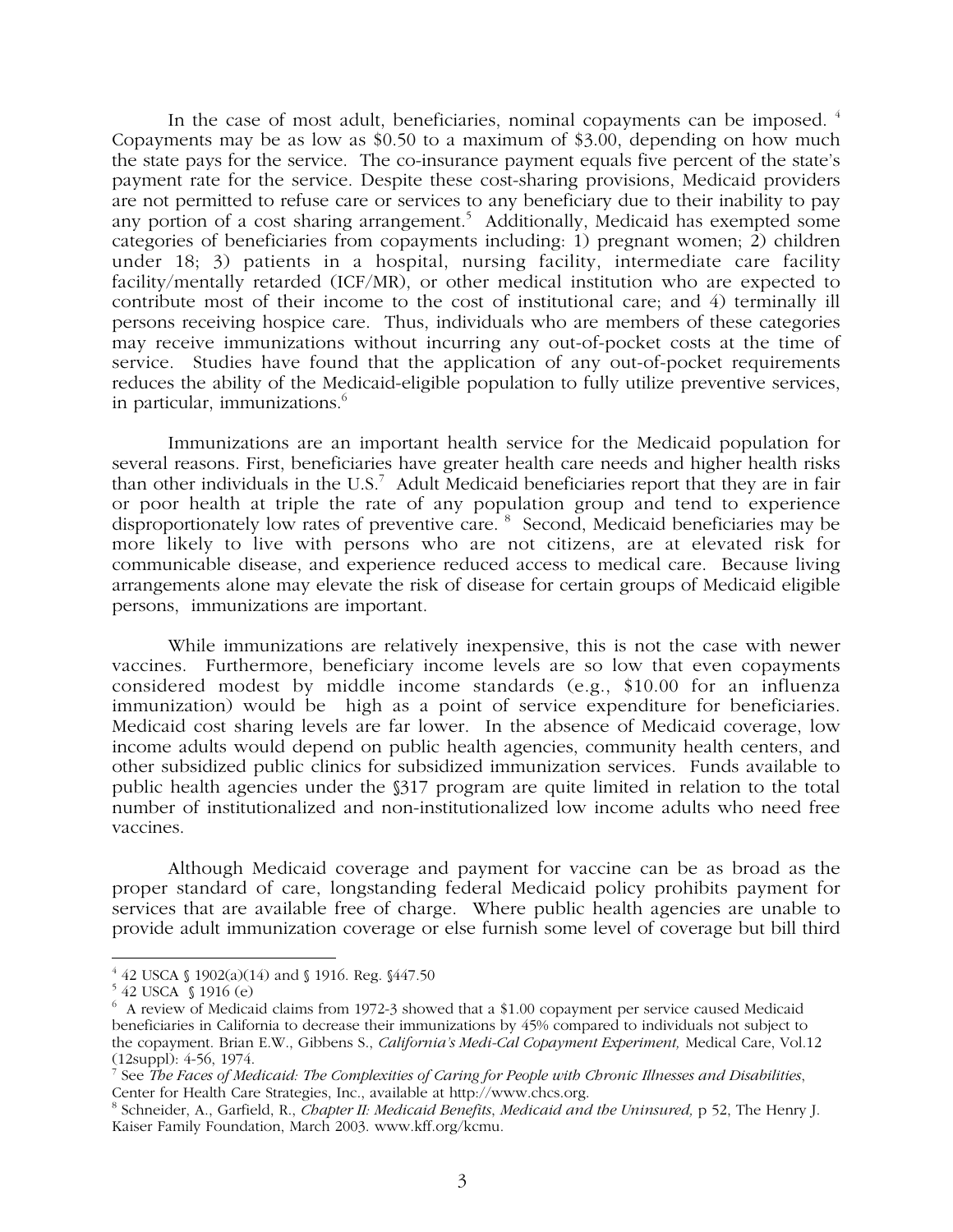In the case of most adult, beneficiaries, nominal copayments can be imposed. [4] Copayments may be as low as $0.50 to a maximum of $3.00, depending on how much the state pays for the service. The co-insurance payment equals five percent of the state's payment rate for the service. Despite these cost-sharing provisions, Medicaid providers are not permitted to refuse care or services to any beneficiary due to their inability to pay any portion of a cost sharing arrangement.[5] Additionally, Medicaid has exempted some categories of beneficiaries from copayments including: 1) pregnant women; 2) children under 18; 3) patients in a hospital, nursing facility, intermediate care facility facility/mentally retarded (ICF/MR), or other medical institution who are expected to contribute most of their income to the cost of institutional care; and 4) terminally ill persons receiving hospice care. Thus, individuals who are members of these categories may receive immunizations without incurring any out-of-pocket costs at the time of service. Studies have found that the application of any out-of-pocket requirements reduces the ability of the Medicaid-eligible population to fully utilize preventive services, in particular, immunizations.[6]

Immunizations are an important health service for the Medicaid population for several reasons. First, beneficiaries have greater health care needs and higher health risks than other individuals in the U.S.[7] Adult Medicaid beneficiaries report that they are in fair or poor health at triple the rate of any population group and tend to experience disproportionately low rates of preventive care. [8] Second, Medicaid beneficiaries may be more likely to live with persons who are not citizens, are at elevated risk for communicable disease, and experience reduced access to medical care. Because living arrangements alone may elevate the risk of disease for certain groups of Medicaid eligible persons, immunizations are important.

While immunizations are relatively inexpensive, this is not the case with newer vaccines. Furthermore, beneficiary income levels are so low that even copayments considered modest by middle income standards (e.g., $10.00 for an influenza immunization) would be high as a point of service expenditure for beneficiaries. Medicaid cost sharing levels are far lower. In the absence of Medicaid coverage, low income adults would depend on public health agencies, community health centers, and other subsidized public clinics for subsidized immunization services. Funds available to public health agencies under the §317 program are quite limited in relation to the total number of institutionalized and non-institutionalized low income adults who need free vaccines.

Although Medicaid coverage and payment for vaccine can be as broad as the proper standard of care, longstanding federal Medicaid policy prohibits payment for services that are available free of charge. Where public health agencies are unable to provide adult immunization coverage or else furnish some level of coverage but bill third

---

[4] 42 USCA § 1902(a)(14) and § 1916. Reg. §447.50

[5] 42 USCA § 1916 (e)

[6] A review of Medicaid claims from 1972-3 showed that a $1.00 copayment per service caused Medicaid beneficiaries in California to decrease their immunizations by 45% compared to individuals not subject to the copayment. Brian E.W., Gibbens S., *California's Medi-Cal Copayment Experiment,* Medical Care, Vol.12 (12suppl): 4-56, 1974.

[7] See *The Faces of Medicaid: The Complexities of Caring for People with Chronic Illnesses and Disabilities*, Center for Health Care Strategies, Inc., available at http://www.chcs.org.

[8] Schneider, A., Garfield, R., *Chapter II: Medicaid Benefits, Medicaid and the Uninsured,* p 52, The Henry J. Kaiser Family Foundation, March 2003. www.kff.org/kcmu.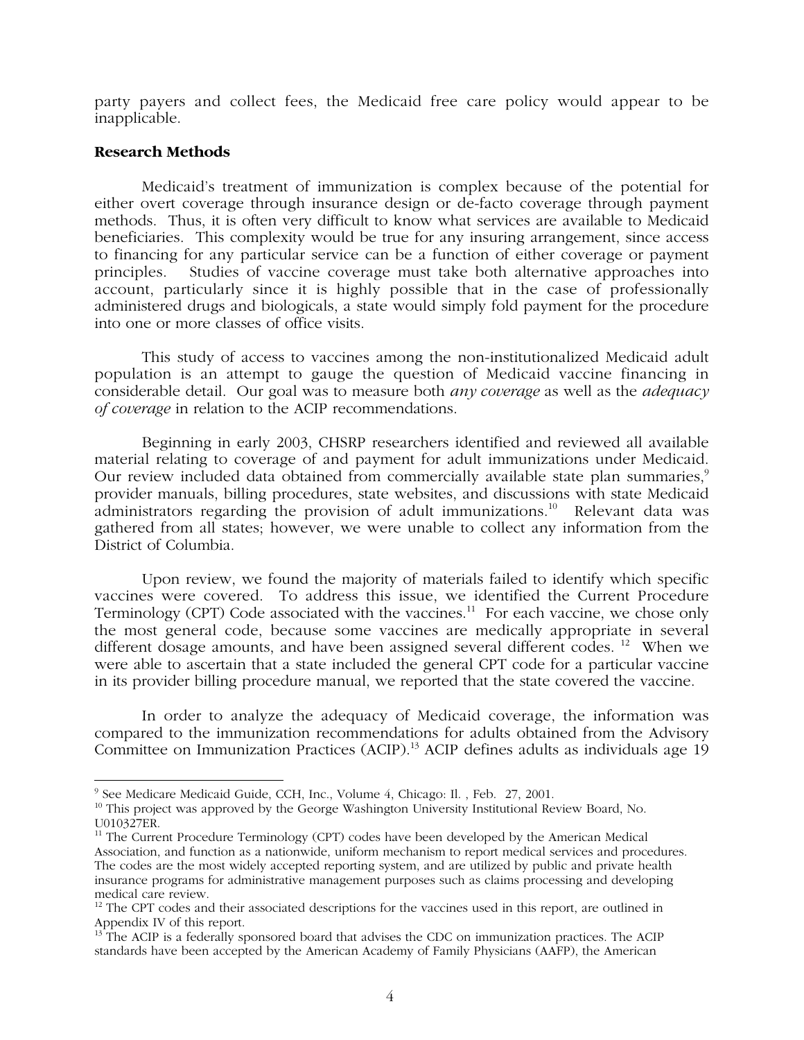party payers and collect fees, the Medicaid free care policy would appear to be inapplicable.

**Research Methods**

Medicaid's treatment of immunization is complex because of the potential for either overt coverage through insurance design or de-facto coverage through payment methods. Thus, it is often very difficult to know what services are available to Medicaid beneficiaries. This complexity would be true for any insuring arrangement, since access to financing for any particular service can be a function of either coverage or payment principles. Studies of vaccine coverage must take both alternative approaches into account, particularly since it is highly possible that in the case of professionally administered drugs and biologicals, a state would simply fold payment for the procedure into one or more classes of office visits.

This study of access to vaccines among the non-institutionalized Medicaid adult population is an attempt to gauge the question of Medicaid vaccine financing in considerable detail. Our goal was to measure both *any coverage* as well as the *adequacy of coverage* in relation to the ACIP recommendations.

Beginning in early 2003, CHSRP researchers identified and reviewed all available material relating to coverage of and payment for adult immunizations under Medicaid. Our review included data obtained from commercially available state plan summaries,[9] provider manuals, billing procedures, state websites, and discussions with state Medicaid administrators regarding the provision of adult immunizations.[10] Relevant data was gathered from all states; however, we were unable to collect any information from the District of Columbia.

Upon review, we found the majority of materials failed to identify which specific vaccines were covered. To address this issue, we identified the Current Procedure Terminology (CPT) Code associated with the vaccines.[11] For each vaccine, we chose only the most general code, because some vaccines are medically appropriate in several different dosage amounts, and have been assigned several different codes. [12] When we were able to ascertain that a state included the general CPT code for a particular vaccine in its provider billing procedure manual, we reported that the state covered the vaccine.

In order to analyze the adequacy of Medicaid coverage, the information was compared to the immunization recommendations for adults obtained from the Advisory Committee on Immunization Practices (ACIP).[13] ACIP defines adults as individuals age 19

---

[9] See Medicare Medicaid Guide, CCH, Inc., Volume 4, Chicago: Il. , Feb. 27, 2001.

[10] This project was approved by the George Washington University Institutional Review Board, No. U010327ER.

[11] The Current Procedure Terminology (CPT) codes have been developed by the American Medical Association, and function as a nationwide, uniform mechanism to report medical services and procedures. The codes are the most widely accepted reporting system, and are utilized by public and private health insurance programs for administrative management purposes such as claims processing and developing medical care review.

[12] The CPT codes and their associated descriptions for the vaccines used in this report, are outlined in Appendix IV of this report.

[13] The ACIP is a federally sponsored board that advises the CDC on immunization practices. The ACIP standards have been accepted by the American Academy of Family Physicians (AAFP), the American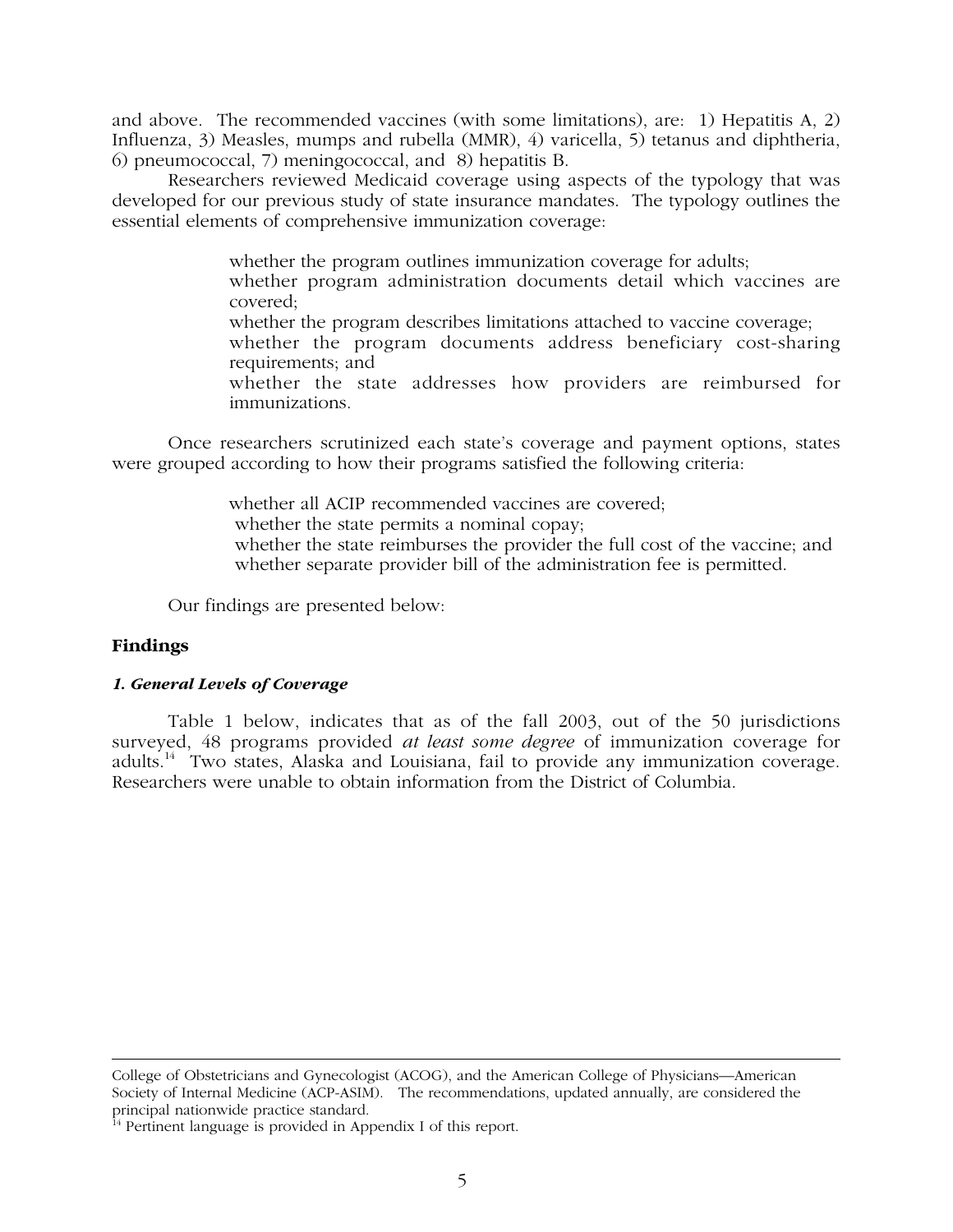and above. The recommended vaccines (with some limitations), are: 1) Hepatitis A, 2) Influenza, 3) Measles, mumps and rubella (MMR), 4) varicella, 5) tetanus and diphtheria, 6) pneumococcal, 7) meningococcal, and 8) hepatitis B.

Researchers reviewed Medicaid coverage using aspects of the typology that was developed for our previous study of state insurance mandates. The typology outlines the essential elements of comprehensive immunization coverage:

- whether the program outlines immunization coverage for adults;
- whether program administration documents detail which vaccines are covered;
- whether the program describes limitations attached to vaccine coverage;
- whether the program documents address beneficiary cost-sharing requirements; and
- whether the state addresses how providers are reimbursed for immunizations.

Once researchers scrutinized each state's coverage and payment options, states were grouped according to how their programs satisfied the following criteria:

- whether all ACIP recommended vaccines are covered;
- whether the state permits a nominal copay;
- whether the state reimburses the provider the full cost of the vaccine; and
- whether separate provider bill of the administration fee is permitted.

Our findings are presented below:

## Findings

### *1. General Levels of Coverage*

Table 1 below, indicates that as of the fall 2003, out of the 50 jurisdictions surveyed, 48 programs provided *at least some degree* of immunization coverage for adults.[14] Two states, Alaska and Louisiana, fail to provide any immunization coverage. Researchers were unable to obtain information from the District of Columbia.

---

College of Obstetricians and Gynecologist (ACOG), and the American College of Physicians—American Society of Internal Medicine (ACP-ASIM). The recommendations, updated annually, are considered the principal nationwide practice standard.

[14] Pertinent language is provided in Appendix I of this report.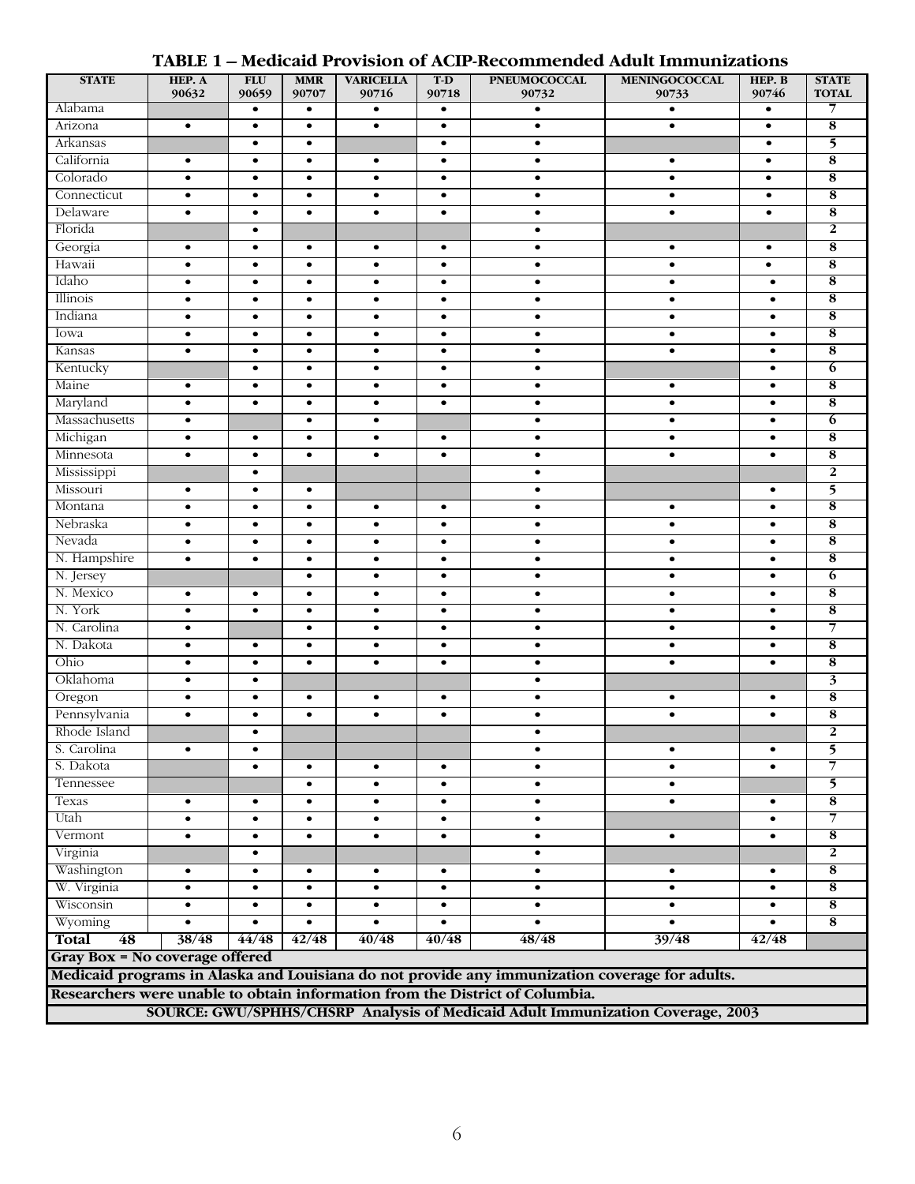# TABLE 1 – Medicaid Provision of ACIP-Recommended Adult Immunizations

| STATE | HEP. A 90632 | FLU 90659 | MMR 90707 | VARICELLA 90716 | T-D 90718 | PNEUMOCOCCAL 90732 | MENINGOCOCCAL 90733 | HEP. B 90746 | STATE TOTAL |
|---|---|---|---|---|---|---|---|---|---|
| Alabama | | • | • | • | • | • | • | • | 7 |
| Arizona | • | • | • | • | • | • | • | • | 8 |
| Arkansas | | • | • | | • | • | | • | 5 |
| California | • | • | • | • | • | • | • | • | 8 |
| Colorado | • | • | • | • | • | • | • | • | 8 |
| Connecticut | • | • | • | • | • | • | • | • | 8 |
| Delaware | • | • | • | • | • | • | • | • | 8 |
| Florida | | • | | | | • | | | 2 |
| Georgia | • | • | • | • | • | • | • | • | 8 |
| Hawaii | • | • | • | • | • | • | • | • | 8 |
| Idaho | • | • | • | • | • | • | • | • | 8 |
| Illinois | • | • | • | • | • | • | • | • | 8 |
| Indiana | • | • | • | • | • | • | • | • | 8 |
| Iowa | • | • | • | • | • | • | • | • | 8 |
| Kansas | • | • | • | • | • | • | • | • | 8 |
| Kentucky | | • | • | • | • | • | | • | 6 |
| Maine | • | • | • | • | • | • | • | • | 8 |
| Maryland | • | • | • | • | • | • | • | • | 8 |
| Massachusetts | • | | • | • | | • | • | • | 6 |
| Michigan | • | • | • | • | • | • | • | • | 8 |
| Minnesota | • | • | • | • | • | • | • | • | 8 |
| Mississippi | | • | | | | • | | | 2 |
| Missouri | • | • | • | | | • | | • | 5 |
| Montana | • | • | • | • | • | • | • | • | 8 |
| Nebraska | • | • | • | • | • | • | • | • | 8 |
| Nevada | • | • | • | • | • | • | • | • | 8 |
| N. Hampshire | • | • | • | • | • | • | • | • | 8 |
| N. Jersey | | | • | • | • | • | • | • | 6 |
| N. Mexico | • | • | • | • | • | • | • | • | 8 |
| N. York | • | • | • | • | • | • | • | • | 8 |
| N. Carolina | • | | • | • | • | • | • | • | 7 |
| N. Dakota | • | • | • | • | • | • | • | • | 8 |
| Ohio | • | • | • | • | • | • | • | • | 8 |
| Oklahoma | • | • | | | | • | | | 3 |
| Oregon | • | • | • | • | • | • | • | • | 8 |
| Pennsylvania | • | • | • | • | • | • | • | • | 8 |
| Rhode Island | | • | | | | • | | | 2 |
| S. Carolina | • | • | | | | • | • | • | 5 |
| S. Dakota | | • | • | • | • | • | • | • | 7 |
| Tennessee | | | • | • | • | • | • | | 5 |
| Texas | • | • | • | • | • | • | • | • | 8 |
| Utah | • | • | • | • | • | • | | • | 7 |
| Vermont | • | • | • | • | • | • | • | • | 8 |
| Virginia | | • | | | | • | | | 2 |
| Washington | • | • | • | • | • | • | • | • | 8 |
| W. Virginia | • | • | • | • | • | • | • | • | 8 |
| Wisconsin | • | • | • | • | • | • | • | • | 8 |
| Wyoming | • | • | • | • | • | • | • | • | 8 |
| **Total 48** | **38/48** | **44/48** | **42/48** | **40/48** | **40/48** | **48/48** | **39/48** | **42/48** | |

**Gray Box = No coverage offered**

**Medicaid programs in Alaska and Louisiana do not provide any immunization coverage for adults.**

**Researchers were unable to obtain information from the District of Columbia.**

**SOURCE: GWU/SPHHS/CHSRP Analysis of Medicaid Adult Immunization Coverage, 2003**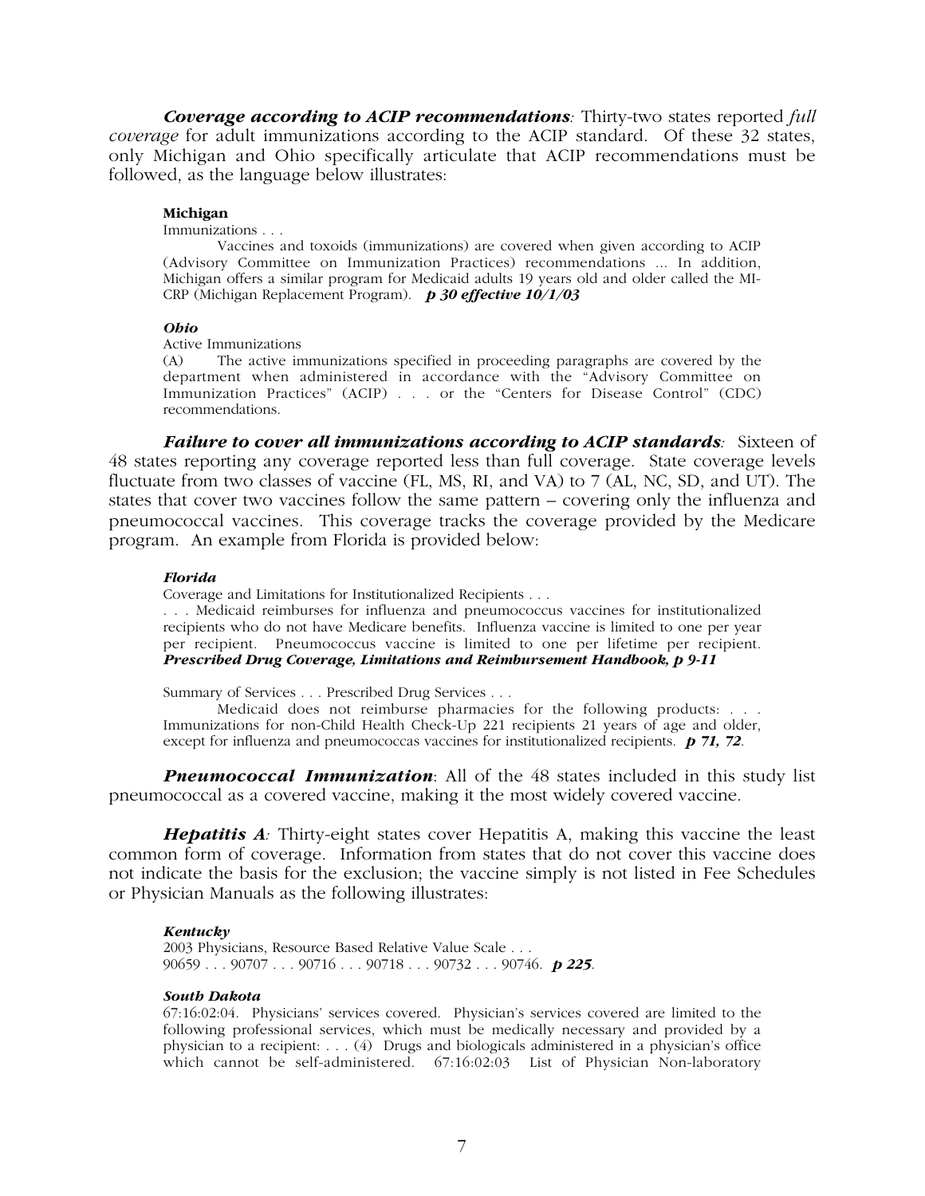***Coverage according to ACIP recommendations**:* Thirty-two states reported *full coverage* for adult immunizations according to the ACIP standard. Of these 32 states, only Michigan and Ohio specifically articulate that ACIP recommendations must be followed, as the language below illustrates:

> **Michigan**
>
> Immunizations . . .
>
> Vaccines and toxoids (immunizations) are covered when given according to ACIP (Advisory Committee on Immunization Practices) recommendations ... In addition, Michigan offers a similar program for Medicaid adults 19 years old and older called the MI-CRP (Michigan Replacement Program). ***p 30 effective 10/1/03***

> ***Ohio***
>
> Active Immunizations
>
> (A) The active immunizations specified in proceeding paragraphs are covered by the department when administered in accordance with the "Advisory Committee on Immunization Practices" (ACIP) . . . or the "Centers for Disease Control" (CDC) recommendations.

***Failure to cover all immunizations according to ACIP standards**:* Sixteen of 48 states reporting any coverage reported less than full coverage. State coverage levels fluctuate from two classes of vaccine (FL, MS, RI, and VA) to 7 (AL, NC, SD, and UT). The states that cover two vaccines follow the same pattern – covering only the influenza and pneumococcal vaccines. This coverage tracks the coverage provided by the Medicare program. An example from Florida is provided below:

> ***Florida***
>
> Coverage and Limitations for Institutionalized Recipients . . .
>
> . . . Medicaid reimburses for influenza and pneumococcus vaccines for institutionalized recipients who do not have Medicare benefits. Influenza vaccine is limited to one per year per recipient. Pneumococcus vaccine is limited to one per lifetime per recipient. ***Prescribed Drug Coverage, Limitations and Reimbursement Handbook, p 9-11***
>
> Summary of Services . . . Prescribed Drug Services . . .
>
> Medicaid does not reimburse pharmacies for the following products: . . . . Immunizations for non-Child Health Check-Up 221 recipients 21 years of age and older, except for influenza and pneumococcas vaccines for institutionalized recipients. ***p 71, 72***.

***Pneumococcal Immunization***: All of the 48 states included in this study list pneumococcal as a covered vaccine, making it the most widely covered vaccine.

***Hepatitis A**:* Thirty-eight states cover Hepatitis A, making this vaccine the least common form of coverage. Information from states that do not cover this vaccine does not indicate the basis for the exclusion; the vaccine simply is not listed in Fee Schedules or Physician Manuals as the following illustrates:

> ***Kentucky***
>
> 2003 Physicians, Resource Based Relative Value Scale . . .
>
> 90659 . . . 90707 . . . 90716 . . . 90718 . . . 90732 . . . 90746. ***p 225***.

> ***South Dakota***
>
> 67:16:02:04. Physicians' services covered. Physician's services covered are limited to the following professional services, which must be medically necessary and provided by a physician to a recipient: . . . (4) Drugs and biologicals administered in a physician's office which cannot be self-administered. 67:16:02:03 List of Physician Non-laboratory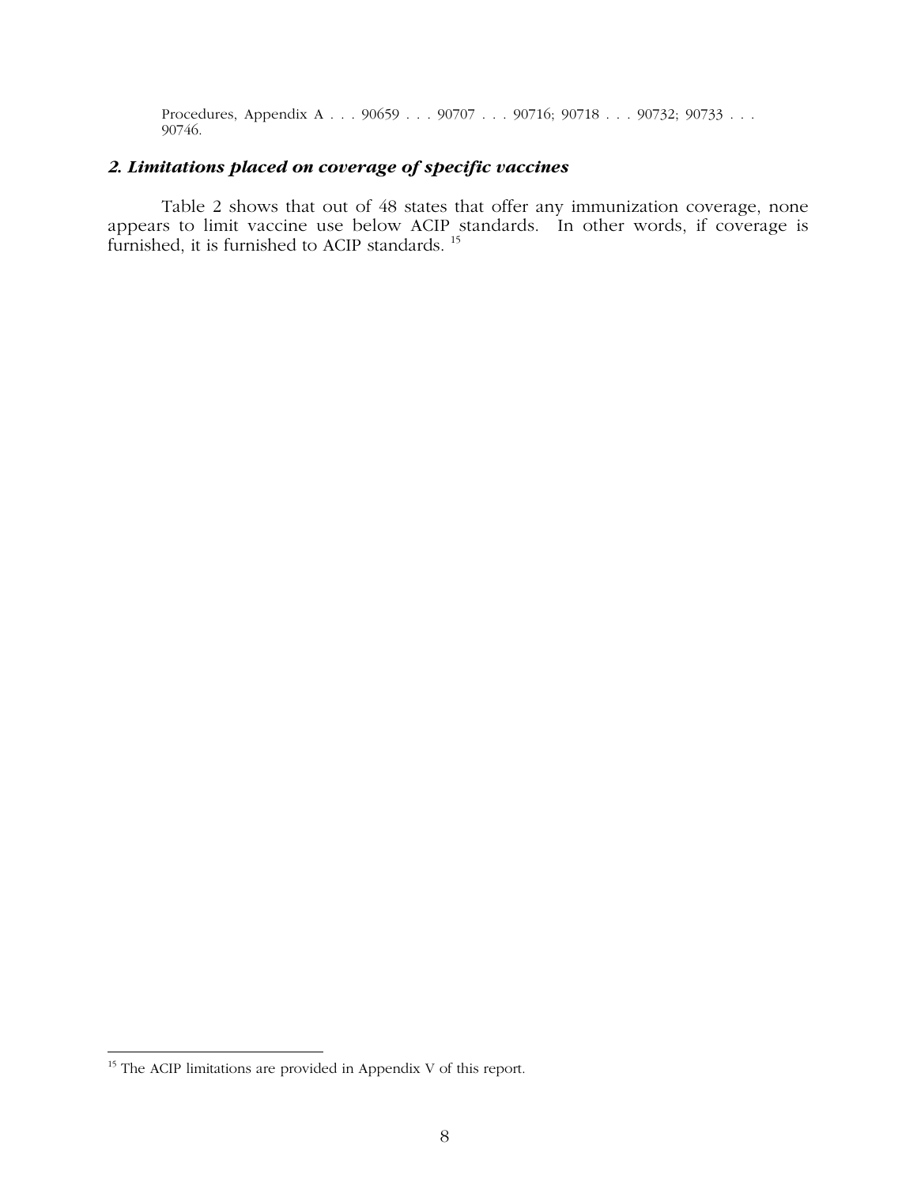Procedures, Appendix A . . . 90659 . . . 90707 . . . 90716; 90718 . . . 90732; 90733 . . . 90746.

### *2. Limitations placed on coverage of specific vaccines*

Table 2 shows that out of 48 states that offer any immunization coverage, none appears to limit vaccine use below ACIP standards. In other words, if coverage is furnished, it is furnished to ACIP standards. [15]

---

[15] The ACIP limitations are provided in Appendix V of this report.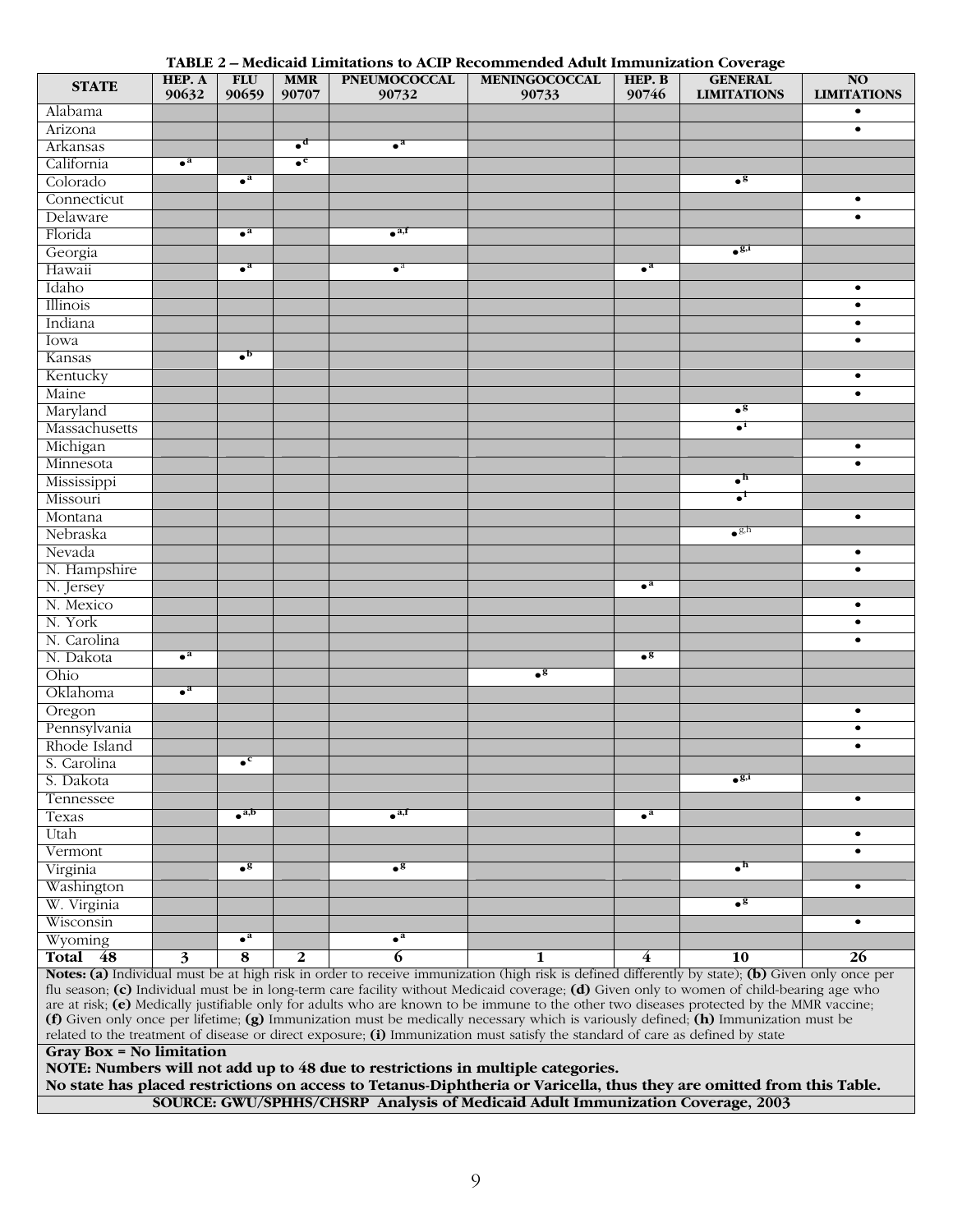**TABLE 2 – Medicaid Limitations to ACIP Recommended Adult Immunization Coverage**

| STATE | HEP. A 90632 | FLU 90659 | MMR 90707 | PNEUMOCOCCAL 90732 | MENINGOCOCCAL 90733 | HEP. B 90746 | GENERAL LIMITATIONS | NO LIMITATIONS |
|---|---|---|---|---|---|---|---|---|
| Alabama | | | | | | | | • |
| Arizona | | | | | | | | • |
| Arkansas | | | • [d] | • [a] | | | | |
| California | • [a] | | • [e] | | | | | |
| Colorado | | • [a] | | | | | • [g] | |
| Connecticut | | | | | | | | • |
| Delaware | | | | | | | | • |
| Florida | | • [a] | | • [a,f] | | | | |
| Georgia | | | | | | | • [g,i] | |
| Hawaii | | • [a] | | • [a] | | • [a] | | |
| Idaho | | | | | | | | • |
| Illinois | | | | | | | | • |
| Indiana | | | | | | | | • |
| Iowa | | | | | | | | • |
| Kansas | | • [b] | | | | | | |
| Kentucky | | | | | | | | • |
| Maine | | | | | | | | • |
| Maryland | | | | | | | • [g] | |
| Massachusetts | | | | | | | • [i] | |
| Michigan | | | | | | | | • |
| Minnesota | | | | | | | | • |
| Mississippi | | | | | | | • [h] | |
| Missouri | | | | | | | • [i] | |
| Montana | | | | | | | | • |
| Nebraska | | | | | | | • [g,h] | |
| Nevada | | | | | | | | • |
| N. Hampshire | | | | | | | | • |
| N. Jersey | | | | | | • [a] | | |
| N. Mexico | | | | | | | | • |
| N. York | | | | | | | | • |
| N. Carolina | | | | | | | | • |
| N. Dakota | • [a] | | | | | • [g] | | |
| Ohio | | | | | • [g] | | | |
| Oklahoma | • [a] | | | | | | | |
| Oregon | | | | | | | | • |
| Pennsylvania | | | | | | | | • |
| Rhode Island | | | | | | | | • |
| S. Carolina | | • [c] | | | | | | |
| S. Dakota | | | | | | | • [g,i] | |
| Tennessee | | | | | | | | • |
| Texas | | • [a,b] | | • [a,f] | | • [a] | | |
| Utah | | | | | | | | • |
| Vermont | | | | | | | | • |
| Virginia | | • [g] | | • [g] | | | • [h] | |
| Washington | | | | | | | | • |
| W. Virginia | | | | | | | • [g] | |
| Wisconsin | | | | | | | | • |
| Wyoming | | • [a] | | • [a] | | | | |
| **Total 48** | **3** | **8** | **2** | **6** | **1** | **4** | **10** | **26** |

**Notes: (a)** Individual must be at high risk in order to receive immunization (high risk is defined differently by state); **(b)** Given only once per flu season; **(c)** Individual must be in long-term care facility without Medicaid coverage; **(d)** Given only to women of child-bearing age who are at risk; **(e)** Medically justifiable only for adults who are known to be immune to the other two diseases protected by the MMR vaccine; **(f)** Given only once per lifetime; **(g)** Immunization must be medically necessary which is variously defined; **(h)** Immunization must be related to the treatment of disease or direct exposure; **(i)** Immunization must satisfy the standard of care as defined by state

**Gray Box = No limitation**

**NOTE: Numbers will not add up to 48 due to restrictions in multiple categories.**

**No state has placed restrictions on access to Tetanus-Diphtheria or Varicella, thus they are omitted from this Table.**

**SOURCE: GWU/SPHHS/CHSRP Analysis of Medicaid Adult Immunization Coverage, 2003**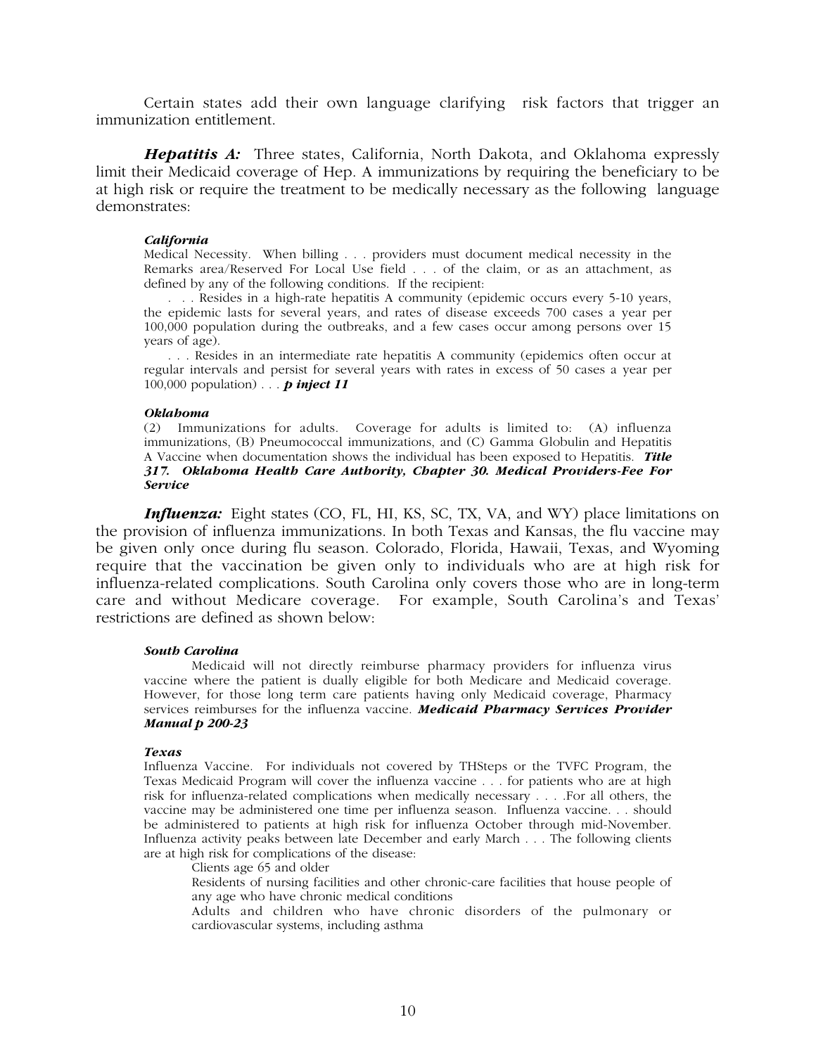Certain states add their own language clarifying risk factors that trigger an immunization entitlement.

***Hepatitis A:*** Three states, California, North Dakota, and Oklahoma expressly limit their Medicaid coverage of Hep. A immunizations by requiring the beneficiary to be at high risk or require the treatment to be medically necessary as the following language demonstrates:

> ***California***
> Medical Necessity. When billing . . . providers must document medical necessity in the Remarks area/Reserved For Local Use field . . . of the claim, or as an attachment, as defined by any of the following conditions. If the recipient:
>
> . . . Resides in a high-rate hepatitis A community (epidemic occurs every 5-10 years, the epidemic lasts for several years, and rates of disease exceeds 700 cases a year per 100,000 population during the outbreaks, and a few cases occur among persons over 15 years of age).
>
> . . . Resides in an intermediate rate hepatitis A community (epidemics often occur at regular intervals and persist for several years with rates in excess of 50 cases a year per 100,000 population) . . . ***p inject 11***

> ***Oklahoma***
> (2) Immunizations for adults. Coverage for adults is limited to: (A) influenza immunizations, (B) Pneumococcal immunizations, and (C) Gamma Globulin and Hepatitis A Vaccine when documentation shows the individual has been exposed to Hepatitis. ***Title 317. Oklahoma Health Care Authority, Chapter 30. Medical Providers-Fee For Service***

***Influenza:*** Eight states (CO, FL, HI, KS, SC, TX, VA, and WY) place limitations on the provision of influenza immunizations. In both Texas and Kansas, the flu vaccine may be given only once during flu season. Colorado, Florida, Hawaii, Texas, and Wyoming require that the vaccination be given only to individuals who are at high risk for influenza-related complications. South Carolina only covers those who are in long-term care and without Medicare coverage. For example, South Carolina's and Texas' restrictions are defined as shown below:

> ***South Carolina***
> Medicaid will not directly reimburse pharmacy providers for influenza virus vaccine where the patient is dually eligible for both Medicare and Medicaid coverage. However, for those long term care patients having only Medicaid coverage, Pharmacy services reimburses for the influenza vaccine. ***Medicaid Pharmacy Services Provider Manual p 200-23***

> ***Texas***
> Influenza Vaccine. For individuals not covered by THSteps or the TVFC Program, the Texas Medicaid Program will cover the influenza vaccine . . . for patients who are at high risk for influenza-related complications when medically necessary . . . .For all others, the vaccine may be administered one time per influenza season. Influenza vaccine. . . should be administered to patients at high risk for influenza October through mid-November. Influenza activity peaks between late December and early March . . . The following clients are at high risk for complications of the disease:
>
> Clients age 65 and older
>
> Residents of nursing facilities and other chronic-care facilities that house people of any age who have chronic medical conditions
>
> Adults and children who have chronic disorders of the pulmonary or cardiovascular systems, including asthma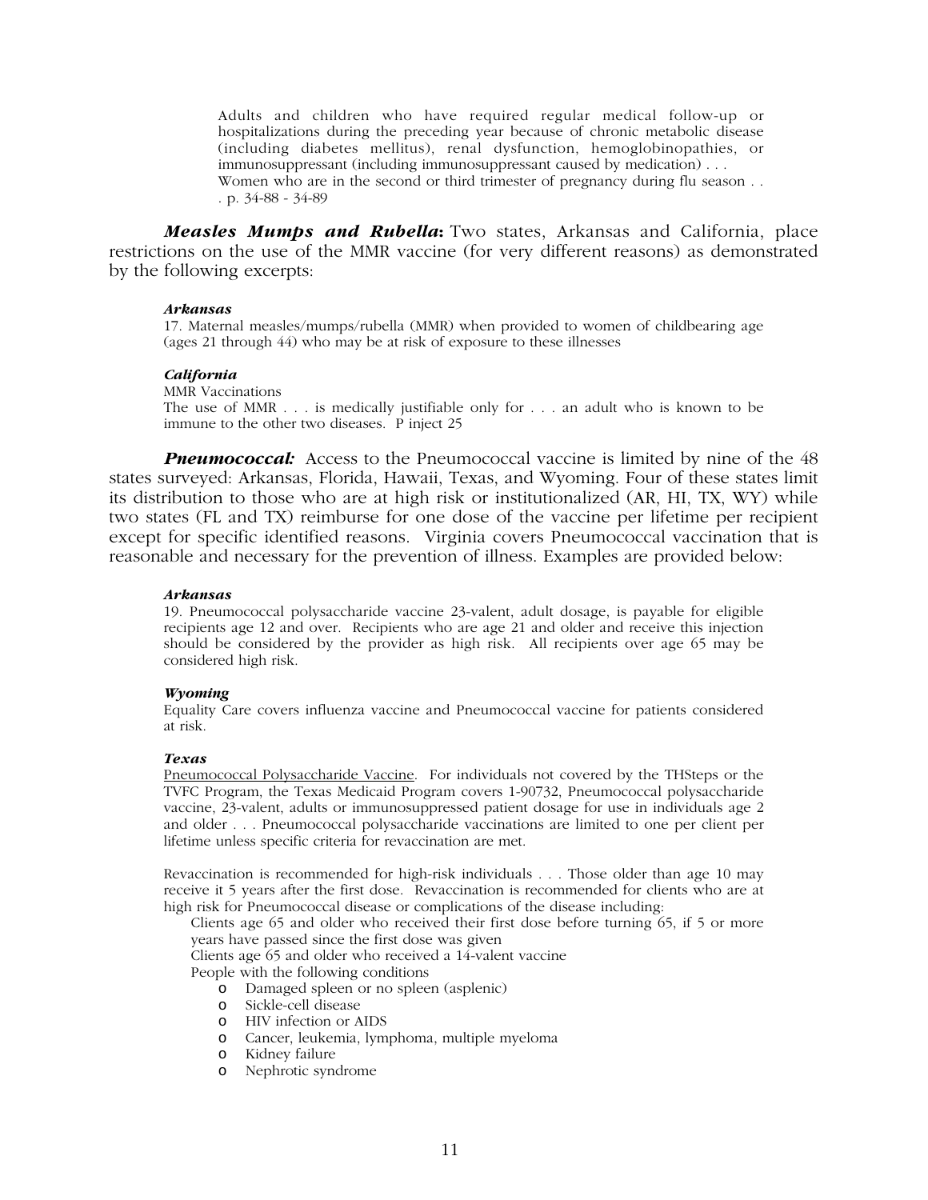> Adults and children who have required regular medical follow-up or hospitalizations during the preceding year because of chronic metabolic disease (including diabetes mellitus), renal dysfunction, hemoglobinopathies, or immunosuppressant (including immunosuppressant caused by medication) . . .
> Women who are in the second or third trimester of pregnancy during flu season . . . p. 34-88 - 34-89

***Measles Mumps and Rubella*:** Two states, Arkansas and California, place restrictions on the use of the MMR vaccine (for very different reasons) as demonstrated by the following excerpts:

> ***Arkansas***
>
> 17. Maternal measles/mumps/rubella (MMR) when provided to women of childbearing age (ages 21 through 44) who may be at risk of exposure to these illnesses
>
> ***California***
>
> MMR Vaccinations
>
> The use of MMR . . . is medically justifiable only for . . . an adult who is known to be immune to the other two diseases. P inject 25

***Pneumococcal:*** Access to the Pneumococcal vaccine is limited by nine of the 48 states surveyed: Arkansas, Florida, Hawaii, Texas, and Wyoming. Four of these states limit its distribution to those who are at high risk or institutionalized (AR, HI, TX, WY) while two states (FL and TX) reimburse for one dose of the vaccine per lifetime per recipient except for specific identified reasons. Virginia covers Pneumococcal vaccination that is reasonable and necessary for the prevention of illness. Examples are provided below:

> ***Arkansas***
>
> 19. Pneumococcal polysaccharide vaccine 23-valent, adult dosage, is payable for eligible recipients age 12 and over. Recipients who are age 21 and older and receive this injection should be considered by the provider as high risk. All recipients over age 65 may be considered high risk.
>
> ***Wyoming***
>
> Equality Care covers influenza vaccine and Pneumococcal vaccine for patients considered at risk.
>
> ***Texas***
>
> <u>Pneumococcal Polysaccharide Vaccine</u>. For individuals not covered by the THSteps or the TVFC Program, the Texas Medicaid Program covers 1-90732, Pneumococcal polysaccharide vaccine, 23-valent, adults or immunosuppressed patient dosage for use in individuals age 2 and older . . . Pneumococcal polysaccharide vaccinations are limited to one per client per lifetime unless specific criteria for revaccination are met.
>
> Revaccination is recommended for high-risk individuals . . . Those older than age 10 may receive it 5 years after the first dose. Revaccination is recommended for clients who are at high risk for Pneumococcal disease or complications of the disease including:
>
> Clients age 65 and older who received their first dose before turning 65, if 5 or more years have passed since the first dose was given
>
> Clients age 65 and older who received a 14-valent vaccine
>
> People with the following conditions
>
> - Damaged spleen or no spleen (asplenic)
> - Sickle-cell disease
> - HIV infection or AIDS
> - Cancer, leukemia, lymphoma, multiple myeloma
> - Kidney failure
> - Nephrotic syndrome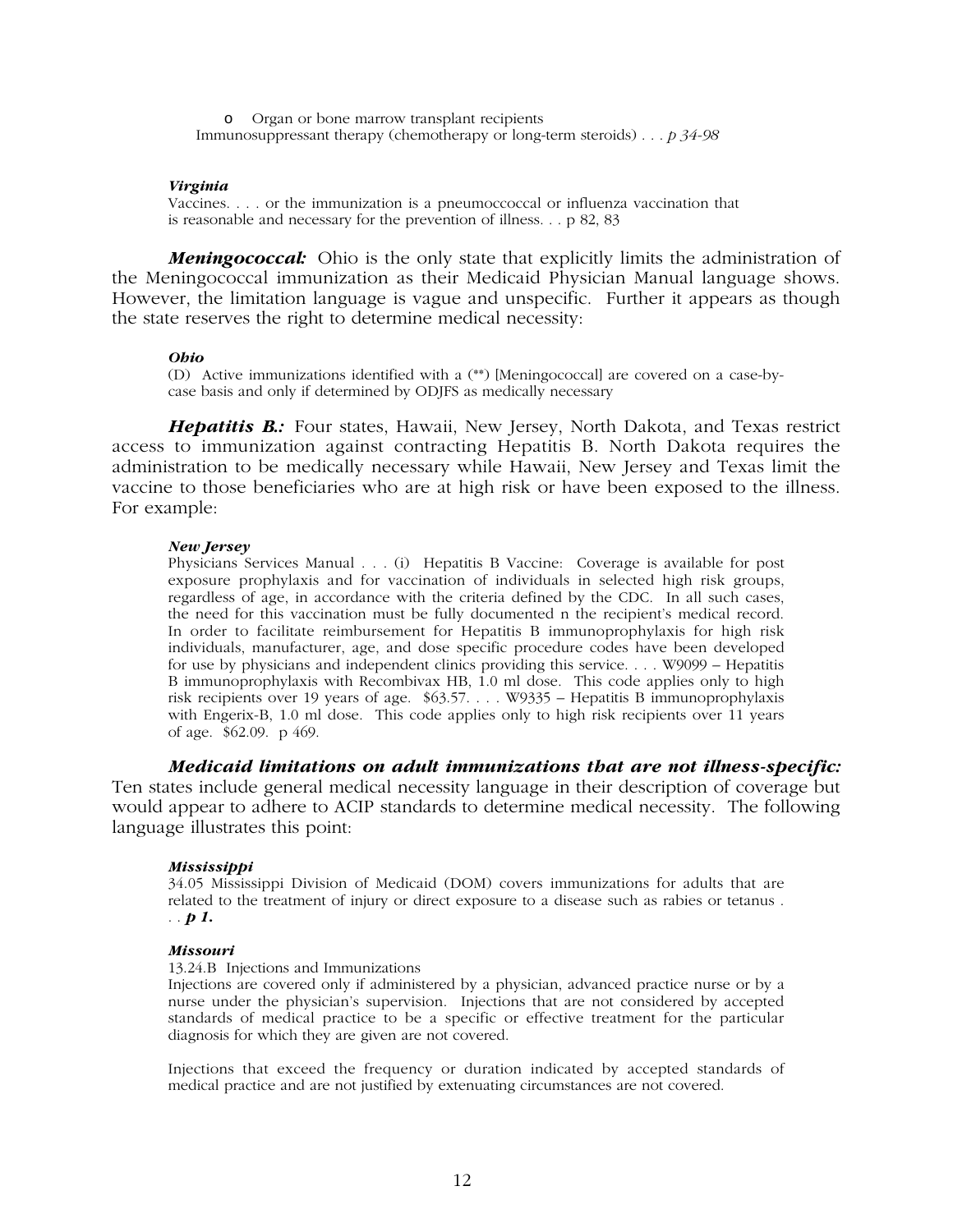- Organ or bone marrow transplant recipients

Immunosuppressant therapy (chemotherapy or long-term steroids) . . . *p 34-98*

***Virginia***

Vaccines. . . . or the immunization is a pneumoccoccal or influenza vaccination that is reasonable and necessary for the prevention of illness. . . p 82, 83

***Meningococcal:*** Ohio is the only state that explicitly limits the administration of the Meningococcal immunization as their Medicaid Physician Manual language shows. However, the limitation language is vague and unspecific. Further it appears as though the state reserves the right to determine medical necessity:

***Ohio***

(D) Active immunizations identified with a (**) [Meningococcal] are covered on a case-by-case basis and only if determined by ODJFS as medically necessary

***Hepatitis B.:*** Four states, Hawaii, New Jersey, North Dakota, and Texas restrict access to immunization against contracting Hepatitis B. North Dakota requires the administration to be medically necessary while Hawaii, New Jersey and Texas limit the vaccine to those beneficiaries who are at high risk or have been exposed to the illness. For example:

***New Jersey***

Physicians Services Manual . . . (i) Hepatitis B Vaccine: Coverage is available for post exposure prophylaxis and for vaccination of individuals in selected high risk groups, regardless of age, in accordance with the criteria defined by the CDC. In all such cases, the need for this vaccination must be fully documented n the recipient's medical record. In order to facilitate reimbursement for Hepatitis B immunoprophylaxis for high risk individuals, manufacturer, age, and dose specific procedure codes have been developed for use by physicians and independent clinics providing this service. . . . W9099 – Hepatitis B immunoprophylaxis with Recombivax HB, 1.0 ml dose. This code applies only to high risk recipients over 19 years of age. $63.57. . . . W9335 – Hepatitis B immunoprophylaxis with Engerix-B, 1.0 ml dose. This code applies only to high risk recipients over 11 years of age. $62.09. p 469.

***Medicaid limitations on adult immunizations that are not illness-specific:*** Ten states include general medical necessity language in their description of coverage but would appear to adhere to ACIP standards to determine medical necessity. The following language illustrates this point:

***Mississippi***

34.05 Mississippi Division of Medicaid (DOM) covers immunizations for adults that are related to the treatment of injury or direct exposure to a disease such as rabies or tetanus . . . ***p 1.***

***Missouri***

13.24.B Injections and Immunizations

Injections are covered only if administered by a physician, advanced practice nurse or by a nurse under the physician's supervision. Injections that are not considered by accepted standards of medical practice to be a specific or effective treatment for the particular diagnosis for which they are given are not covered.

Injections that exceed the frequency or duration indicated by accepted standards of medical practice and are not justified by extenuating circumstances are not covered.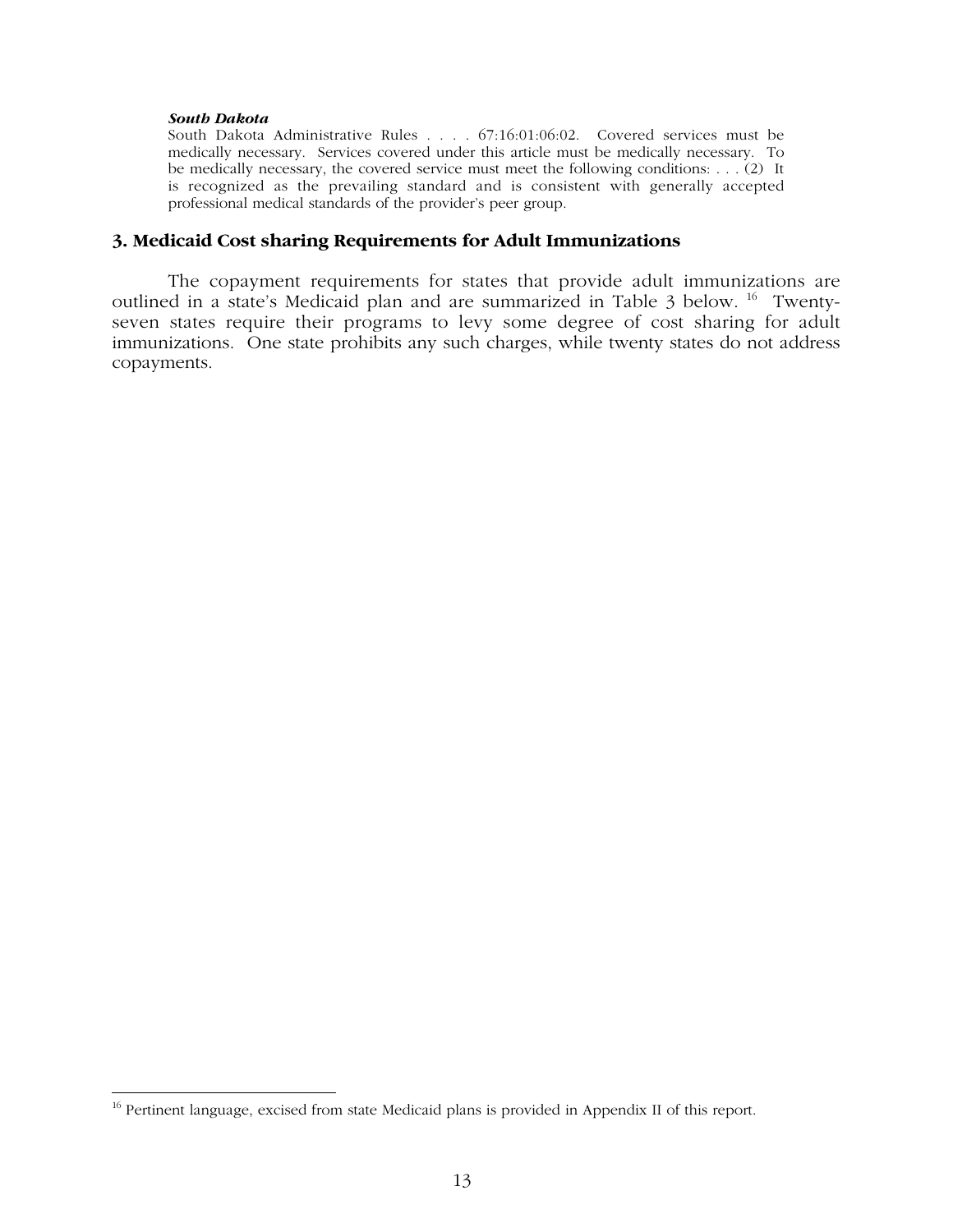***South Dakota***

South Dakota Administrative Rules . . . . 67:16:01:06:02. Covered services must be medically necessary. Services covered under this article must be medically necessary. To be medically necessary, the covered service must meet the following conditions: . . . (2) It is recognized as the prevailing standard and is consistent with generally accepted professional medical standards of the provider's peer group.

### 3. Medicaid Cost sharing Requirements for Adult Immunizations

The copayment requirements for states that provide adult immunizations are outlined in a state's Medicaid plan and are summarized in Table 3 below. [16] Twenty-seven states require their programs to levy some degree of cost sharing for adult immunizations. One state prohibits any such charges, while twenty states do not address copayments.

[16] Pertinent language, excised from state Medicaid plans is provided in Appendix II of this report.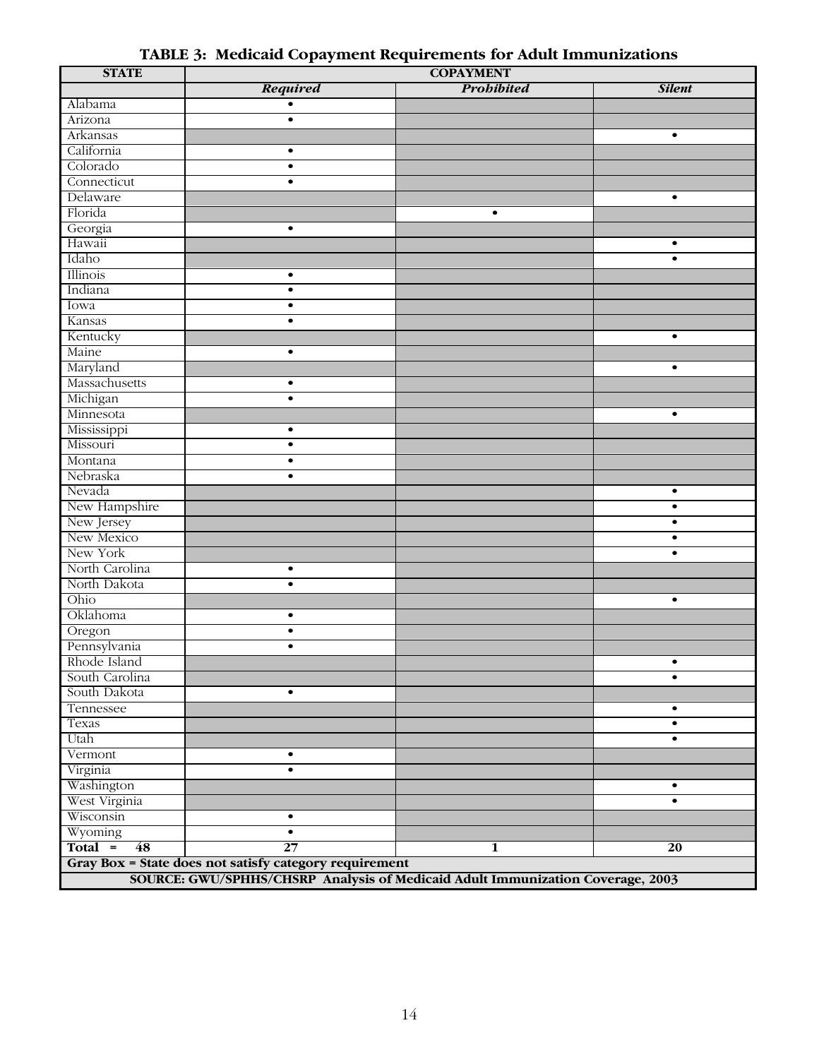**TABLE 3: Medicaid Copayment Requirements for Adult Immunizations**

| STATE | COPAYMENT | | |
|---|---|---|---|
| | *Required* | *Prohibited* | *Silent* |
| Alabama | • | | |
| Arizona | • | | |
| Arkansas | | | • |
| California | • | | |
| Colorado | • | | |
| Connecticut | • | | |
| Delaware | | | • |
| Florida | | • | |
| Georgia | • | | |
| Hawaii | | | • |
| Idaho | | | • |
| Illinois | • | | |
| Indiana | • | | |
| Iowa | • | | |
| Kansas | • | | |
| Kentucky | | | • |
| Maine | • | | |
| Maryland | | | • |
| Massachusetts | • | | |
| Michigan | • | | |
| Minnesota | | | • |
| Mississippi | • | | |
| Missouri | • | | |
| Montana | • | | |
| Nebraska | • | | |
| Nevada | | | • |
| New Hampshire | | | • |
| New Jersey | | | • |
| New Mexico | | | • |
| New York | | | • |
| North Carolina | • | | |
| North Dakota | • | | |
| Ohio | | | • |
| Oklahoma | • | | |
| Oregon | • | | |
| Pennsylvania | • | | |
| Rhode Island | | | • |
| South Carolina | | | • |
| South Dakota | • | | |
| Tennessee | | | • |
| Texas | | | • |
| Utah | | | • |
| Vermont | • | | |
| Virginia | • | | |
| Washington | | | • |
| West Virginia | | | • |
| Wisconsin | • | | |
| Wyoming | • | | |
| **Total = 48** | **27** | **1** | **20** |

**Gray Box = State does not satisfy category requirement**

**SOURCE: GWU/SPHHS/CHSRP Analysis of Medicaid Adult Immunization Coverage, 2003**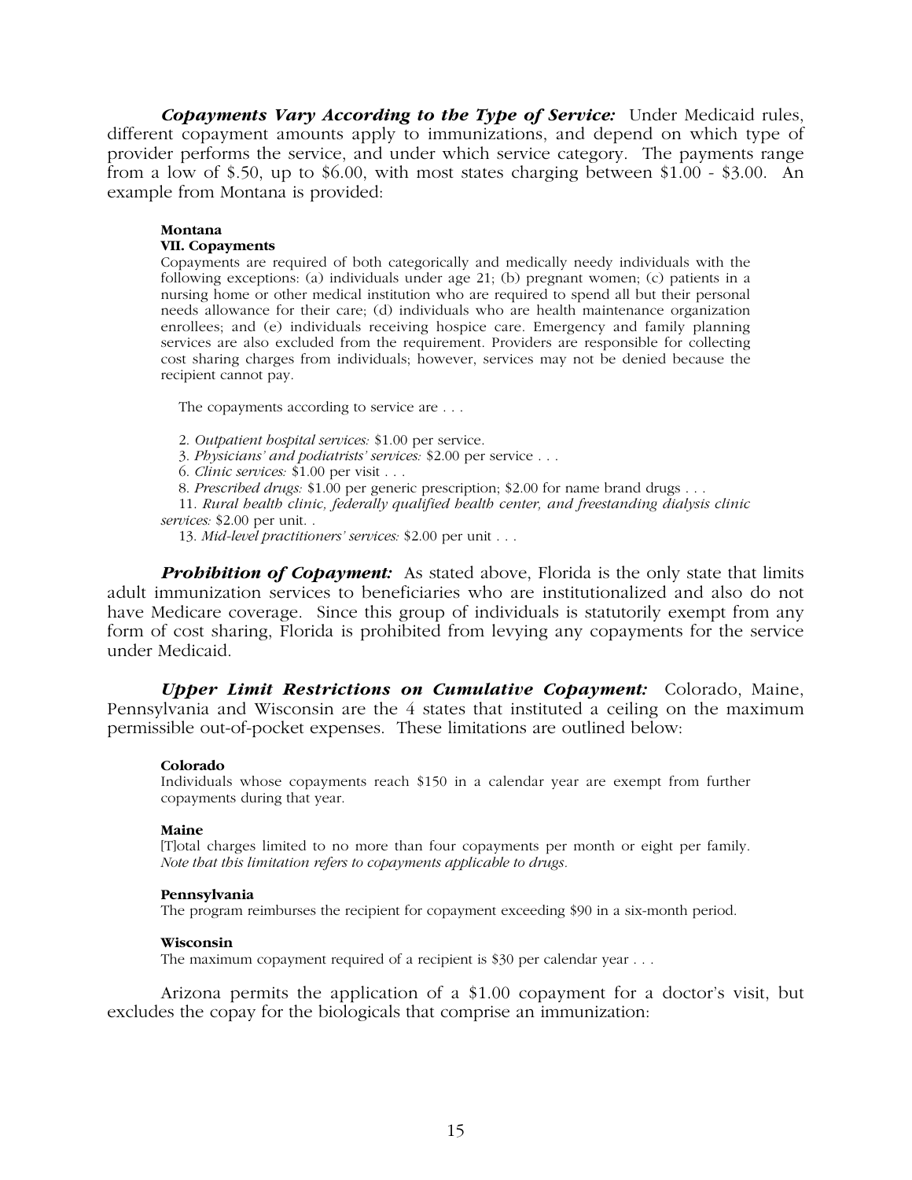***Copayments Vary According to the Type of Service:*** Under Medicaid rules, different copayment amounts apply to immunizations, and depend on which type of provider performs the service, and under which service category. The payments range from a low of $.50, up to $6.00, with most states charging between $1.00 - $3.00. An example from Montana is provided:

> **Montana**
> **VII. Copayments**
> Copayments are required of both categorically and medically needy individuals with the following exceptions: (a) individuals under age 21; (b) pregnant women; (c) patients in a nursing home or other medical institution who are required to spend all but their personal needs allowance for their care; (d) individuals who are health maintenance organization enrollees; and (e) individuals receiving hospice care. Emergency and family planning services are also excluded from the requirement. Providers are responsible for collecting cost sharing charges from individuals; however, services may not be denied because the recipient cannot pay.
>
> The copayments according to service are . . .
>
> 2. *Outpatient hospital services:* $1.00 per service.
> 3. *Physicians' and podiatrists' services:* $2.00 per service . . .
> 6. *Clinic services:* $1.00 per visit . . .
> 8. *Prescribed drugs:* $1.00 per generic prescription; $2.00 for name brand drugs . . .
> 11. *Rural health clinic, federally qualified health center, and freestanding dialysis clinic services:* $2.00 per unit. .
> 13. *Mid-level practitioners' services:* $2.00 per unit . . .

***Prohibition of Copayment:*** As stated above, Florida is the only state that limits adult immunization services to beneficiaries who are institutionalized and also do not have Medicare coverage. Since this group of individuals is statutorily exempt from any form of cost sharing, Florida is prohibited from levying any copayments for the service under Medicaid.

***Upper Limit Restrictions on Cumulative Copayment:*** Colorado, Maine, Pennsylvania and Wisconsin are the 4 states that instituted a ceiling on the maximum permissible out-of-pocket expenses. These limitations are outlined below:

> **Colorado**
> Individuals whose copayments reach $150 in a calendar year are exempt from further copayments during that year.
>
> **Maine**
> [T]otal charges limited to no more than four copayments per month or eight per family. *Note that this limitation refers to copayments applicable to drugs.*
>
> **Pennsylvania**
> The program reimburses the recipient for copayment exceeding $90 in a six-month period.
>
> **Wisconsin**
> The maximum copayment required of a recipient is $30 per calendar year . . .

Arizona permits the application of a $1.00 copayment for a doctor's visit, but excludes the copay for the biologicals that comprise an immunization: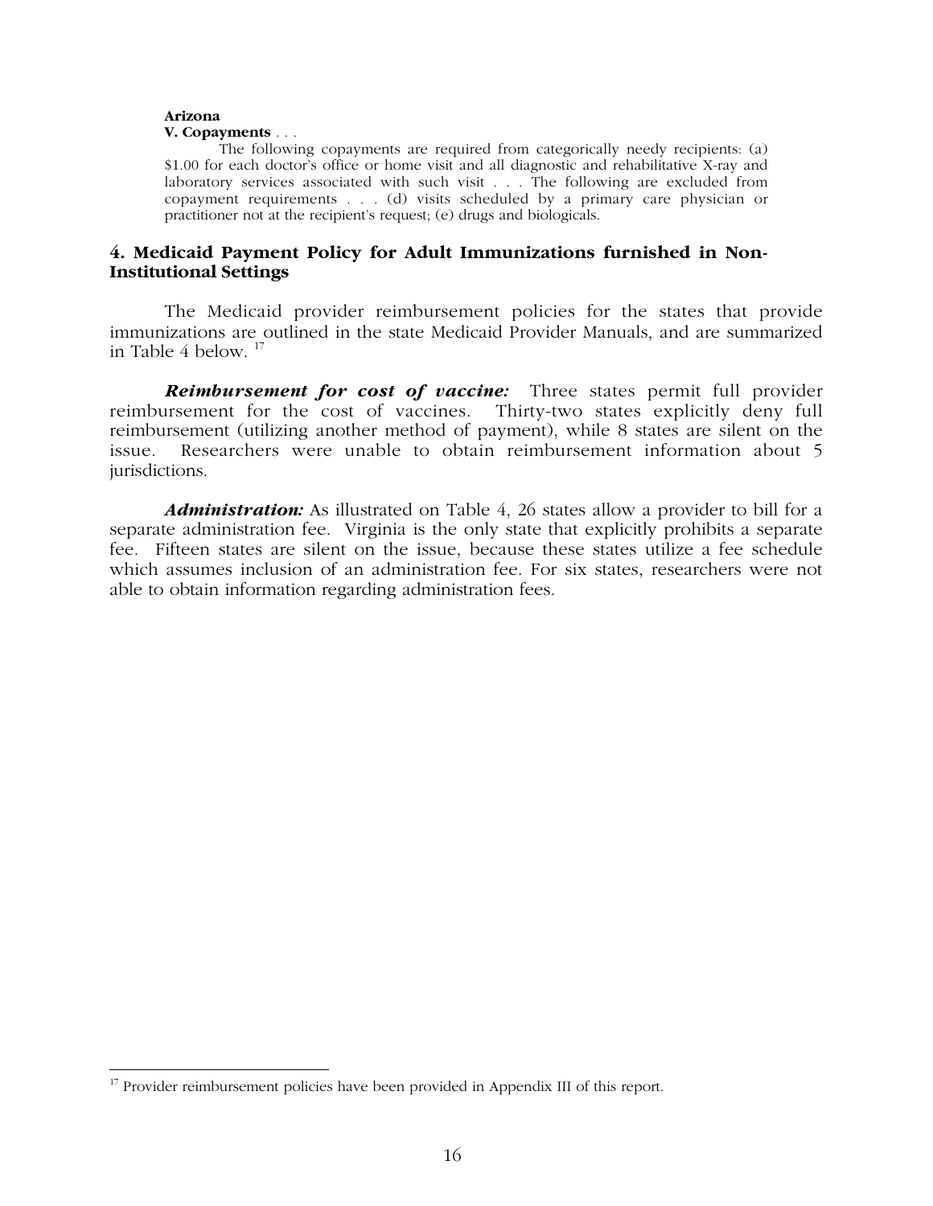**Arizona**

**V. Copayments** . . .

The following copayments are required from categorically needy recipients: (a) $1.00 for each doctor's office or home visit and all diagnostic and rehabilitative X-ray and laboratory services associated with such visit . . . The following are excluded from copayment requirements . . . (d) visits scheduled by a primary care physician or practitioner not at the recipient's request; (e) drugs and biologicals.

## 4. Medicaid Payment Policy for Adult Immunizations furnished in Non-Institutional Settings

The Medicaid provider reimbursement policies for the states that provide immunizations are outlined in the state Medicaid Provider Manuals, and are summarized in Table 4 below. [17]

***Reimbursement for cost of vaccine:*** Three states permit full provider reimbursement for the cost of vaccines. Thirty-two states explicitly deny full reimbursement (utilizing another method of payment), while 8 states are silent on the issue. Researchers were unable to obtain reimbursement information about 5 jurisdictions.

***Administration:*** As illustrated on Table 4, 26 states allow a provider to bill for a separate administration fee. Virginia is the only state that explicitly prohibits a separate fee. Fifteen states are silent on the issue, because these states utilize a fee schedule which assumes inclusion of an administration fee. For six states, researchers were not able to obtain information regarding administration fees.

---

[17] Provider reimbursement policies have been provided in Appendix III of this report.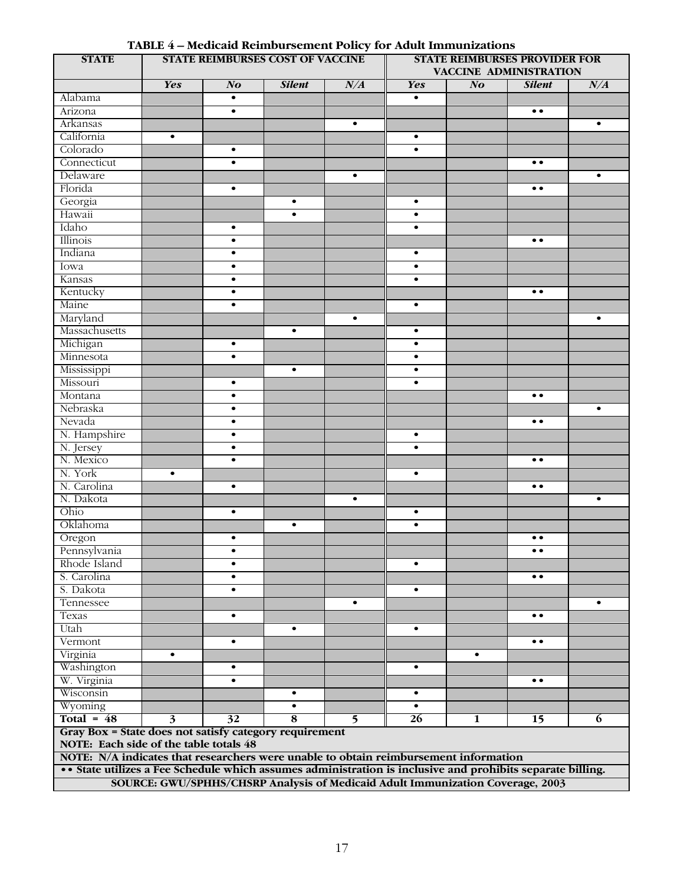**TABLE 4 – Medicaid Reimbursement Policy for Adult Immunizations**

| STATE | STATE REIMBURSES COST OF VACCINE | | | | STATE REIMBURSES PROVIDER FOR VACCINE ADMINISTRATION | | | |
|---|---|---|---|---|---|---|---|---|
| | *Yes* | *No* | *Silent* | *N/A* | *Yes* | *No* | *Silent* | *N/A* |
| Alabama | | • | | | • | | | |
| Arizona | | • | | | | | •• | |
| Arkansas | | | | • | | | | • |
| California | • | | | | • | | | |
| Colorado | | • | | | • | | | |
| Connecticut | | • | | | | | •• | |
| Delaware | | | | • | | | | • |
| Florida | | • | | | | | •• | |
| Georgia | | | • | | • | | | |
| Hawaii | | | • | | • | | | |
| Idaho | | • | | | • | | | |
| Illinois | | • | | | | | •• | |
| Indiana | | • | | | • | | | |
| Iowa | | • | | | • | | | |
| Kansas | | • | | | • | | | |
| Kentucky | | • | | | | | •• | |
| Maine | | • | | | • | | | |
| Maryland | | | | • | | | | • |
| Massachusetts | | | • | | • | | | |
| Michigan | | • | | | • | | | |
| Minnesota | | • | | | • | | | |
| Mississippi | | | • | | • | | | |
| Missouri | | • | | | • | | | |
| Montana | | • | | | | | •• | |
| Nebraska | | • | | | | | | • |
| Nevada | | • | | | | | •• | |
| N. Hampshire | | • | | | • | | | |
| N. Jersey | | • | | | • | | | |
| N. Mexico | | • | | | | | •• | |
| N. York | • | | | | • | | | |
| N. Carolina | | • | | | | | •• | |
| N. Dakota | | | | • | | | | • |
| Ohio | | • | | | • | | | |
| Oklahoma | | | • | | • | | | |
| Oregon | | • | | | | | •• | |
| Pennsylvania | | • | | | | | •• | |
| Rhode Island | | • | | | • | | | |
| S. Carolina | | • | | | | | •• | |
| S. Dakota | | • | | | • | | | |
| Tennessee | | | | • | | | | • |
| Texas | | • | | | | | •• | |
| Utah | | | • | | • | | | |
| Vermont | | • | | | | | •• | |
| Virginia | • | | | | | • | | |
| Washington | | • | | | • | | | |
| W. Virginia | | • | | | | | •• | |
| Wisconsin | | | • | | • | | | |
| Wyoming | | | • | | • | | | |
| **Total = 48** | **3** | **32** | **8** | **5** | **26** | **1** | **15** | **6** |

**Gray Box = State does not satisfy category requirement**
**NOTE: Each side of the table totals 48**
**NOTE: N/A indicates that researchers were unable to obtain reimbursement information**
**•• State utilizes a Fee Schedule which assumes administration is inclusive and prohibits separate billing.**
**SOURCE: GWU/SPHHS/CHSRP Analysis of Medicaid Adult Immunization Coverage, 2003**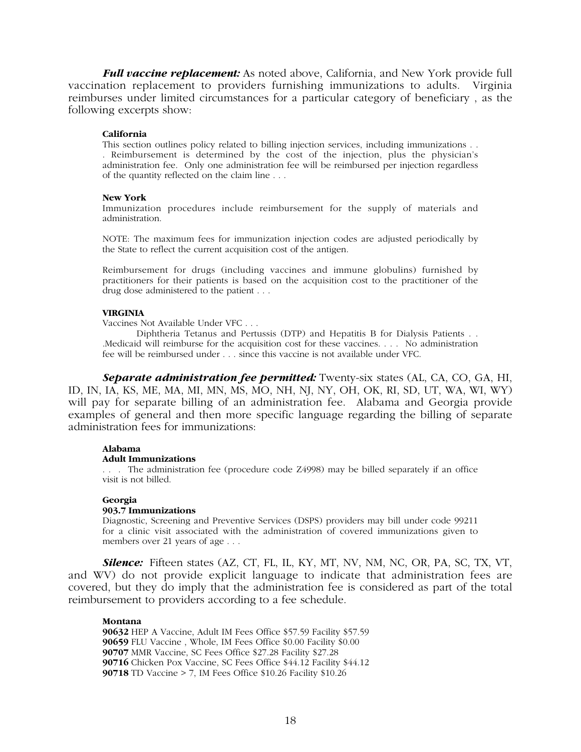***Full vaccine replacement:*** As noted above, California, and New York provide full vaccination replacement to providers furnishing immunizations to adults. Virginia reimburses under limited circumstances for a particular category of beneficiary , as the following excerpts show:

> **California**
>
> This section outlines policy related to billing injection services, including immunizations . . . Reimbursement is determined by the cost of the injection, plus the physician's administration fee. Only one administration fee will be reimbursed per injection regardless of the quantity reflected on the claim line . . .
>
> **New York**
>
> Immunization procedures include reimbursement for the supply of materials and administration.
>
> NOTE: The maximum fees for immunization injection codes are adjusted periodically by the State to reflect the current acquisition cost of the antigen.
>
> Reimbursement for drugs (including vaccines and immune globulins) furnished by practitioners for their patients is based on the acquisition cost to the practitioner of the drug dose administered to the patient . . .
>
> **VIRGINIA**
>
> Vaccines Not Available Under VFC . . .
>
> Diphtheria Tetanus and Pertussis (DTP) and Hepatitis B for Dialysis Patients . . .Medicaid will reimburse for the acquisition cost for these vaccines. . . . No administration fee will be reimbursed under . . . since this vaccine is not available under VFC.

***Separate administration fee permitted:*** Twenty-six states (AL, CA, CO, GA, HI, ID, IN, IA, KS, ME, MA, MI, MN, MS, MO, NH, NJ, NY, OH, OK, RI, SD, UT, WA, WI, WY) will pay for separate billing of an administration fee. Alabama and Georgia provide examples of general and then more specific language regarding the billing of separate administration fees for immunizations:

> **Alabama**
>
> **Adult Immunizations**
>
> . . . The administration fee (procedure code Z4998) may be billed separately if an office visit is not billed.
>
> **Georgia**
>
> **903.7 Immunizations**
>
> Diagnostic, Screening and Preventive Services (DSPS) providers may bill under code 99211 for a clinic visit associated with the administration of covered immunizations given to members over 21 years of age . . .

***Silence:*** Fifteen states (AZ, CT, FL, IL, KY, MT, NV, NM, NC, OR, PA, SC, TX, VT, and WV) do not provide explicit language to indicate that administration fees are covered, but they do imply that the administration fee is considered as part of the total reimbursement to providers according to a fee schedule.

> **Montana**
>
> **90632** HEP A Vaccine, Adult IM Fees Office $57.59 Facility $57.59
> **90659** FLU Vaccine , Whole, IM Fees Office $0.00 Facility $0.00
> **90707** MMR Vaccine, SC Fees Office $27.28 Facility $27.28
> **90716** Chicken Pox Vaccine, SC Fees Office $44.12 Facility $44.12
> **90718** TD Vaccine > 7, IM Fees Office $10.26 Facility $10.26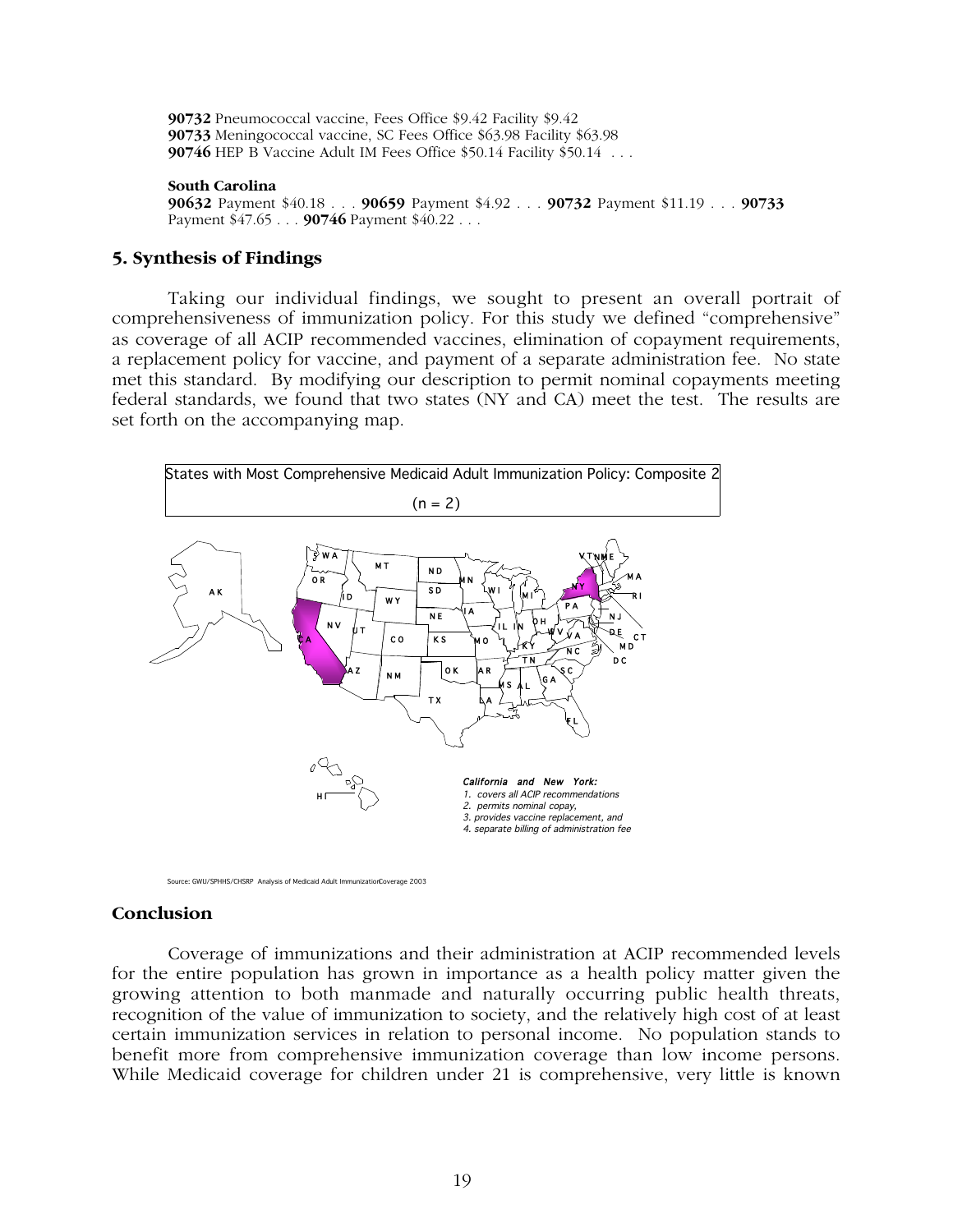**90732** Pneumococcal vaccine, Fees Office $9.42 Facility $9.42
**90733** Meningococcal vaccine, SC Fees Office $63.98 Facility $63.98
**90746** HEP B Vaccine Adult IM Fees Office $50.14 Facility $50.14 . . .

**South Carolina**
**90632** Payment $40.18 . . . **90659** Payment $4.92 . . . **90732** Payment $11.19 . . . **90733** Payment $47.65 . . . **90746** Payment $40.22 . . .

### 5. Synthesis of Findings

Taking our individual findings, we sought to present an overall portrait of comprehensiveness of immunization policy. For this study we defined "comprehensive" as coverage of all ACIP recommended vaccines, elimination of copayment requirements, a replacement policy for vaccine, and payment of a separate administration fee. No state met this standard. By modifying our description to permit nominal copayments meeting federal standards, we found that two states (NY and CA) meet the test. The results are set forth on the accompanying map.

States with Most Comprehensive Medicaid Adult Immunization Policy: Composite 2

(n = 2)

*California and New York:*
*1. covers all ACIP recommendations*
*2. permits nominal copay,*
*3. provides vaccine replacement, and*
*4. separate billing of administration fee*

Source: GWU/SPHHS/CHSRP Analysis of Medicaid Adult Immunization Coverage 2003

### Conclusion

Coverage of immunizations and their administration at ACIP recommended levels for the entire population has grown in importance as a health policy matter given the growing attention to both manmade and naturally occurring public health threats, recognition of the value of immunization to society, and the relatively high cost of at least certain immunization services in relation to personal income. No population stands to benefit more from comprehensive immunization coverage than low income persons. While Medicaid coverage for children under 21 is comprehensive, very little is known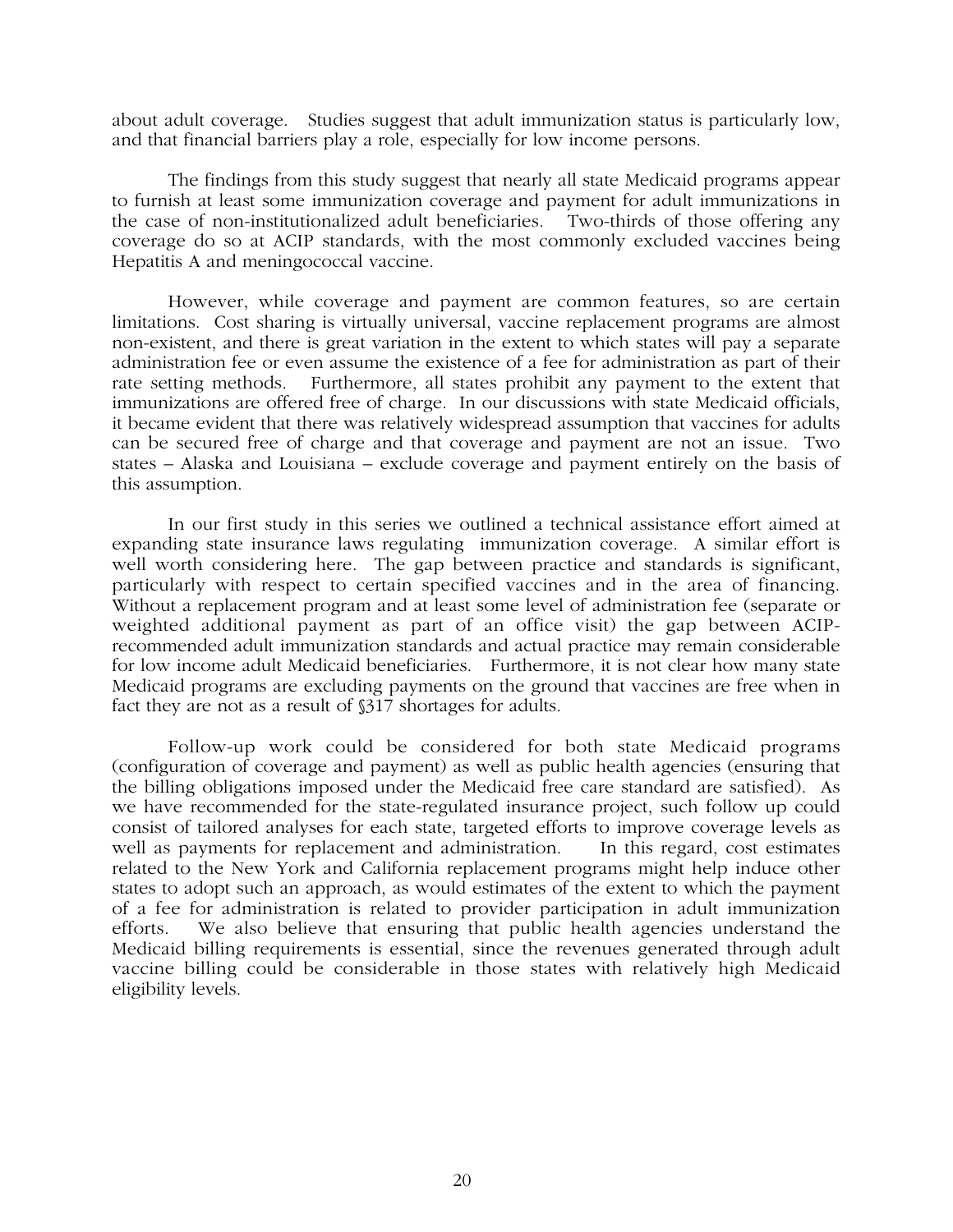about adult coverage. Studies suggest that adult immunization status is particularly low, and that financial barriers play a role, especially for low income persons.

The findings from this study suggest that nearly all state Medicaid programs appear to furnish at least some immunization coverage and payment for adult immunizations in the case of non-institutionalized adult beneficiaries. Two-thirds of those offering any coverage do so at ACIP standards, with the most commonly excluded vaccines being Hepatitis A and meningococcal vaccine.

However, while coverage and payment are common features, so are certain limitations. Cost sharing is virtually universal, vaccine replacement programs are almost non-existent, and there is great variation in the extent to which states will pay a separate administration fee or even assume the existence of a fee for administration as part of their rate setting methods. Furthermore, all states prohibit any payment to the extent that immunizations are offered free of charge. In our discussions with state Medicaid officials, it became evident that there was relatively widespread assumption that vaccines for adults can be secured free of charge and that coverage and payment are not an issue. Two states – Alaska and Louisiana – exclude coverage and payment entirely on the basis of this assumption.

In our first study in this series we outlined a technical assistance effort aimed at expanding state insurance laws regulating immunization coverage. A similar effort is well worth considering here. The gap between practice and standards is significant, particularly with respect to certain specified vaccines and in the area of financing. Without a replacement program and at least some level of administration fee (separate or weighted additional payment as part of an office visit) the gap between ACIP-recommended adult immunization standards and actual practice may remain considerable for low income adult Medicaid beneficiaries. Furthermore, it is not clear how many state Medicaid programs are excluding payments on the ground that vaccines are free when in fact they are not as a result of §317 shortages for adults.

Follow-up work could be considered for both state Medicaid programs (configuration of coverage and payment) as well as public health agencies (ensuring that the billing obligations imposed under the Medicaid free care standard are satisfied). As we have recommended for the state-regulated insurance project, such follow up could consist of tailored analyses for each state, targeted efforts to improve coverage levels as well as payments for replacement and administration. In this regard, cost estimates related to the New York and California replacement programs might help induce other states to adopt such an approach, as would estimates of the extent to which the payment of a fee for administration is related to provider participation in adult immunization efforts. We also believe that ensuring that public health agencies understand the Medicaid billing requirements is essential, since the revenues generated through adult vaccine billing could be considerable in those states with relatively high Medicaid eligibility levels.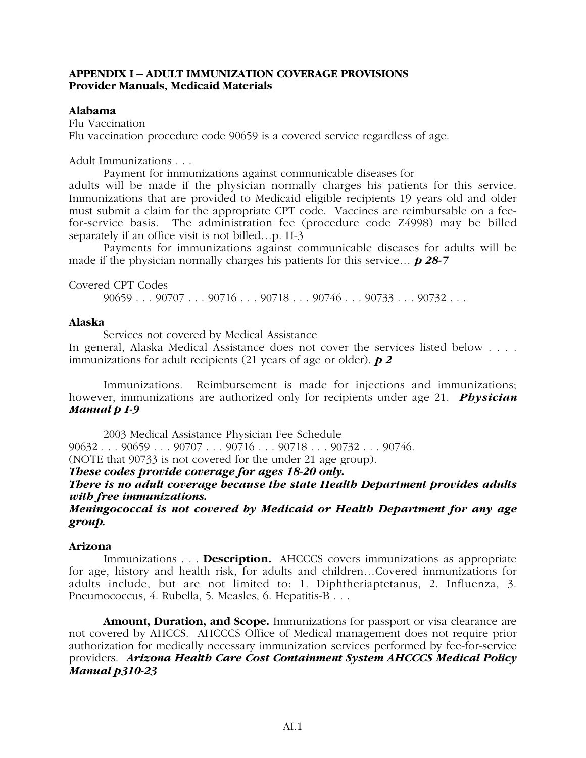**APPENDIX I – ADULT IMMUNIZATION COVERAGE PROVISIONS**
**Provider Manuals, Medicaid Materials**

**Alabama**

Flu Vaccination

Flu vaccination procedure code 90659 is a covered service regardless of age.

Adult Immunizations . . .

Payment for immunizations against communicable diseases for adults will be made if the physician normally charges his patients for this service. Immunizations that are provided to Medicaid eligible recipients 19 years old and older must submit a claim for the appropriate CPT code. Vaccines are reimbursable on a fee-for-service basis. The administration fee (procedure code Z4998) may be billed separately if an office visit is not billed…p. H-3

Payments for immunizations against communicable diseases for adults will be made if the physician normally charges his patients for this service… ***p 28-7***

Covered CPT Codes

90659 . . . 90707 . . . 90716 . . . 90718 . . . 90746 . . . 90733 . . . 90732 . . .

**Alaska**

Services not covered by Medical Assistance

In general, Alaska Medical Assistance does not cover the services listed below . . . . immunizations for adult recipients (21 years of age or older). ***p 2***

Immunizations. Reimbursement is made for injections and immunizations; however, immunizations are authorized only for recipients under age 21. ***Physician Manual p I-9***

2003 Medical Assistance Physician Fee Schedule

90632 . . . 90659 . . . 90707 . . . 90716 . . . 90718 . . . 90732 . . . 90746.

(NOTE that 90733 is not covered for the under 21 age group).

***These codes provide coverage for ages 18-20 only.***

***There is no adult coverage because the state Health Department provides adults with free immunizations.***

***Meningococcal is not covered by Medicaid or Health Department for any age group.***

**Arizona**

Immunizations . . . **Description.** AHCCCS covers immunizations as appropriate for age, history and health risk, for adults and children…Covered immunizations for adults include, but are not limited to: 1. Diphtheriaptetanus, 2. Influenza, 3. Pneumococcus, 4. Rubella, 5. Measles, 6. Hepatitis-B . . .

**Amount, Duration, and Scope.** Immunizations for passport or visa clearance are not covered by AHCCS. AHCCCS Office of Medical management does not require prior authorization for medically necessary immunization services performed by fee-for-service providers. ***Arizona Health Care Cost Containment System AHCCCS Medical Policy Manual p310-23***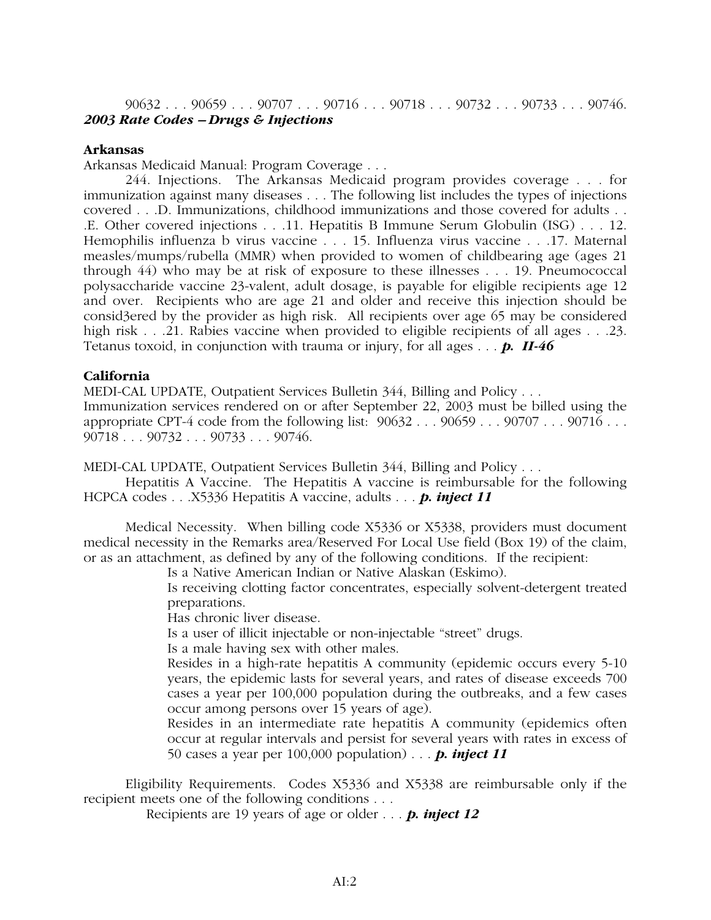90632 . . . 90659 . . . 90707 . . . 90716 . . . 90718 . . . 90732 . . . 90733 . . . 90746.

***2003 Rate Codes – Drugs & Injections***

**Arkansas**

Arkansas Medicaid Manual: Program Coverage . . .

244. Injections. The Arkansas Medicaid program provides coverage . . . for immunization against many diseases . . . The following list includes the types of injections covered . . .D. Immunizations, childhood immunizations and those covered for adults . . .E. Other covered injections . . .11. Hepatitis B Immune Serum Globulin (ISG) . . . 12. Hemophilis influenza b virus vaccine . . . 15. Influenza virus vaccine . . .17. Maternal measles/mumps/rubella (MMR) when provided to women of childbearing age (ages 21 through 44) who may be at risk of exposure to these illnesses . . . 19. Pneumococcal polysaccharide vaccine 23-valent, adult dosage, is payable for eligible recipients age 12 and over. Recipients who are age 21 and older and receive this injection should be consid3ered by the provider as high risk. All recipients over age 65 may be considered high risk . . .21. Rabies vaccine when provided to eligible recipients of all ages . . .23. Tetanus toxoid, in conjunction with trauma or injury, for all ages . . . ***p. II-46***

**California**

MEDI-CAL UPDATE, Outpatient Services Bulletin 344, Billing and Policy . . .
Immunization services rendered on or after September 22, 2003 must be billed using the appropriate CPT-4 code from the following list: 90632 . . . 90659 . . . 90707 . . . 90716 . . . 90718 . . . 90732 . . . 90733 . . . 90746.

MEDI-CAL UPDATE, Outpatient Services Bulletin 344, Billing and Policy . . .

Hepatitis A Vaccine. The Hepatitis A vaccine is reimbursable for the following HCPCA codes . . .X5336 Hepatitis A vaccine, adults . . . ***p. inject 11***

Medical Necessity. When billing code X5336 or X5338, providers must document medical necessity in the Remarks area/Reserved For Local Use field (Box 19) of the claim, or as an attachment, as defined by any of the following conditions. If the recipient:

Is a Native American Indian or Native Alaskan (Eskimo).

Is receiving clotting factor concentrates, especially solvent-detergent treated preparations.

Has chronic liver disease.

Is a user of illicit injectable or non-injectable "street" drugs.

Is a male having sex with other males.

Resides in a high-rate hepatitis A community (epidemic occurs every 5-10 years, the epidemic lasts for several years, and rates of disease exceeds 700 cases a year per 100,000 population during the outbreaks, and a few cases occur among persons over 15 years of age).

Resides in an intermediate rate hepatitis A community (epidemics often occur at regular intervals and persist for several years with rates in excess of 50 cases a year per 100,000 population) . . . ***p. inject 11***

Eligibility Requirements. Codes X5336 and X5338 are reimbursable only if the recipient meets one of the following conditions . . .

Recipients are 19 years of age or older . . . ***p. inject 12***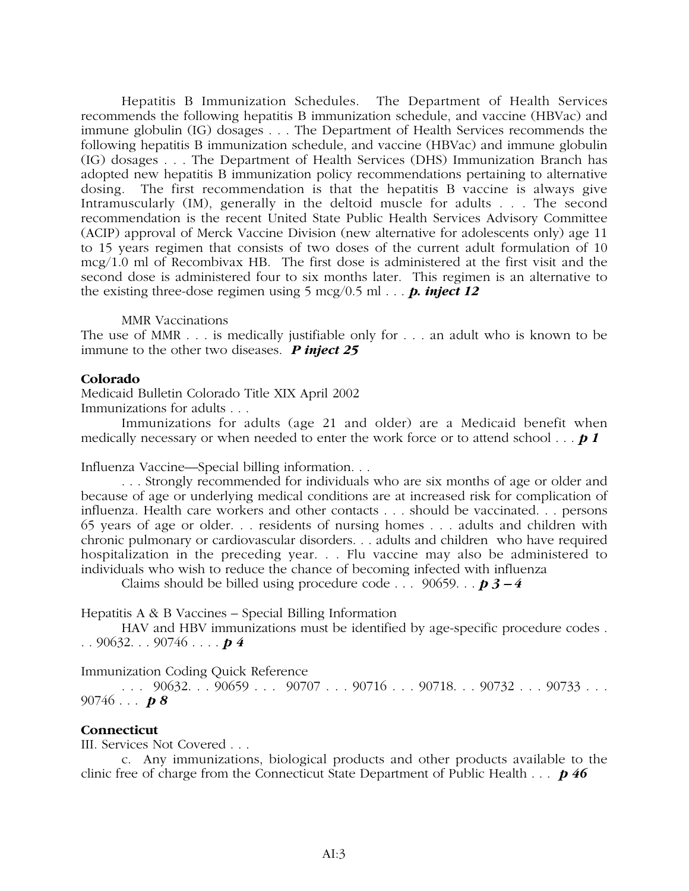Hepatitis B Immunization Schedules. The Department of Health Services recommends the following hepatitis B immunization schedule, and vaccine (HBVac) and immune globulin (IG) dosages . . . The Department of Health Services recommends the following hepatitis B immunization schedule, and vaccine (HBVac) and immune globulin (IG) dosages . . . The Department of Health Services (DHS) Immunization Branch has adopted new hepatitis B immunization policy recommendations pertaining to alternative dosing. The first recommendation is that the hepatitis B vaccine is always give Intramuscularly (IM), generally in the deltoid muscle for adults . . . The second recommendation is the recent United State Public Health Services Advisory Committee (ACIP) approval of Merck Vaccine Division (new alternative for adolescents only) age 11 to 15 years regimen that consists of two doses of the current adult formulation of 10 mcg/1.0 ml of Recombivax HB. The first dose is administered at the first visit and the second dose is administered four to six months later. This regimen is an alternative to the existing three-dose regimen using 5 mcg/0.5 ml . . . ***p. inject 12***

MMR Vaccinations

The use of MMR . . . is medically justifiable only for . . . an adult who is known to be immune to the other two diseases. ***P inject 25***

**Colorado**

Medicaid Bulletin Colorado Title XIX April 2002

Immunizations for adults . . .

Immunizations for adults (age 21 and older) are a Medicaid benefit when medically necessary or when needed to enter the work force or to attend school . . . ***p 1***

Influenza Vaccine—Special billing information. . .

. . . Strongly recommended for individuals who are six months of age or older and because of age or underlying medical conditions are at increased risk for complication of influenza. Health care workers and other contacts . . . should be vaccinated. . . persons 65 years of age or older. . . residents of nursing homes . . . adults and children with chronic pulmonary or cardiovascular disorders. . . adults and children who have required hospitalization in the preceding year. . . Flu vaccine may also be administered to individuals who wish to reduce the chance of becoming infected with influenza

Claims should be billed using procedure code . . . 90659. . . ***p 3 – 4***

Hepatitis A & B Vaccines – Special Billing Information

HAV and HBV immunizations must be identified by age-specific procedure codes . . . 90632. . . 90746 . . . . ***p 4***

Immunization Coding Quick Reference

. . . 90632. . . 90659 . . . 90707 . . . 90716 . . . 90718. . . 90732 . . . 90733 . . . 90746 . . . ***p 8***

**Connecticut**

III. Services Not Covered . . .

c. Any immunizations, biological products and other products available to the clinic free of charge from the Connecticut State Department of Public Health . . . ***p 46***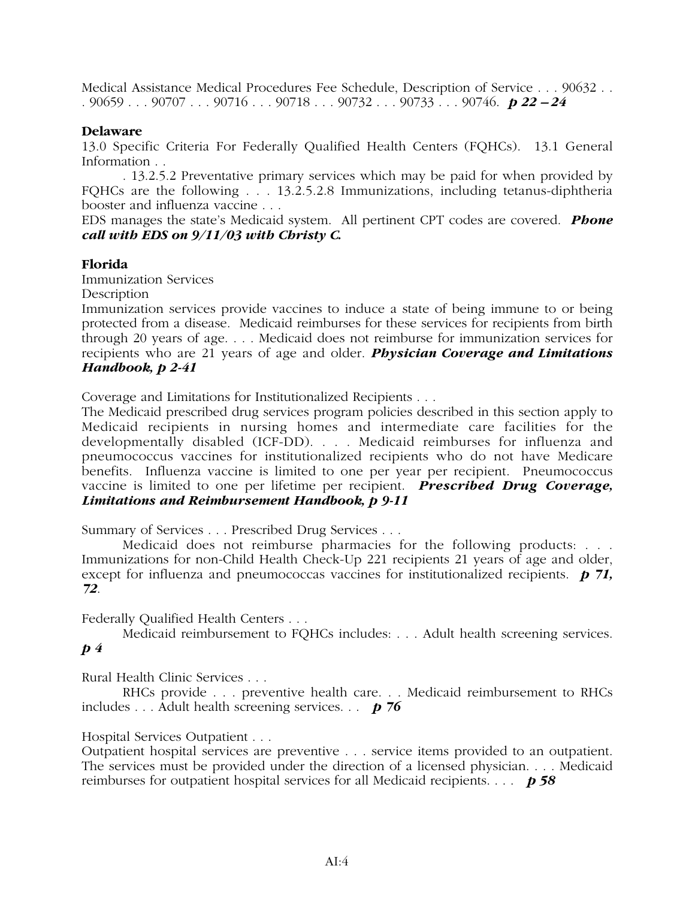Medical Assistance Medical Procedures Fee Schedule, Description of Service . . . 90632 . . . 90659 . . . 90707 . . . 90716 . . . 90718 . . . 90732 . . . 90733 . . . 90746. ***p 22 – 24***

**Delaware**

13.0 Specific Criteria For Federally Qualified Health Centers (FQHCs). 13.1 General Information . .

. 13.2.5.2 Preventative primary services which may be paid for when provided by FQHCs are the following . . . 13.2.5.2.8 Immunizations, including tetanus-diphtheria booster and influenza vaccine . . .

EDS manages the state's Medicaid system. All pertinent CPT codes are covered. ***Phone call with EDS on 9/11/03 with Christy C.***

**Florida**

Immunization Services

Description

Immunization services provide vaccines to induce a state of being immune to or being protected from a disease. Medicaid reimburses for these services for recipients from birth through 20 years of age. . . . Medicaid does not reimburse for immunization services for recipients who are 21 years of age and older. ***Physician Coverage and Limitations Handbook, p 2-41***

Coverage and Limitations for Institutionalized Recipients . . .

The Medicaid prescribed drug services program policies described in this section apply to Medicaid recipients in nursing homes and intermediate care facilities for the developmentally disabled (ICF-DD). . . . Medicaid reimburses for influenza and pneumococcus vaccines for institutionalized recipients who do not have Medicare benefits. Influenza vaccine is limited to one per year per recipient. Pneumococcus vaccine is limited to one per lifetime per recipient. ***Prescribed Drug Coverage, Limitations and Reimbursement Handbook, p 9-11***

Summary of Services . . . Prescribed Drug Services . . .

Medicaid does not reimburse pharmacies for the following products: . . . Immunizations for non-Child Health Check-Up 221 recipients 21 years of age and older, except for influenza and pneumococcas vaccines for institutionalized recipients. ***p 71, 72***.

Federally Qualified Health Centers . . .

Medicaid reimbursement to FQHCs includes: . . . Adult health screening services. ***p 4***

Rural Health Clinic Services . . .

RHCs provide . . . preventive health care. . . Medicaid reimbursement to RHCs includes . . . Adult health screening services. . . ***p 76***

Hospital Services Outpatient . . .

Outpatient hospital services are preventive . . . service items provided to an outpatient. The services must be provided under the direction of a licensed physician. . . . Medicaid reimburses for outpatient hospital services for all Medicaid recipients. . . . ***p 58***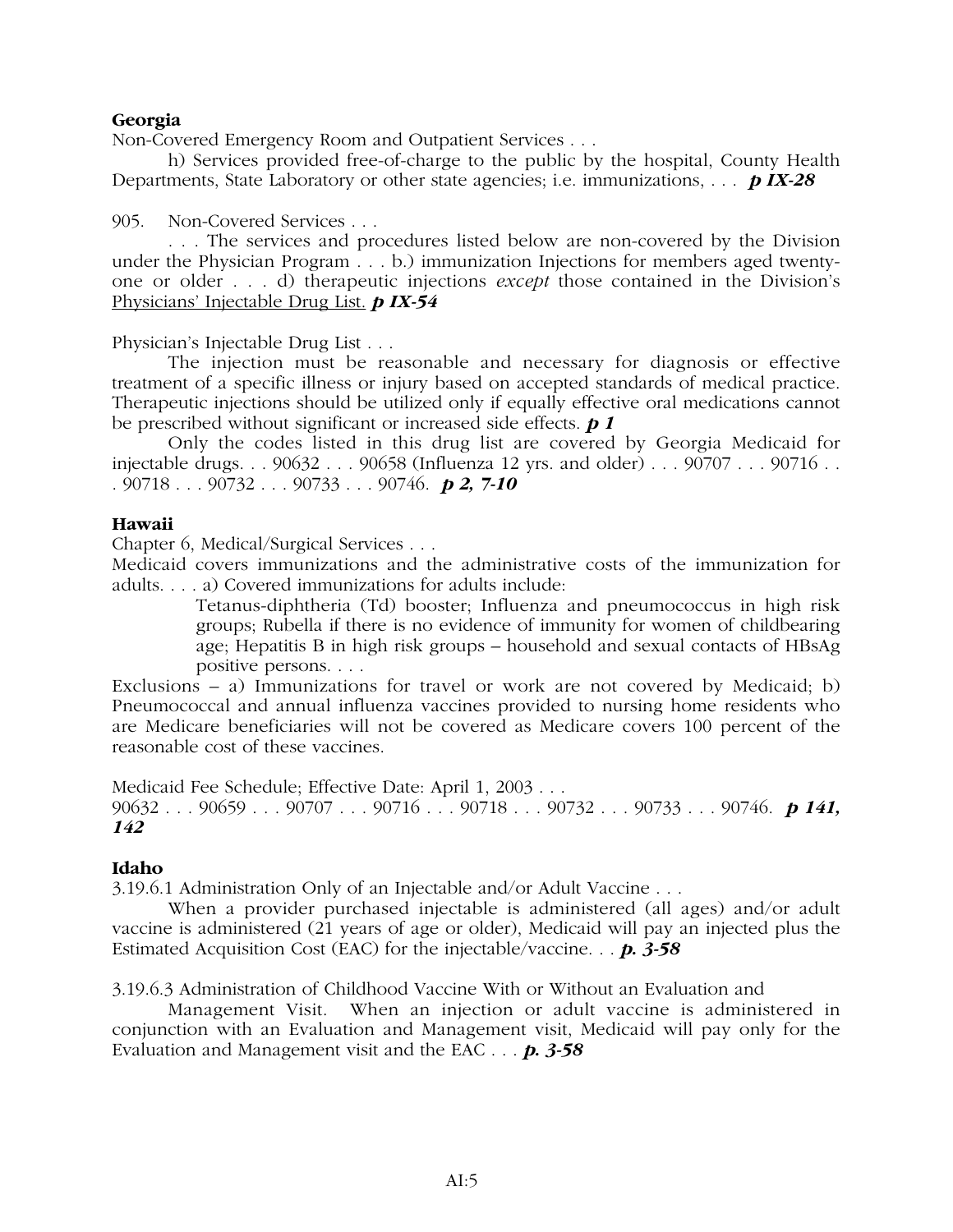**Georgia**

Non-Covered Emergency Room and Outpatient Services . . .

h) Services provided free-of-charge to the public by the hospital, County Health Departments, State Laboratory or other state agencies; i.e. immunizations, . . . ***p IX-28***

905. Non-Covered Services . . .

. . . The services and procedures listed below are non-covered by the Division under the Physician Program . . . b.) immunization Injections for members aged twenty-one or older . . . d) therapeutic injections *except* those contained in the Division's Physicians' Injectable Drug List. ***p IX-54***

Physician's Injectable Drug List . . .

The injection must be reasonable and necessary for diagnosis or effective treatment of a specific illness or injury based on accepted standards of medical practice. Therapeutic injections should be utilized only if equally effective oral medications cannot be prescribed without significant or increased side effects. ***p 1***

Only the codes listed in this drug list are covered by Georgia Medicaid for injectable drugs. . . 90632 . . . 90658 (Influenza 12 yrs. and older) . . . 90707 . . . 90716 . . . 90718 . . . 90732 . . . 90733 . . . 90746. ***p 2, 7-10***

**Hawaii**

Chapter 6, Medical/Surgical Services . . .

Medicaid covers immunizations and the administrative costs of the immunization for adults. . . . a) Covered immunizations for adults include:

> Tetanus-diphtheria (Td) booster; Influenza and pneumococcus in high risk groups; Rubella if there is no evidence of immunity for women of childbearing age; Hepatitis B in high risk groups – household and sexual contacts of HBsAg positive persons. . . .

Exclusions – a) Immunizations for travel or work are not covered by Medicaid; b) Pneumococcal and annual influenza vaccines provided to nursing home residents who are Medicare beneficiaries will not be covered as Medicare covers 100 percent of the reasonable cost of these vaccines.

Medicaid Fee Schedule; Effective Date: April 1, 2003 . . .

90632 . . . 90659 . . . 90707 . . . 90716 . . . 90718 . . . 90732 . . . 90733 . . . 90746. ***p 141, 142***

**Idaho**

3.19.6.1 Administration Only of an Injectable and/or Adult Vaccine . . .

When a provider purchased injectable is administered (all ages) and/or adult vaccine is administered (21 years of age or older), Medicaid will pay an injected plus the Estimated Acquisition Cost (EAC) for the injectable/vaccine. . . ***p. 3-58***

3.19.6.3 Administration of Childhood Vaccine With or Without an Evaluation and Management Visit. When an injection or adult vaccine is administered in conjunction with an Evaluation and Management visit, Medicaid will pay only for the Evaluation and Management visit and the EAC . . . ***p. 3-58***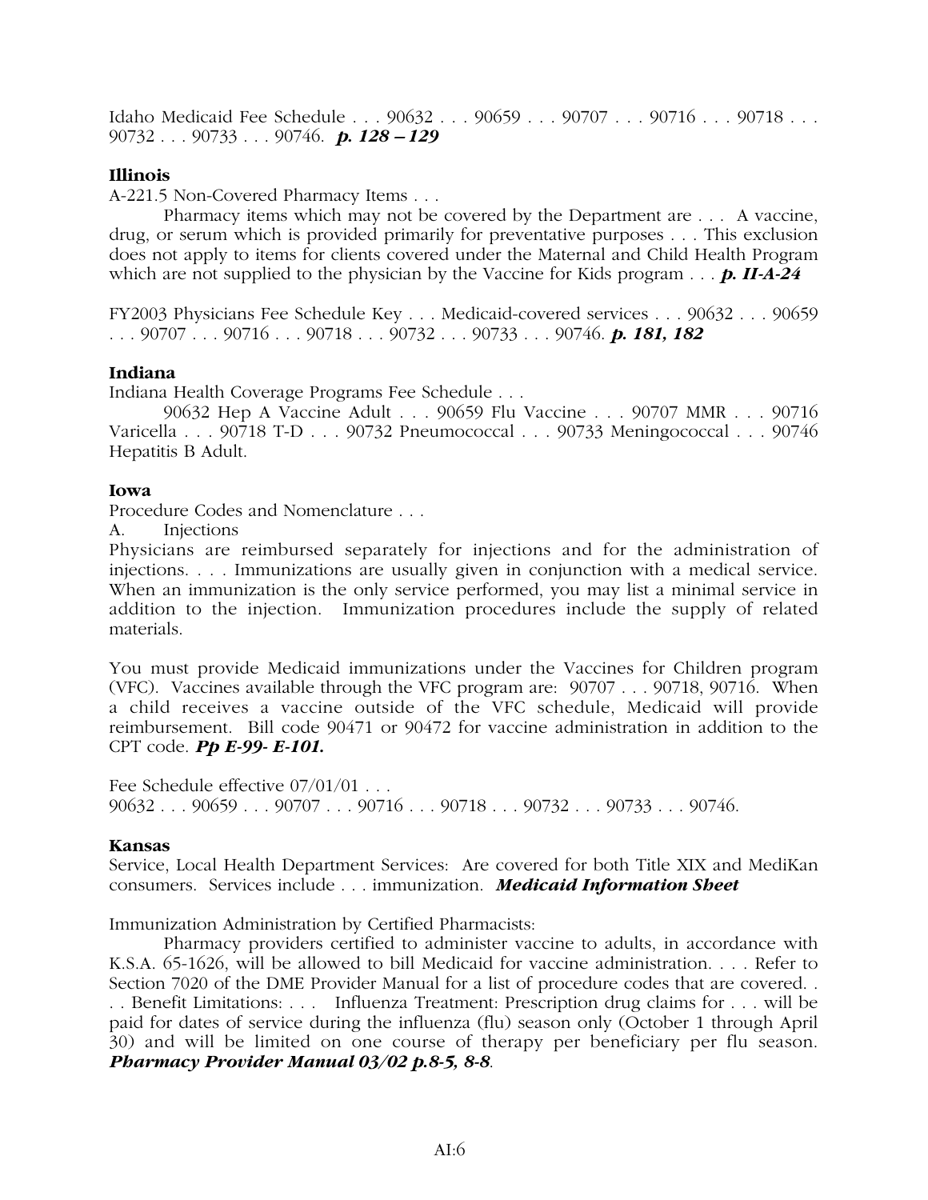Idaho Medicaid Fee Schedule . . . 90632 . . . 90659 . . . 90707 . . . 90716 . . . 90718 . . . 90732 . . . 90733 . . . 90746. ***p. 128 – 129***

**Illinois**

A-221.5 Non-Covered Pharmacy Items . . .

Pharmacy items which may not be covered by the Department are . . . A vaccine, drug, or serum which is provided primarily for preventative purposes . . . This exclusion does not apply to items for clients covered under the Maternal and Child Health Program which are not supplied to the physician by the Vaccine for Kids program . . . ***p. II-A-24***

FY2003 Physicians Fee Schedule Key . . . Medicaid-covered services . . . 90632 . . . 90659 . . . 90707 . . . 90716 . . . 90718 . . . 90732 . . . 90733 . . . 90746. ***p. 181, 182***

**Indiana**

Indiana Health Coverage Programs Fee Schedule . . .

90632 Hep A Vaccine Adult . . . 90659 Flu Vaccine . . . 90707 MMR . . . 90716 Varicella . . . 90718 T-D . . . 90732 Pneumococcal . . . 90733 Meningococcal . . . 90746 Hepatitis B Adult.

**Iowa**

Procedure Codes and Nomenclature . . .

A. Injections

Physicians are reimbursed separately for injections and for the administration of injections. . . . Immunizations are usually given in conjunction with a medical service. When an immunization is the only service performed, you may list a minimal service in addition to the injection. Immunization procedures include the supply of related materials.

You must provide Medicaid immunizations under the Vaccines for Children program (VFC). Vaccines available through the VFC program are: 90707 . . . 90718, 90716. When a child receives a vaccine outside of the VFC schedule, Medicaid will provide reimbursement. Bill code 90471 or 90472 for vaccine administration in addition to the CPT code. ***Pp E-99- E-101.***

Fee Schedule effective 07/01/01 . . .
90632 . . . 90659 . . . 90707 . . . 90716 . . . 90718 . . . 90732 . . . 90733 . . . 90746.

**Kansas**

Service, Local Health Department Services: Are covered for both Title XIX and MediKan consumers. Services include . . . immunization. ***Medicaid Information Sheet***

Immunization Administration by Certified Pharmacists:

Pharmacy providers certified to administer vaccine to adults, in accordance with K.S.A. 65-1626, will be allowed to bill Medicaid for vaccine administration. . . . Refer to Section 7020 of the DME Provider Manual for a list of procedure codes that are covered. . . . Benefit Limitations: . . . Influenza Treatment: Prescription drug claims for . . . will be paid for dates of service during the influenza (flu) season only (October 1 through April 30) and will be limited on one course of therapy per beneficiary per flu season. ***Pharmacy Provider Manual 03/02 p.8-5, 8-8***.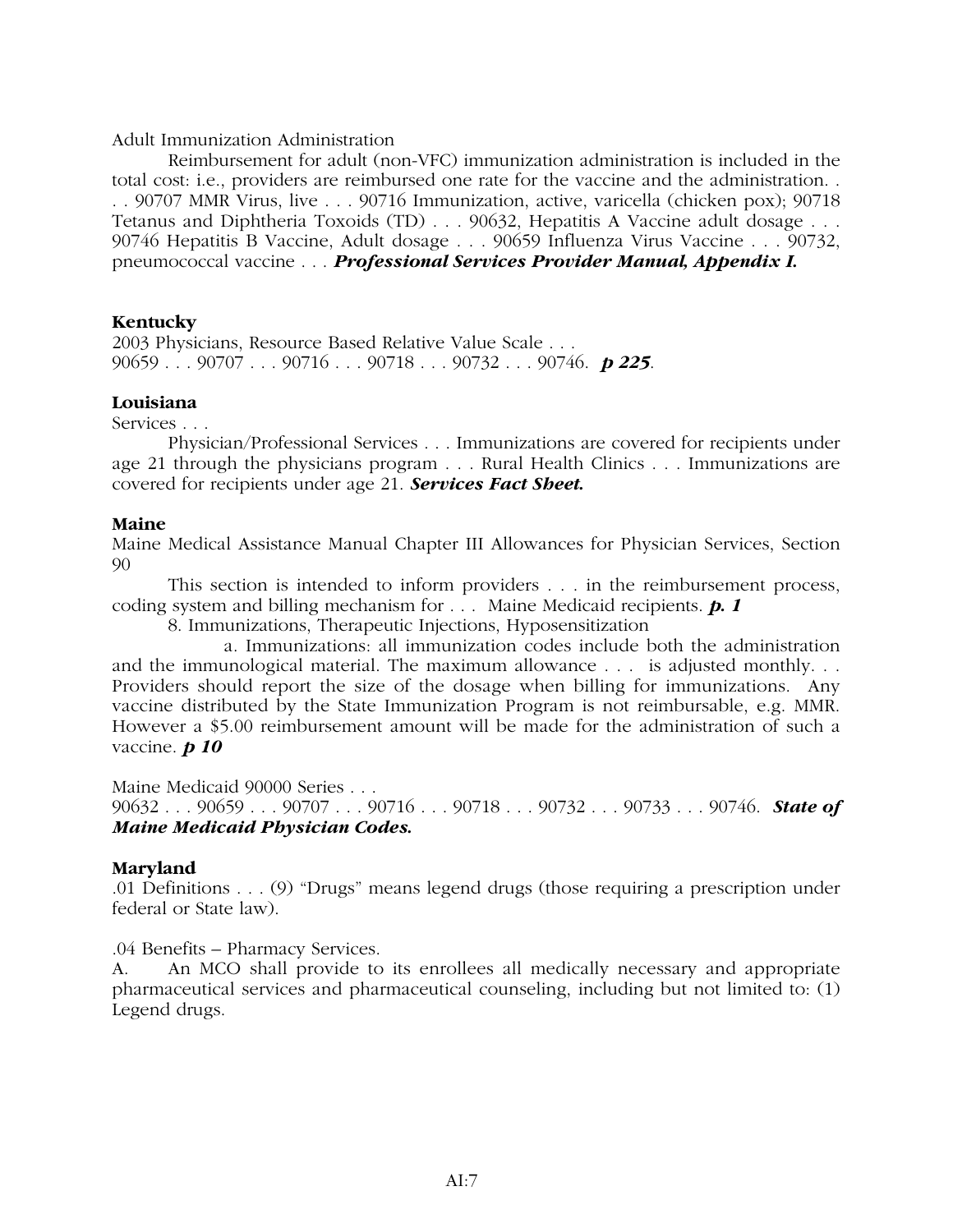Adult Immunization Administration

Reimbursement for adult (non-VFC) immunization administration is included in the total cost: i.e., providers are reimbursed one rate for the vaccine and the administration. . . . 90707 MMR Virus, live . . . 90716 Immunization, active, varicella (chicken pox); 90718 Tetanus and Diphtheria Toxoids (TD) . . . 90632, Hepatitis A Vaccine adult dosage . . . 90746 Hepatitis B Vaccine, Adult dosage . . . 90659 Influenza Virus Vaccine . . . 90732, pneumococcal vaccine . . . ***Professional Services Provider Manual, Appendix I.***

**Kentucky**

2003 Physicians, Resource Based Relative Value Scale . . .
90659 . . . 90707 . . . 90716 . . . 90718 . . . 90732 . . . 90746. ***p 225***.

**Louisiana**

Services . . .

Physician/Professional Services . . . Immunizations are covered for recipients under age 21 through the physicians program . . . Rural Health Clinics . . . Immunizations are covered for recipients under age 21. ***Services Fact Sheet.***

**Maine**

Maine Medical Assistance Manual Chapter III Allowances for Physician Services, Section 90

This section is intended to inform providers . . . in the reimbursement process, coding system and billing mechanism for . . . Maine Medicaid recipients. ***p. 1***

8. Immunizations, Therapeutic Injections, Hyposensitization

a. Immunizations: all immunization codes include both the administration and the immunological material. The maximum allowance . . . is adjusted monthly. . . Providers should report the size of the dosage when billing for immunizations. Any vaccine distributed by the State Immunization Program is not reimbursable, e.g. MMR. However a $5.00 reimbursement amount will be made for the administration of such a vaccine. ***p 10***

Maine Medicaid 90000 Series . . .
90632 . . . 90659 . . . 90707 . . . 90716 . . . 90718 . . . 90732 . . . 90733 . . . 90746. ***State of Maine Medicaid Physician Codes.***

**Maryland**

.01 Definitions . . . (9) "Drugs" means legend drugs (those requiring a prescription under federal or State law).

.04 Benefits – Pharmacy Services.

A. An MCO shall provide to its enrollees all medically necessary and appropriate pharmaceutical services and pharmaceutical counseling, including but not limited to: (1) Legend drugs.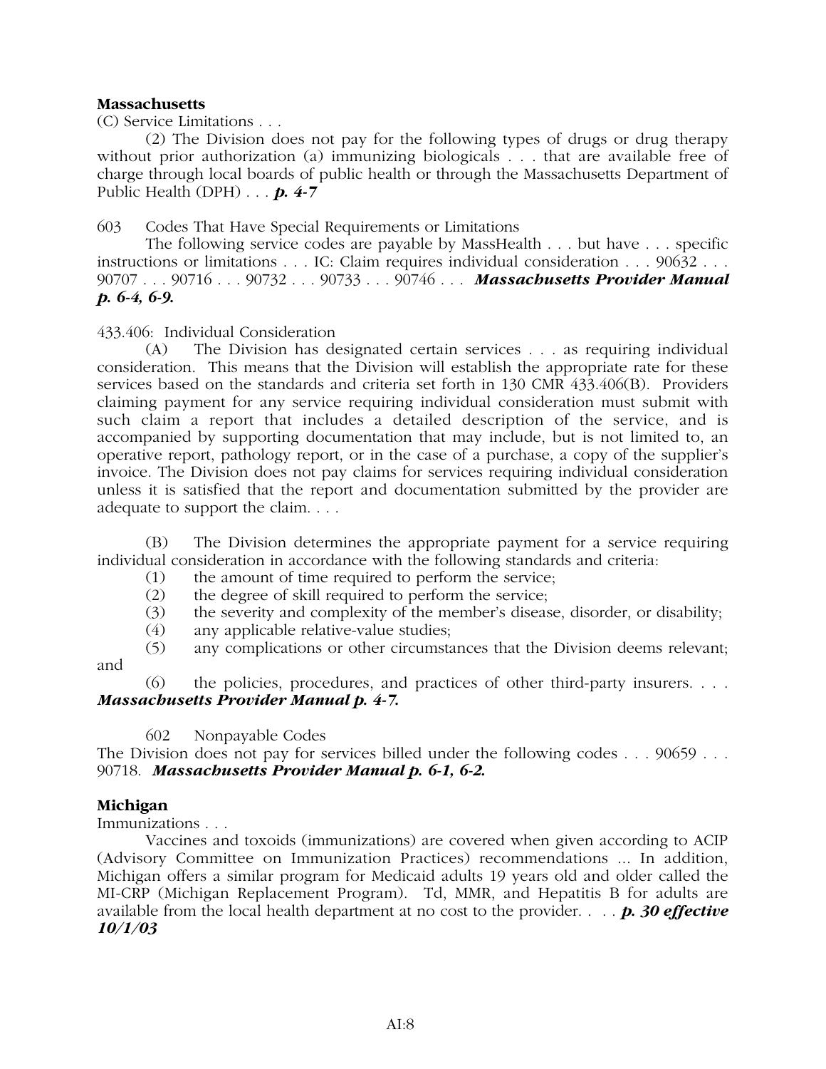**Massachusetts**

(C) Service Limitations . . .

(2) The Division does not pay for the following types of drugs or drug therapy without prior authorization (a) immunizing biologicals . . . that are available free of charge through local boards of public health or through the Massachusetts Department of Public Health (DPH) . . . ***p. 4-7***

603 Codes That Have Special Requirements or Limitations

The following service codes are payable by MassHealth . . . but have . . . specific instructions or limitations . . . IC: Claim requires individual consideration . . . 90632 . . . 90707 . . . 90716 . . . 90732 . . . 90733 . . . 90746 . . . ***Massachusetts Provider Manual p. 6-4, 6-9.***

433.406: Individual Consideration

(A) The Division has designated certain services . . . as requiring individual consideration. This means that the Division will establish the appropriate rate for these services based on the standards and criteria set forth in 130 CMR 433.406(B). Providers claiming payment for any service requiring individual consideration must submit with such claim a report that includes a detailed description of the service, and is accompanied by supporting documentation that may include, but is not limited to, an operative report, pathology report, or in the case of a purchase, a copy of the supplier's invoice. The Division does not pay claims for services requiring individual consideration unless it is satisfied that the report and documentation submitted by the provider are adequate to support the claim. . . .

(B) The Division determines the appropriate payment for a service requiring individual consideration in accordance with the following standards and criteria:

(1) the amount of time required to perform the service;

(2) the degree of skill required to perform the service;

(3) the severity and complexity of the member's disease, disorder, or disability;

(4) any applicable relative-value studies;

(5) any complications or other circumstances that the Division deems relevant; and

(6) the policies, procedures, and practices of other third-party insurers. . . . ***Massachusetts Provider Manual p. 4-7.***

602 Nonpayable Codes

The Division does not pay for services billed under the following codes . . . 90659 . . . 90718. ***Massachusetts Provider Manual p. 6-1, 6-2.***

**Michigan**

Immunizations . . .

Vaccines and toxoids (immunizations) are covered when given according to ACIP (Advisory Committee on Immunization Practices) recommendations ... In addition, Michigan offers a similar program for Medicaid adults 19 years old and older called the MI-CRP (Michigan Replacement Program). Td, MMR, and Hepatitis B for adults are available from the local health department at no cost to the provider. . . . ***p. 30 effective 10/1/03***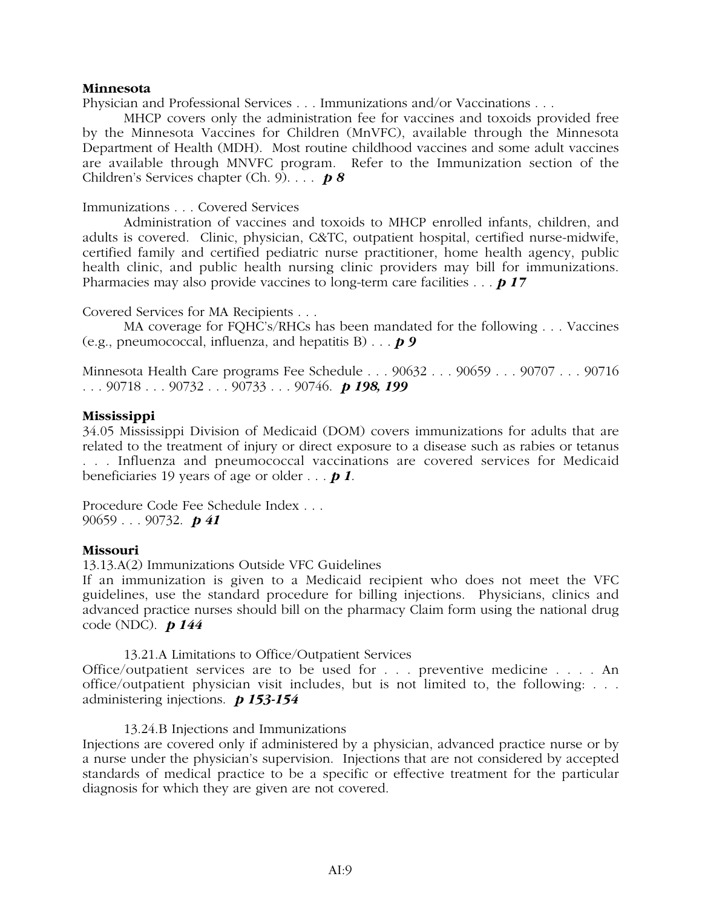**Minnesota**

Physician and Professional Services . . . Immunizations and/or Vaccinations . . .

MHCP covers only the administration fee for vaccines and toxoids provided free by the Minnesota Vaccines for Children (MnVFC), available through the Minnesota Department of Health (MDH). Most routine childhood vaccines and some adult vaccines are available through MNVFC program. Refer to the Immunization section of the Children's Services chapter (Ch. 9). . . . ***p 8***

Immunizations . . . Covered Services

Administration of vaccines and toxoids to MHCP enrolled infants, children, and adults is covered. Clinic, physician, C&TC, outpatient hospital, certified nurse-midwife, certified family and certified pediatric nurse practitioner, home health agency, public health clinic, and public health nursing clinic providers may bill for immunizations. Pharmacies may also provide vaccines to long-term care facilities . . . ***p 17***

Covered Services for MA Recipients . . .

MA coverage for FQHC's/RHCs has been mandated for the following . . . Vaccines (e.g., pneumococcal, influenza, and hepatitis B) . . . ***p 9***

Minnesota Health Care programs Fee Schedule . . . 90632 . . . 90659 . . . 90707 . . . 90716 . . . 90718 . . . 90732 . . . 90733 . . . 90746. ***p 198, 199***

**Mississippi**

34.05 Mississippi Division of Medicaid (DOM) covers immunizations for adults that are related to the treatment of injury or direct exposure to a disease such as rabies or tetanus . . . Influenza and pneumococcal vaccinations are covered services for Medicaid beneficiaries 19 years of age or older . . . ***p 1***.

Procedure Code Fee Schedule Index . . .
90659 . . . 90732. ***p 41***

**Missouri**

13.13.A(2) Immunizations Outside VFC Guidelines

If an immunization is given to a Medicaid recipient who does not meet the VFC guidelines, use the standard procedure for billing injections. Physicians, clinics and advanced practice nurses should bill on the pharmacy Claim form using the national drug code (NDC). ***p 144***

13.21.A Limitations to Office/Outpatient Services

Office/outpatient services are to be used for . . . preventive medicine . . . . An office/outpatient physician visit includes, but is not limited to, the following: . . . administering injections. ***p 153-154***

13.24.B Injections and Immunizations

Injections are covered only if administered by a physician, advanced practice nurse or by a nurse under the physician's supervision. Injections that are not considered by accepted standards of medical practice to be a specific or effective treatment for the particular diagnosis for which they are given are not covered.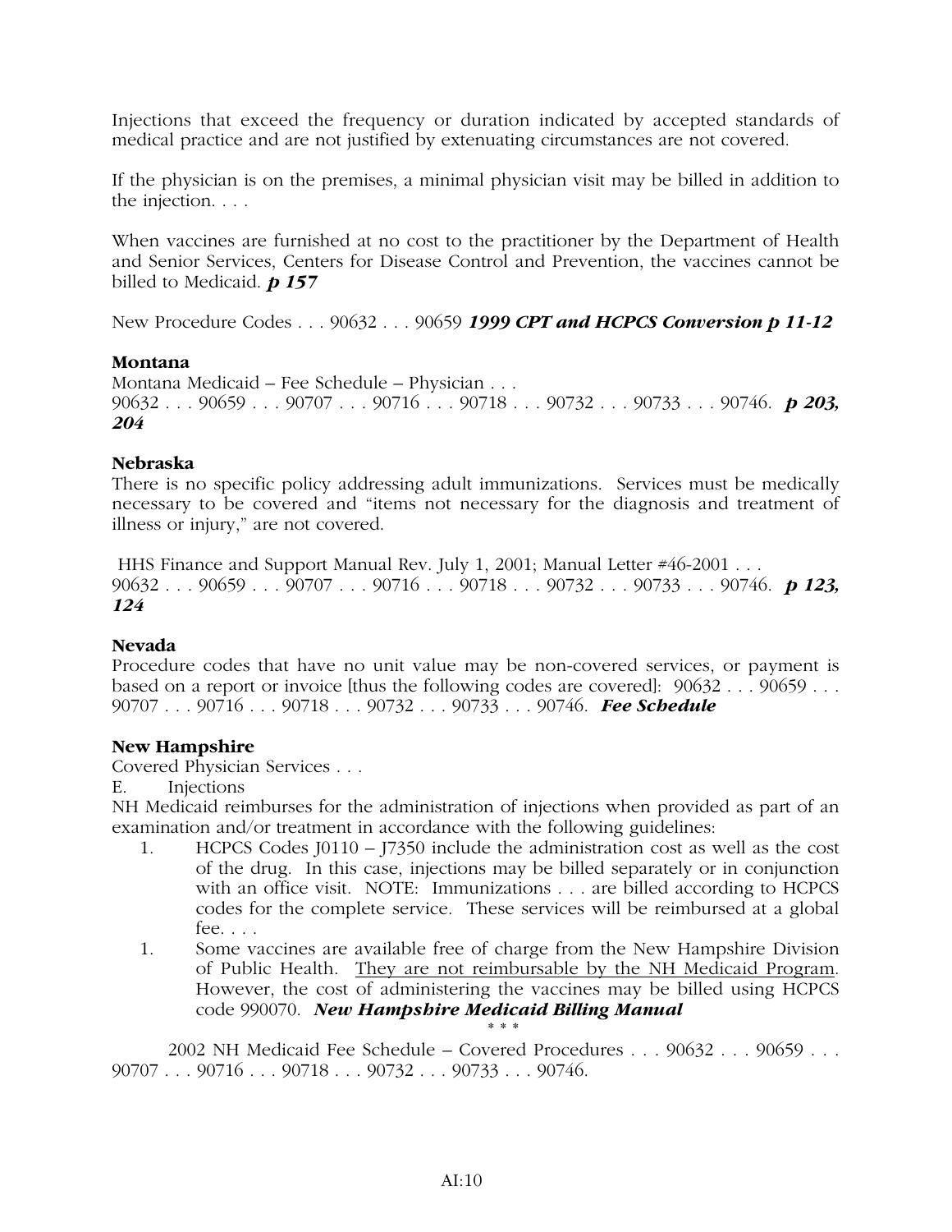Injections that exceed the frequency or duration indicated by accepted standards of medical practice and are not justified by extenuating circumstances are not covered.

If the physician is on the premises, a minimal physician visit may be billed in addition to the injection. . . .

When vaccines are furnished at no cost to the practitioner by the Department of Health and Senior Services, Centers for Disease Control and Prevention, the vaccines cannot be billed to Medicaid. ***p 157***

New Procedure Codes . . . 90632 . . . 90659 ***1999 CPT and HCPCS Conversion p 11-12***

**Montana**

Montana Medicaid – Fee Schedule – Physician . . .
90632 . . . 90659 . . . 90707 . . . 90716 . . . 90718 . . . 90732 . . . 90733 . . . 90746. ***p 203, 204***

**Nebraska**

There is no specific policy addressing adult immunizations. Services must be medically necessary to be covered and "items not necessary for the diagnosis and treatment of illness or injury," are not covered.

HHS Finance and Support Manual Rev. July 1, 2001; Manual Letter #46-2001 . . .
90632 . . . 90659 . . . 90707 . . . 90716 . . . 90718 . . . 90732 . . . 90733 . . . 90746. ***p 123, 124***

**Nevada**

Procedure codes that have no unit value may be non-covered services, or payment is based on a report or invoice [thus the following codes are covered]: 90632 . . . 90659 . . . 90707 . . . 90716 . . . 90718 . . . 90732 . . . 90733 . . . 90746. ***Fee Schedule***

**New Hampshire**

Covered Physician Services . . .

E. Injections

NH Medicaid reimburses for the administration of injections when provided as part of an examination and/or treatment in accordance with the following guidelines:

1. HCPCS Codes J0110 – J7350 include the administration cost as well as the cost of the drug. In this case, injections may be billed separately or in conjunction with an office visit. NOTE: Immunizations . . . are billed according to HCPCS codes for the complete service. These services will be reimbursed at a global fee. . . .
1. Some vaccines are available free of charge from the New Hampshire Division of Public Health. <u>They are not reimbursable by the NH Medicaid Program</u>. However, the cost of administering the vaccines may be billed using HCPCS code 990070. ***New Hampshire Medicaid Billing Manual***

\* \* \*

2002 NH Medicaid Fee Schedule – Covered Procedures . . . 90632 . . . 90659 . . . 90707 . . . 90716 . . . 90718 . . . 90732 . . . 90733 . . . 90746.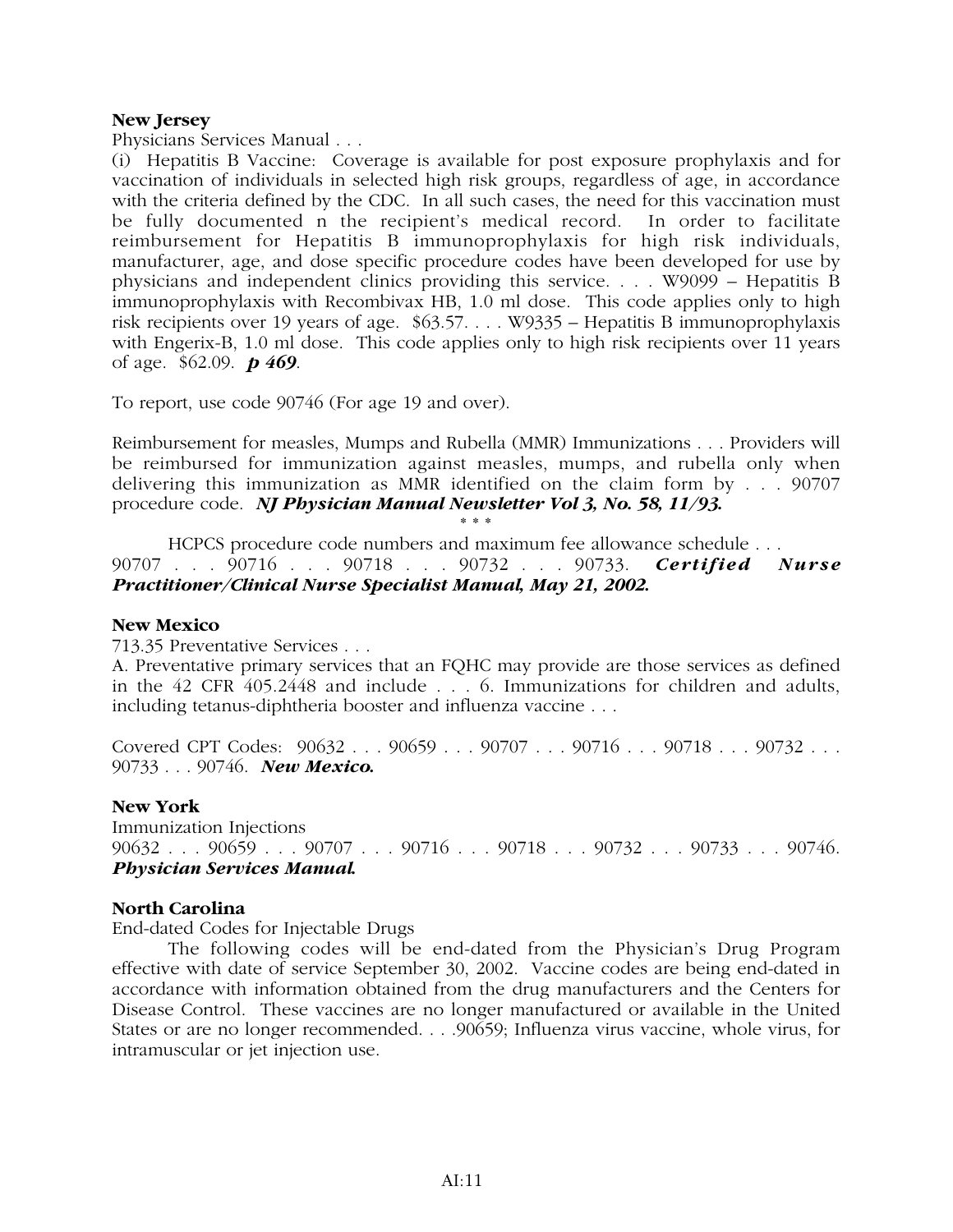**New Jersey**

Physicians Services Manual . . .

(i) Hepatitis B Vaccine: Coverage is available for post exposure prophylaxis and for vaccination of individuals in selected high risk groups, regardless of age, in accordance with the criteria defined by the CDC. In all such cases, the need for this vaccination must be fully documented n the recipient's medical record. In order to facilitate reimbursement for Hepatitis B immunoprophylaxis for high risk individuals, manufacturer, age, and dose specific procedure codes have been developed for use by physicians and independent clinics providing this service. . . . W9099 – Hepatitis B immunoprophylaxis with Recombivax HB, 1.0 ml dose. This code applies only to high risk recipients over 19 years of age. $63.57. . . . W9335 – Hepatitis B immunoprophylaxis with Engerix-B, 1.0 ml dose. This code applies only to high risk recipients over 11 years of age. $62.09. ***p 469***.

To report, use code 90746 (For age 19 and over).

Reimbursement for measles, Mumps and Rubella (MMR) Immunizations . . . Providers will be reimbursed for immunization against measles, mumps, and rubella only when delivering this immunization as MMR identified on the claim form by . . . 90707 procedure code. ***NJ Physician Manual Newsletter Vol 3, No. 58, 11/93.***

\* \* \*

HCPCS procedure code numbers and maximum fee allowance schedule . . . 90707 . . . 90716 . . . 90718 . . . 90732 . . . 90733. ***Certified Nurse Practitioner/Clinical Nurse Specialist Manual, May 21, 2002.***

**New Mexico**

713.35 Preventative Services . . .

A. Preventative primary services that an FQHC may provide are those services as defined in the 42 CFR 405.2448 and include . . . 6. Immunizations for children and adults, including tetanus-diphtheria booster and influenza vaccine . . .

Covered CPT Codes: 90632 . . . 90659 . . . 90707 . . . 90716 . . . 90718 . . . 90732 . . . 90733 . . . 90746. ***New Mexico.***

**New York**

Immunization Injections

90632 . . . 90659 . . . 90707 . . . 90716 . . . 90718 . . . 90732 . . . 90733 . . . 90746. ***Physician Services Manual.***

**North Carolina**

End-dated Codes for Injectable Drugs

The following codes will be end-dated from the Physician's Drug Program effective with date of service September 30, 2002. Vaccine codes are being end-dated in accordance with information obtained from the drug manufacturers and the Centers for Disease Control. These vaccines are no longer manufactured or available in the United States or are no longer recommended. . . .90659; Influenza virus vaccine, whole virus, for intramuscular or jet injection use.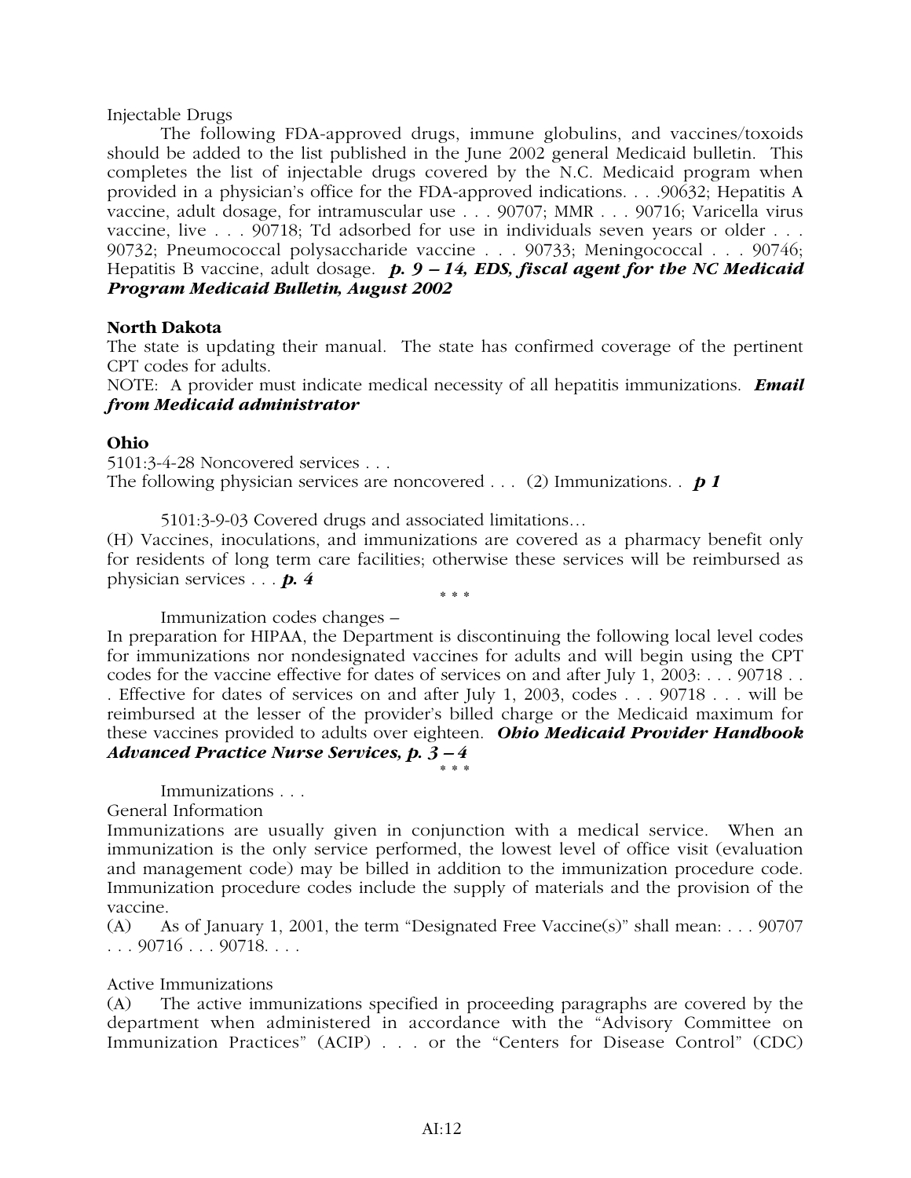Injectable Drugs

The following FDA-approved drugs, immune globulins, and vaccines/toxoids should be added to the list published in the June 2002 general Medicaid bulletin. This completes the list of injectable drugs covered by the N.C. Medicaid program when provided in a physician's office for the FDA-approved indications. . . .90632; Hepatitis A vaccine, adult dosage, for intramuscular use . . . 90707; MMR . . . 90716; Varicella virus vaccine, live . . . 90718; Td adsorbed for use in individuals seven years or older . . . 90732; Pneumococcal polysaccharide vaccine . . . 90733; Meningococcal . . . 90746; Hepatitis B vaccine, adult dosage. ***p. 9 – 14, EDS, fiscal agent for the NC Medicaid Program Medicaid Bulletin, August 2002***

**North Dakota**

The state is updating their manual. The state has confirmed coverage of the pertinent CPT codes for adults.

NOTE: A provider must indicate medical necessity of all hepatitis immunizations. ***Email from Medicaid administrator***

**Ohio**

5101:3-4-28 Noncovered services . . .
The following physician services are noncovered . . . (2) Immunizations. . ***p 1***

5101:3-9-03 Covered drugs and associated limitations…
(H) Vaccines, inoculations, and immunizations are covered as a pharmacy benefit only for residents of long term care facilities; otherwise these services will be reimbursed as physician services . . . ***p. 4***

\* \* \*

Immunization codes changes –
In preparation for HIPAA, the Department is discontinuing the following local level codes for immunizations nor nondesignated vaccines for adults and will begin using the CPT codes for the vaccine effective for dates of services on and after July 1, 2003: . . . 90718 . . . Effective for dates of services on and after July 1, 2003, codes . . . 90718 . . . will be reimbursed at the lesser of the provider's billed charge or the Medicaid maximum for these vaccines provided to adults over eighteen. ***Ohio Medicaid Provider Handbook Advanced Practice Nurse Services, p. 3 – 4***

\* \* \*

Immunizations . . .
General Information
Immunizations are usually given in conjunction with a medical service. When an immunization is the only service performed, the lowest level of office visit (evaluation and management code) may be billed in addition to the immunization procedure code. Immunization procedure codes include the supply of materials and the provision of the vaccine.

(A) As of January 1, 2001, the term "Designated Free Vaccine(s)" shall mean: . . . 90707 . . . 90716 . . . 90718. . . .

Active Immunizations
(A) The active immunizations specified in proceeding paragraphs are covered by the department when administered in accordance with the "Advisory Committee on Immunization Practices" (ACIP) . . . or the "Centers for Disease Control" (CDC)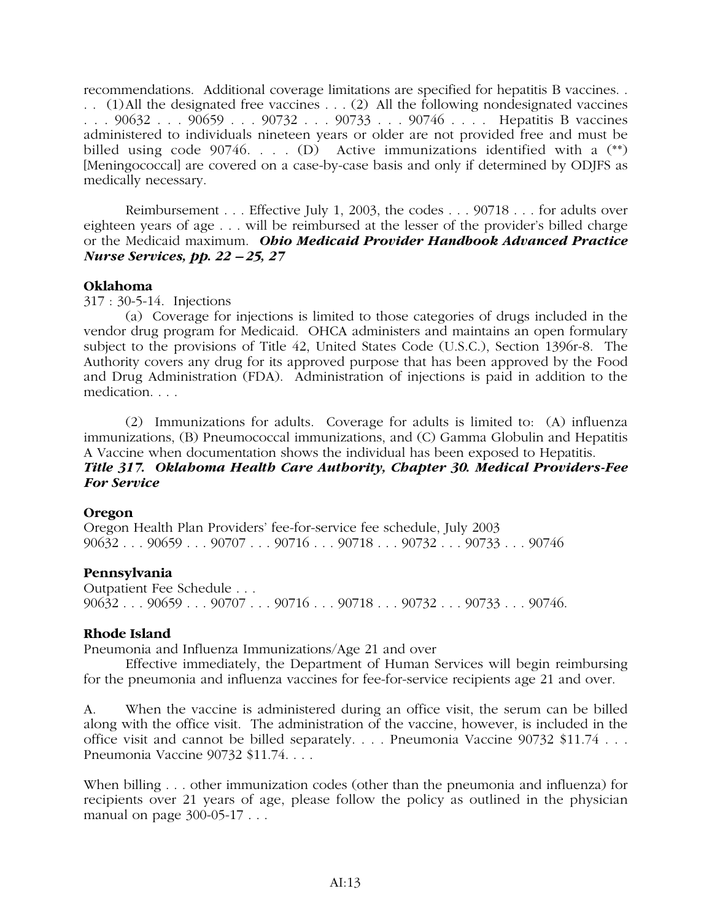recommendations. Additional coverage limitations are specified for hepatitis B vaccines. . . . (1) All the designated free vaccines . . . (2) All the following nondesignated vaccines . . . 90632 . . . 90659 . . . 90732 . . . 90733 . . . 90746 . . . . Hepatitis B vaccines administered to individuals nineteen years or older are not provided free and must be billed using code 90746. . . . (D) Active immunizations identified with a (**) [Meningococcal] are covered on a case-by-case basis and only if determined by ODJFS as medically necessary.

Reimbursement . . . Effective July 1, 2003, the codes . . . 90718 . . . for adults over eighteen years of age . . . will be reimbursed at the lesser of the provider's billed charge or the Medicaid maximum. ***Ohio Medicaid Provider Handbook Advanced Practice Nurse Services, pp. 22 – 25, 27***

**Oklahoma**

317 : 30-5-14. Injections

(a) Coverage for injections is limited to those categories of drugs included in the vendor drug program for Medicaid. OHCA administers and maintains an open formulary subject to the provisions of Title 42, United States Code (U.S.C.), Section 1396r-8. The Authority covers any drug for its approved purpose that has been approved by the Food and Drug Administration (FDA). Administration of injections is paid in addition to the medication. . . .

(2) Immunizations for adults. Coverage for adults is limited to: (A) influenza immunizations, (B) Pneumococcal immunizations, and (C) Gamma Globulin and Hepatitis A Vaccine when documentation shows the individual has been exposed to Hepatitis. ***Title 317. Oklahoma Health Care Authority, Chapter 30. Medical Providers-Fee For Service***

**Oregon**

Oregon Health Plan Providers' fee-for-service fee schedule, July 2003
90632 . . . 90659 . . . 90707 . . . 90716 . . . 90718 . . . 90732 . . . 90733 . . . 90746

**Pennsylvania**

Outpatient Fee Schedule . . .
90632 . . . 90659 . . . 90707 . . . 90716 . . . 90718 . . . 90732 . . . 90733 . . . 90746.

**Rhode Island**

Pneumonia and Influenza Immunizations/Age 21 and over

Effective immediately, the Department of Human Services will begin reimbursing for the pneumonia and influenza vaccines for fee-for-service recipients age 21 and over.

A. When the vaccine is administered during an office visit, the serum can be billed along with the office visit. The administration of the vaccine, however, is included in the office visit and cannot be billed separately. . . . Pneumonia Vaccine 90732 $11.74 . . . Pneumonia Vaccine 90732 $11.74. . . .

When billing . . . other immunization codes (other than the pneumonia and influenza) for recipients over 21 years of age, please follow the policy as outlined in the physician manual on page 300-05-17 . . .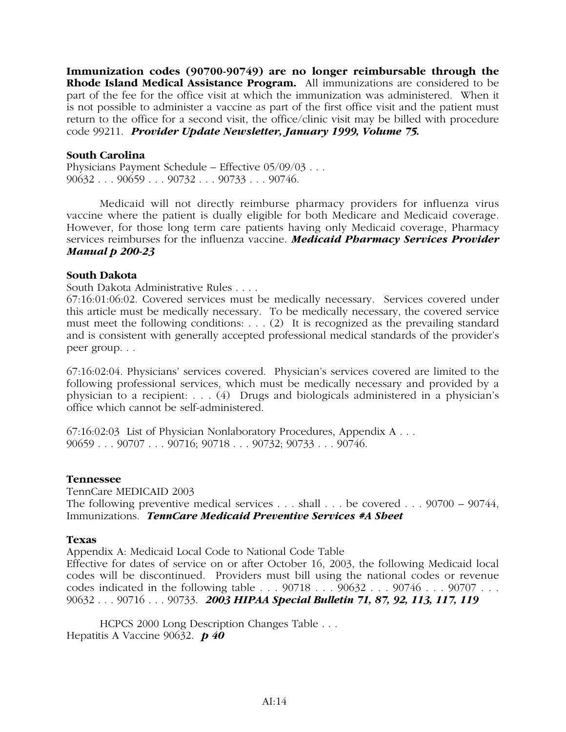**Immunization codes (90700-90749) are no longer reimbursable through the Rhode Island Medical Assistance Program.** All immunizations are considered to be part of the fee for the office visit at which the immunization was administered. When it is not possible to administer a vaccine as part of the first office visit and the patient must return to the office for a second visit, the office/clinic visit may be billed with procedure code 99211. ***Provider Update Newsletter, January 1999, Volume 75.***

**South Carolina**

Physicians Payment Schedule – Effective 05/09/03 . . .
90632 . . . 90659 . . . 90732 . . . 90733 . . . 90746.

Medicaid will not directly reimburse pharmacy providers for influenza virus vaccine where the patient is dually eligible for both Medicare and Medicaid coverage. However, for those long term care patients having only Medicaid coverage, Pharmacy services reimburses for the influenza vaccine. ***Medicaid Pharmacy Services Provider Manual p 200-23***

**South Dakota**

South Dakota Administrative Rules . . . .

67:16:01:06:02. Covered services must be medically necessary. Services covered under this article must be medically necessary. To be medically necessary, the covered service must meet the following conditions: . . . (2) It is recognized as the prevailing standard and is consistent with generally accepted professional medical standards of the provider's peer group. . .

67:16:02:04. Physicians' services covered. Physician's services covered are limited to the following professional services, which must be medically necessary and provided by a physician to a recipient: . . . (4) Drugs and biologicals administered in a physician's office which cannot be self-administered.

67:16:02:03 List of Physician Nonlaboratory Procedures, Appendix A . . .
90659 . . . 90707 . . . 90716; 90718 . . . 90732; 90733 . . . 90746.

**Tennessee**

TennCare MEDICAID 2003
The following preventive medical services . . . shall . . . be covered . . . 90700 – 90744, Immunizations. ***TennCare Medicaid Preventive Services #A Sheet***

**Texas**

Appendix A: Medicaid Local Code to National Code Table
Effective for dates of service on or after October 16, 2003, the following Medicaid local codes will be discontinued. Providers must bill using the national codes or revenue codes indicated in the following table . . . 90718 . . . 90632 . . . 90746 . . . 90707 . . . 90632 . . . 90716 . . . 90733. ***2003 HIPAA Special Bulletin 71, 87, 92, 113, 117, 119***

HCPCS 2000 Long Description Changes Table . . .
Hepatitis A Vaccine 90632. ***p 40***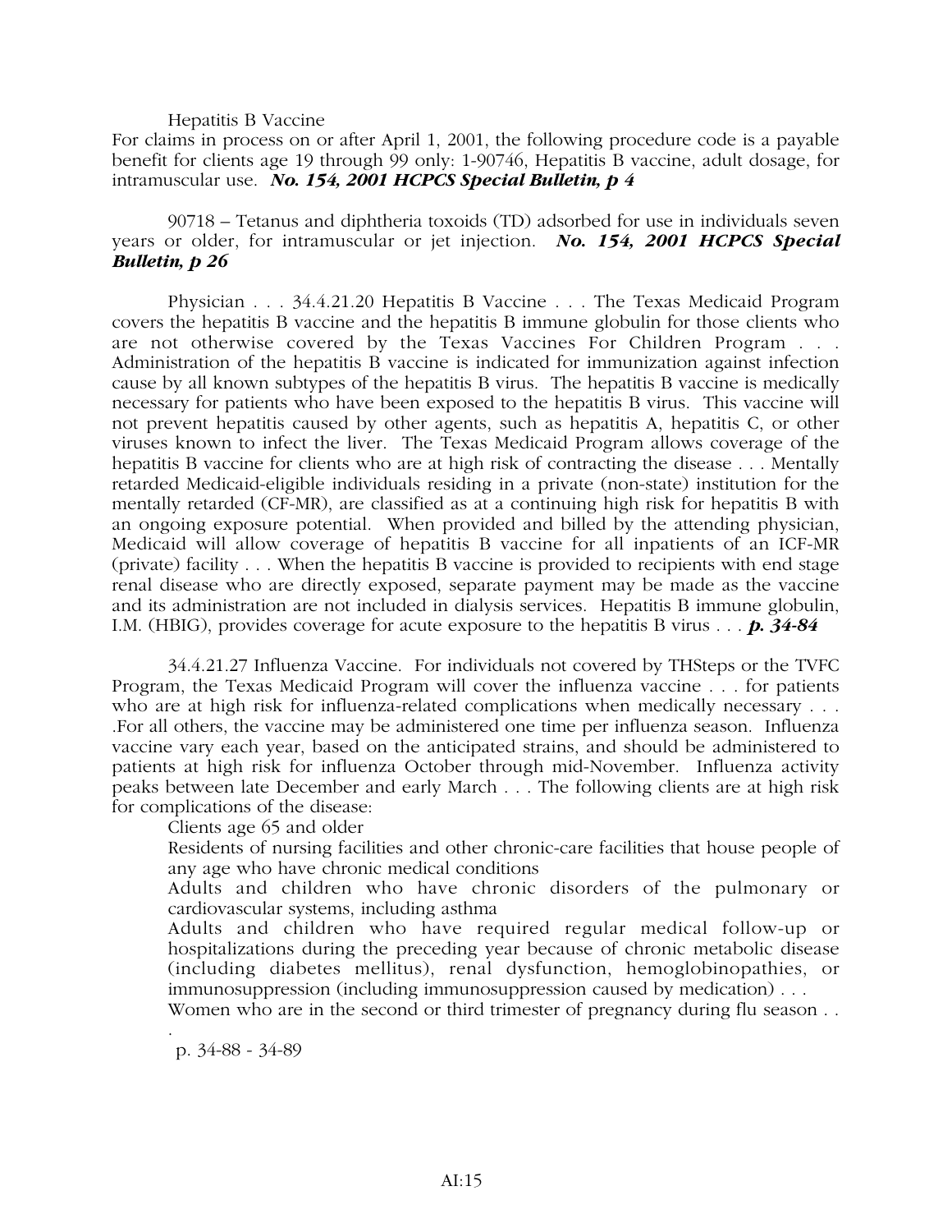Hepatitis B Vaccine

For claims in process on or after April 1, 2001, the following procedure code is a payable benefit for clients age 19 through 99 only: 1-90746, Hepatitis B vaccine, adult dosage, for intramuscular use. ***No. 154, 2001 HCPCS Special Bulletin, p 4***

90718 – Tetanus and diphtheria toxoids (TD) adsorbed for use in individuals seven years or older, for intramuscular or jet injection. ***No. 154, 2001 HCPCS Special Bulletin, p 26***

Physician . . . 34.4.21.20 Hepatitis B Vaccine . . . The Texas Medicaid Program covers the hepatitis B vaccine and the hepatitis B immune globulin for those clients who are not otherwise covered by the Texas Vaccines For Children Program . . . Administration of the hepatitis B vaccine is indicated for immunization against infection cause by all known subtypes of the hepatitis B virus. The hepatitis B vaccine is medically necessary for patients who have been exposed to the hepatitis B virus. This vaccine will not prevent hepatitis caused by other agents, such as hepatitis A, hepatitis C, or other viruses known to infect the liver. The Texas Medicaid Program allows coverage of the hepatitis B vaccine for clients who are at high risk of contracting the disease . . . Mentally retarded Medicaid-eligible individuals residing in a private (non-state) institution for the mentally retarded (CF-MR), are classified as at a continuing high risk for hepatitis B with an ongoing exposure potential. When provided and billed by the attending physician, Medicaid will allow coverage of hepatitis B vaccine for all inpatients of an ICF-MR (private) facility . . . When the hepatitis B vaccine is provided to recipients with end stage renal disease who are directly exposed, separate payment may be made as the vaccine and its administration are not included in dialysis services. Hepatitis B immune globulin, I.M. (HBIG), provides coverage for acute exposure to the hepatitis B virus . . . ***p. 34-84***

34.4.21.27 Influenza Vaccine. For individuals not covered by THSteps or the TVFC Program, the Texas Medicaid Program will cover the influenza vaccine . . . for patients who are at high risk for influenza-related complications when medically necessary . . . .For all others, the vaccine may be administered one time per influenza season. Influenza vaccine vary each year, based on the anticipated strains, and should be administered to patients at high risk for influenza October through mid-November. Influenza activity peaks between late December and early March . . . The following clients are at high risk for complications of the disease:

Clients age 65 and older

Residents of nursing facilities and other chronic-care facilities that house people of any age who have chronic medical conditions

Adults and children who have chronic disorders of the pulmonary or cardiovascular systems, including asthma

Adults and children who have required regular medical follow-up or hospitalizations during the preceding year because of chronic metabolic disease (including diabetes mellitus), renal dysfunction, hemoglobinopathies, or immunosuppression (including immunosuppression caused by medication) . . .

Women who are in the second or third trimester of pregnancy during flu season . . .

p. 34-88 - 34-89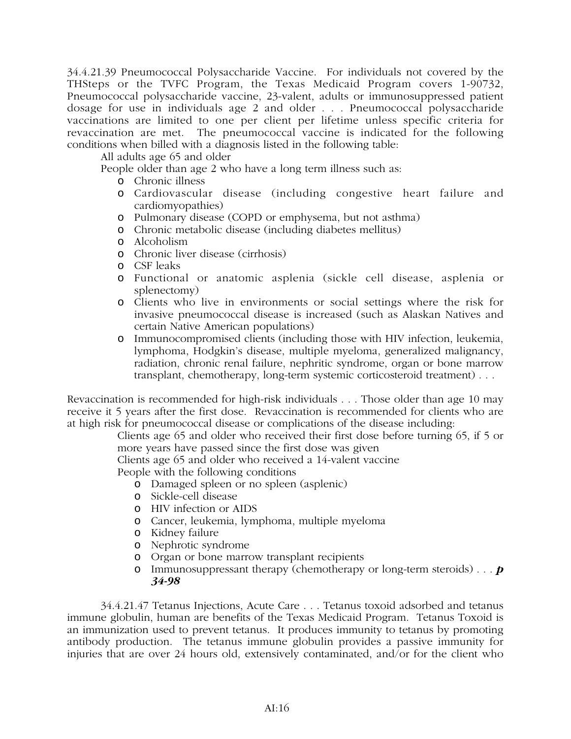34.4.21.39 Pneumococcal Polysaccharide Vaccine. For individuals not covered by the THSteps or the TVFC Program, the Texas Medicaid Program covers 1-90732, Pneumococcal polysaccharide vaccine, 23-valent, adults or immunosuppressed patient dosage for use in individuals age 2 and older . . . Pneumococcal polysaccharide vaccinations are limited to one per client per lifetime unless specific criteria for revaccination are met. The pneumococcal vaccine is indicated for the following conditions when billed with a diagnosis listed in the following table:

All adults age 65 and older

People older than age 2 who have a long term illness such as:

- Chronic illness
- Cardiovascular disease (including congestive heart failure and cardiomyopathies)
- Pulmonary disease (COPD or emphysema, but not asthma)
- Chronic metabolic disease (including diabetes mellitus)
- Alcoholism
- Chronic liver disease (cirrhosis)
- CSF leaks
- Functional or anatomic asplenia (sickle cell disease, asplenia or splenectomy)
- Clients who live in environments or social settings where the risk for invasive pneumococcal disease is increased (such as Alaskan Natives and certain Native American populations)
- Immunocompromised clients (including those with HIV infection, leukemia, lymphoma, Hodgkin's disease, multiple myeloma, generalized malignancy, radiation, chronic renal failure, nephritic syndrome, organ or bone marrow transplant, chemotherapy, long-term systemic corticosteroid treatment) . . .

Revaccination is recommended for high-risk individuals . . . Those older than age 10 may receive it 5 years after the first dose. Revaccination is recommended for clients who are at high risk for pneumococcal disease or complications of the disease including:

Clients age 65 and older who received their first dose before turning 65, if 5 or more years have passed since the first dose was given

Clients age 65 and older who received a 14-valent vaccine

People with the following conditions

- Damaged spleen or no spleen (asplenic)
- Sickle-cell disease
- HIV infection or AIDS
- Cancer, leukemia, lymphoma, multiple myeloma
- Kidney failure
- Nephrotic syndrome
- Organ or bone marrow transplant recipients
- Immunosuppressant therapy (chemotherapy or long-term steroids) . . . ***p 34-98***

34.4.21.47 Tetanus Injections, Acute Care . . . Tetanus toxoid adsorbed and tetanus immune globulin, human are benefits of the Texas Medicaid Program. Tetanus Toxoid is an immunization used to prevent tetanus. It produces immunity to tetanus by promoting antibody production. The tetanus immune globulin provides a passive immunity for injuries that are over 24 hours old, extensively contaminated, and/or for the client who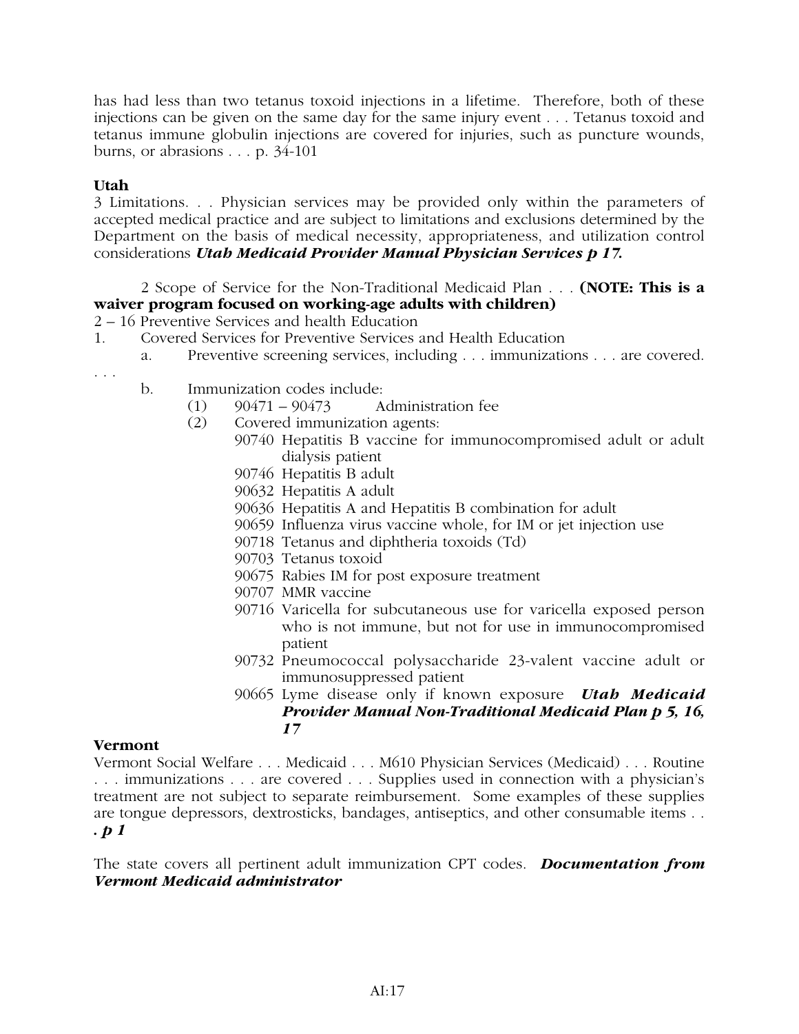has had less than two tetanus toxoid injections in a lifetime. Therefore, both of these injections can be given on the same day for the same injury event . . . Tetanus toxoid and tetanus immune globulin injections are covered for injuries, such as puncture wounds, burns, or abrasions . . . p. 34-101

**Utah**

3 Limitations. . . Physician services may be provided only within the parameters of accepted medical practice and are subject to limitations and exclusions determined by the Department on the basis of medical necessity, appropriateness, and utilization control considerations ***Utah Medicaid Provider Manual Physician Services p 17.***

2 Scope of Service for the Non-Traditional Medicaid Plan . . . **(NOTE: This is a waiver program focused on working-age adults with children)**

2 – 16 Preventive Services and health Education

1. Covered Services for Preventive Services and Health Education
    a. Preventive screening services, including . . . immunizations . . . are covered. . . .
    b. Immunization codes include:
        (1) 90471 – 90473 Administration fee
        (2) Covered immunization agents:
            - 90740 Hepatitis B vaccine for immunocompromised adult or adult dialysis patient
            - 90746 Hepatitis B adult
            - 90632 Hepatitis A adult
            - 90636 Hepatitis A and Hepatitis B combination for adult
            - 90659 Influenza virus vaccine whole, for IM or jet injection use
            - 90718 Tetanus and diphtheria toxoids (Td)
            - 90703 Tetanus toxoid
            - 90675 Rabies IM for post exposure treatment
            - 90707 MMR vaccine
            - 90716 Varicella for subcutaneous use for varicella exposed person who is not immune, but not for use in immunocompromised patient
            - 90732 Pneumococcal polysaccharide 23-valent vaccine adult or immunosuppressed patient
            - 90665 Lyme disease only if known exposure ***Utah Medicaid Provider Manual Non-Traditional Medicaid Plan p 5, 16, 17***

**Vermont**

Vermont Social Welfare . . . Medicaid . . . M610 Physician Services (Medicaid) . . . Routine . . . immunizations . . . are covered . . . Supplies used in connection with a physician's treatment are not subject to separate reimbursement. Some examples of these supplies are tongue depressors, dextrosticks, bandages, antiseptics, and other consumable items . . . ***p 1***

The state covers all pertinent adult immunization CPT codes. ***Documentation from Vermont Medicaid administrator***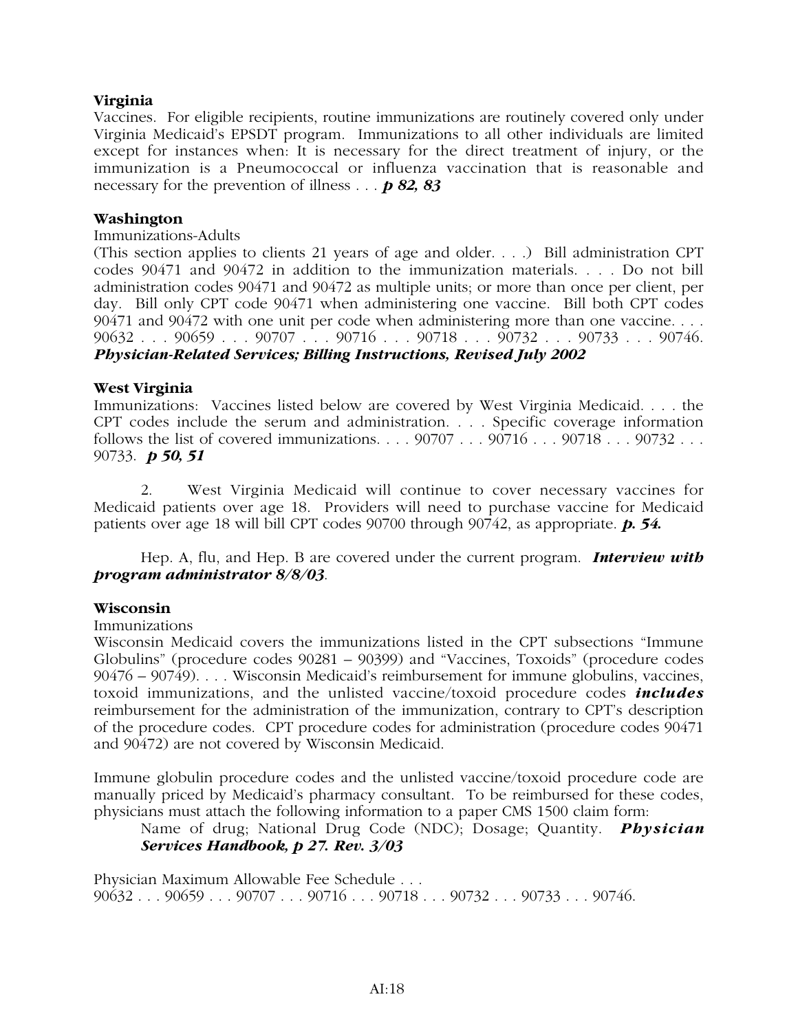**Virginia**

Vaccines. For eligible recipients, routine immunizations are routinely covered only under Virginia Medicaid's EPSDT program. Immunizations to all other individuals are limited except for instances when: It is necessary for the direct treatment of injury, or the immunization is a Pneumococcal or influenza vaccination that is reasonable and necessary for the prevention of illness . . . ***p 82, 83***

**Washington**

Immunizations-Adults

(This section applies to clients 21 years of age and older. . . .) Bill administration CPT codes 90471 and 90472 in addition to the immunization materials. . . . Do not bill administration codes 90471 and 90472 as multiple units; or more than once per client, per day. Bill only CPT code 90471 when administering one vaccine. Bill both CPT codes 90471 and 90472 with one unit per code when administering more than one vaccine. . . . 90632 . . . 90659 . . . 90707 . . . 90716 . . . 90718 . . . 90732 . . . 90733 . . . 90746. ***Physician-Related Services; Billing Instructions, Revised July 2002***

**West Virginia**

Immunizations: Vaccines listed below are covered by West Virginia Medicaid. . . . the CPT codes include the serum and administration. . . . Specific coverage information follows the list of covered immunizations. . . . 90707 . . . 90716 . . . 90718 . . . 90732 . . . 90733. ***p 50, 51***

2. West Virginia Medicaid will continue to cover necessary vaccines for Medicaid patients over age 18. Providers will need to purchase vaccine for Medicaid patients over age 18 will bill CPT codes 90700 through 90742, as appropriate. ***p. 54.***

Hep. A, flu, and Hep. B are covered under the current program. ***Interview with program administrator 8/8/03***.

**Wisconsin**

Immunizations

Wisconsin Medicaid covers the immunizations listed in the CPT subsections "Immune Globulins" (procedure codes 90281 – 90399) and "Vaccines, Toxoids" (procedure codes 90476 – 90749). . . . Wisconsin Medicaid's reimbursement for immune globulins, vaccines, toxoid immunizations, and the unlisted vaccine/toxoid procedure codes ***includes*** reimbursement for the administration of the immunization, contrary to CPT's description of the procedure codes. CPT procedure codes for administration (procedure codes 90471 and 90472) are not covered by Wisconsin Medicaid.

Immune globulin procedure codes and the unlisted vaccine/toxoid procedure code are manually priced by Medicaid's pharmacy consultant. To be reimbursed for these codes, physicians must attach the following information to a paper CMS 1500 claim form:

> Name of drug; National Drug Code (NDC); Dosage; Quantity. ***Physician Services Handbook, p 27. Rev. 3/03***

Physician Maximum Allowable Fee Schedule . . .
90632 . . . 90659 . . . 90707 . . . 90716 . . . 90718 . . . 90732 . . . 90733 . . . 90746.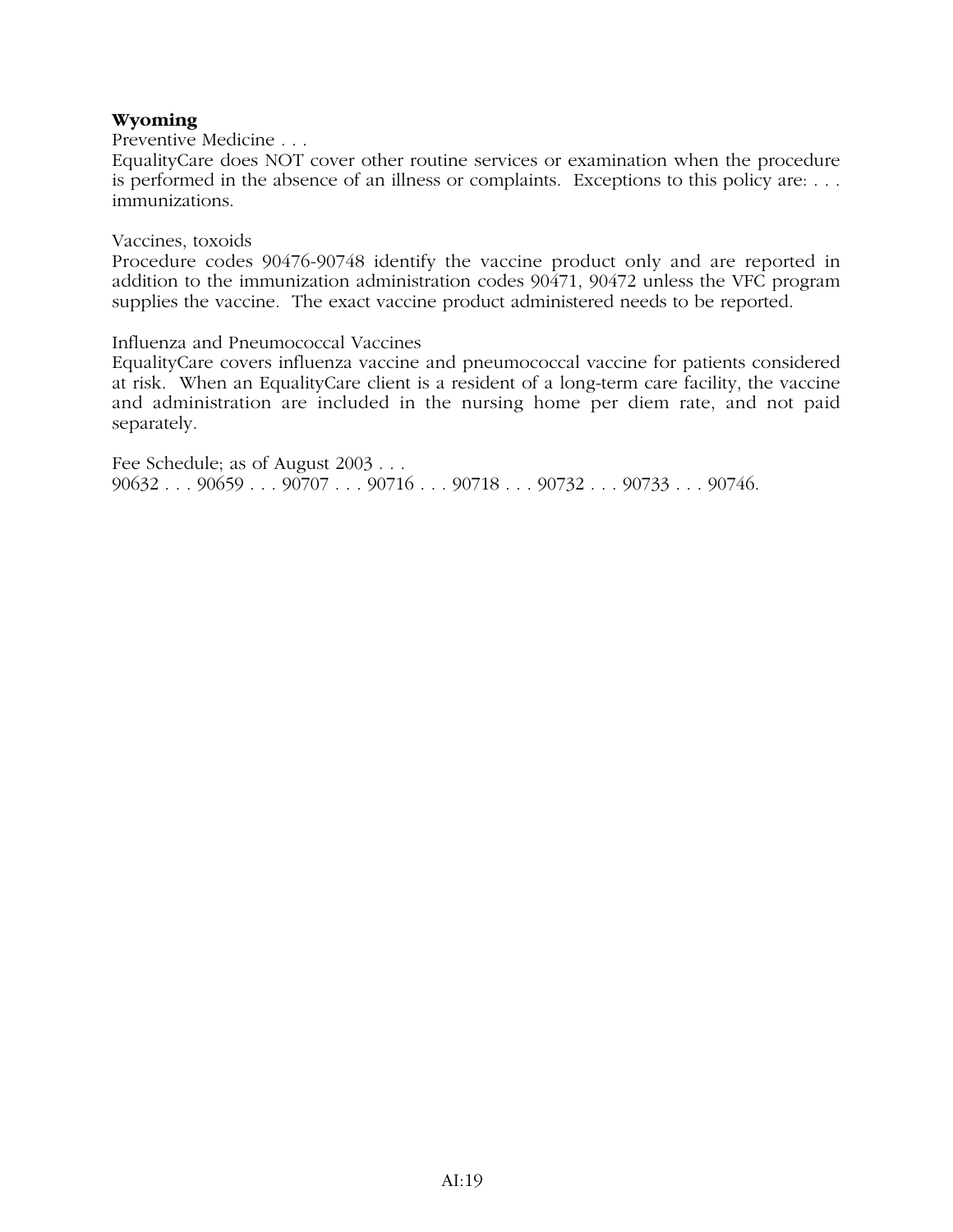**Wyoming**

Preventive Medicine . . .

EqualityCare does NOT cover other routine services or examination when the procedure is performed in the absence of an illness or complaints. Exceptions to this policy are: . . . immunizations.

Vaccines, toxoids

Procedure codes 90476-90748 identify the vaccine product only and are reported in addition to the immunization administration codes 90471, 90472 unless the VFC program supplies the vaccine. The exact vaccine product administered needs to be reported.

Influenza and Pneumococcal Vaccines

EqualityCare covers influenza vaccine and pneumococcal vaccine for patients considered at risk. When an EqualityCare client is a resident of a long-term care facility, the vaccine and administration are included in the nursing home per diem rate, and not paid separately.

Fee Schedule; as of August 2003 . . .

90632 . . . 90659 . . . 90707 . . . 90716 . . . 90718 . . . 90732 . . . 90733 . . . 90746.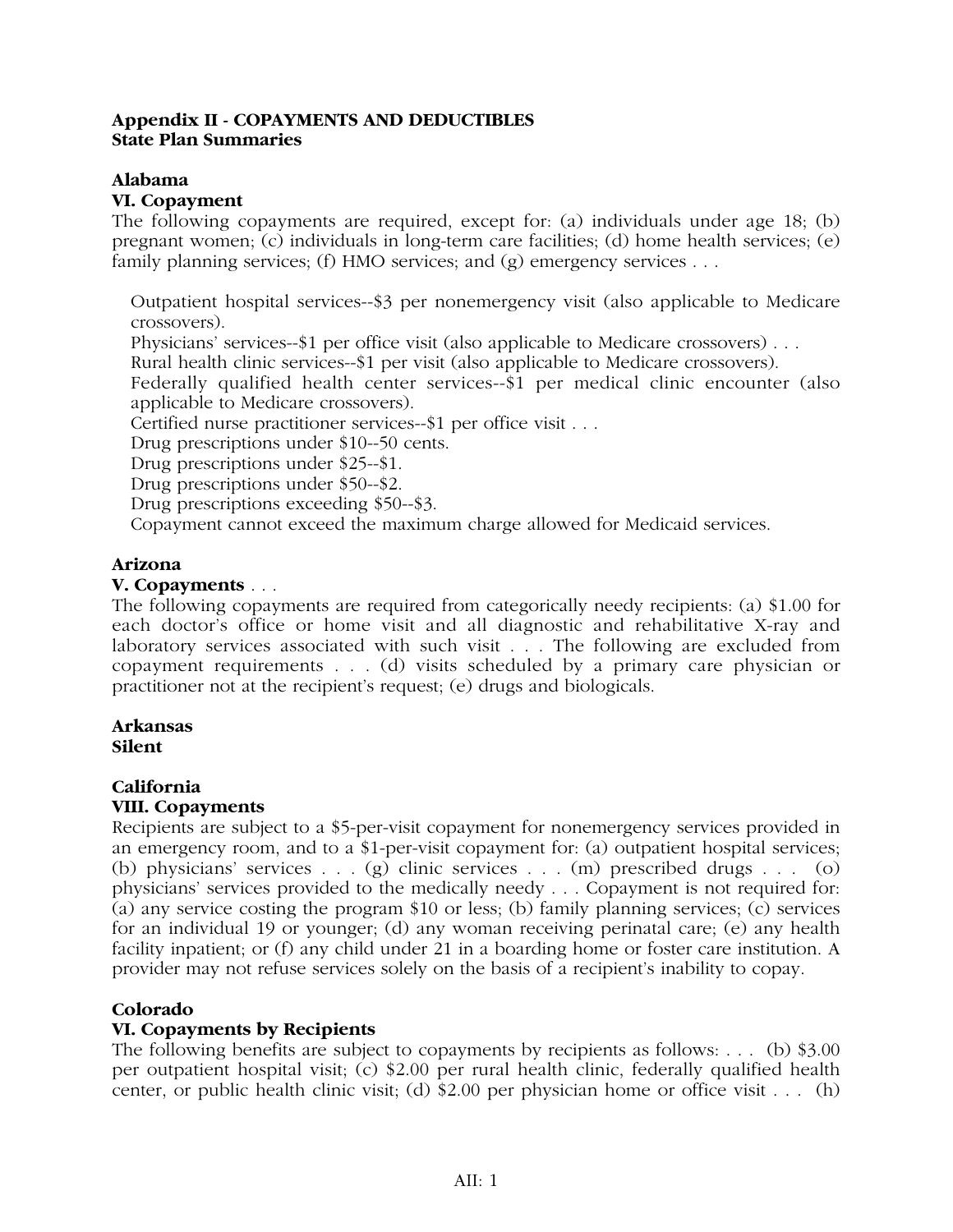**Appendix II - COPAYMENTS AND DEDUCTIBLES**
**State Plan Summaries**

**Alabama**
**VI. Copayment**
The following copayments are required, except for: (a) individuals under age 18; (b) pregnant women; (c) individuals in long-term care facilities; (d) home health services; (e) family planning services; (f) HMO services; and (g) emergency services . . .

Outpatient hospital services--$3 per nonemergency visit (also applicable to Medicare crossovers).
Physicians' services--$1 per office visit (also applicable to Medicare crossovers) . . .
Rural health clinic services--$1 per visit (also applicable to Medicare crossovers).
Federally qualified health center services--$1 per medical clinic encounter (also applicable to Medicare crossovers).
Certified nurse practitioner services--$1 per office visit . . .
Drug prescriptions under $10--50 cents.
Drug prescriptions under $25--$1.
Drug prescriptions under $50--$2.
Drug prescriptions exceeding $50--$3.
Copayment cannot exceed the maximum charge allowed for Medicaid services.

**Arizona**
**V. Copayments** . . .
The following copayments are required from categorically needy recipients: (a) $1.00 for each doctor's office or home visit and all diagnostic and rehabilitative X-ray and laboratory services associated with such visit . . . The following are excluded from copayment requirements . . . (d) visits scheduled by a primary care physician or practitioner not at the recipient's request; (e) drugs and biologicals.

**Arkansas**
**Silent**

**California**
**VIII. Copayments**
Recipients are subject to a $5-per-visit copayment for nonemergency services provided in an emergency room, and to a $1-per-visit copayment for: (a) outpatient hospital services; (b) physicians' services . . . (g) clinic services . . . (m) prescribed drugs . . . (o) physicians' services provided to the medically needy . . . Copayment is not required for: (a) any service costing the program $10 or less; (b) family planning services; (c) services for an individual 19 or younger; (d) any woman receiving perinatal care; (e) any health facility inpatient; or (f) any child under 21 in a boarding home or foster care institution. A provider may not refuse services solely on the basis of a recipient's inability to copay.

**Colorado**
**VI. Copayments by Recipients**
The following benefits are subject to copayments by recipients as follows: . . . (b) $3.00 per outpatient hospital visit; (c) $2.00 per rural health clinic, federally qualified health center, or public health clinic visit; (d) $2.00 per physician home or office visit . . . (h)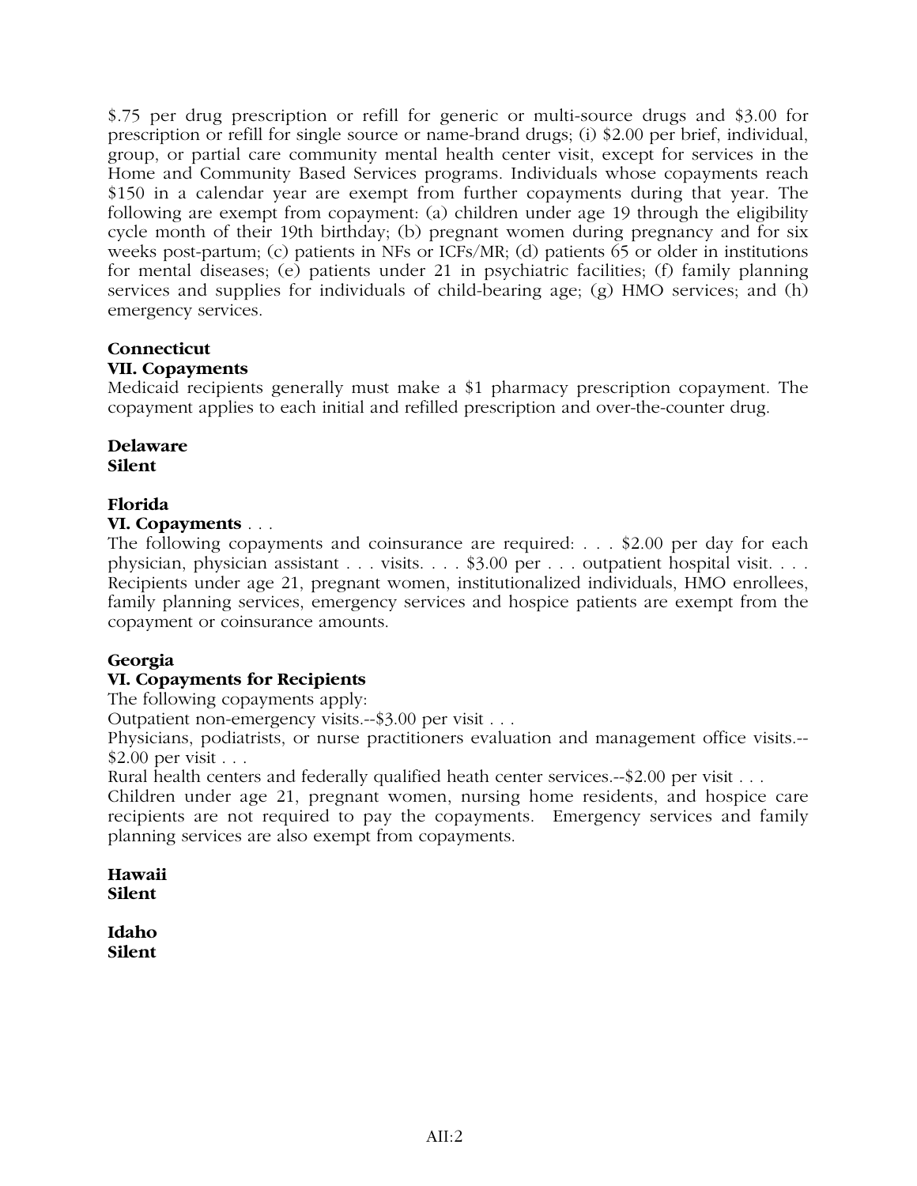$.75 per drug prescription or refill for generic or multi-source drugs and $3.00 for prescription or refill for single source or name-brand drugs; (i) $2.00 per brief, individual, group, or partial care community mental health center visit, except for services in the Home and Community Based Services programs. Individuals whose copayments reach $150 in a calendar year are exempt from further copayments during that year. The following are exempt from copayment: (a) children under age 19 through the eligibility cycle month of their 19th birthday; (b) pregnant women during pregnancy and for six weeks post-partum; (c) patients in NFs or ICFs/MR; (d) patients 65 or older in institutions for mental diseases; (e) patients under 21 in psychiatric facilities; (f) family planning services and supplies for individuals of child-bearing age; (g) HMO services; and (h) emergency services.

**Connecticut**
**VII. Copayments**
Medicaid recipients generally must make a $1 pharmacy prescription copayment. The copayment applies to each initial and refilled prescription and over-the-counter drug.

**Delaware**
**Silent**

**Florida**
**VI. Copayments** . . .
The following copayments and coinsurance are required: . . . $2.00 per day for each physician, physician assistant . . . visits. . . . $3.00 per . . . outpatient hospital visit. . . . Recipients under age 21, pregnant women, institutionalized individuals, HMO enrollees, family planning services, emergency services and hospice patients are exempt from the copayment or coinsurance amounts.

**Georgia**
**VI. Copayments for Recipients**
The following copayments apply:
Outpatient non-emergency visits.--$3.00 per visit . . .
Physicians, podiatrists, or nurse practitioners evaluation and management office visits.--$2.00 per visit . . .
Rural health centers and federally qualified heath center services.--$2.00 per visit . . .
Children under age 21, pregnant women, nursing home residents, and hospice care recipients are not required to pay the copayments. Emergency services and family planning services are also exempt from copayments.

**Hawaii**
**Silent**

**Idaho**
**Silent**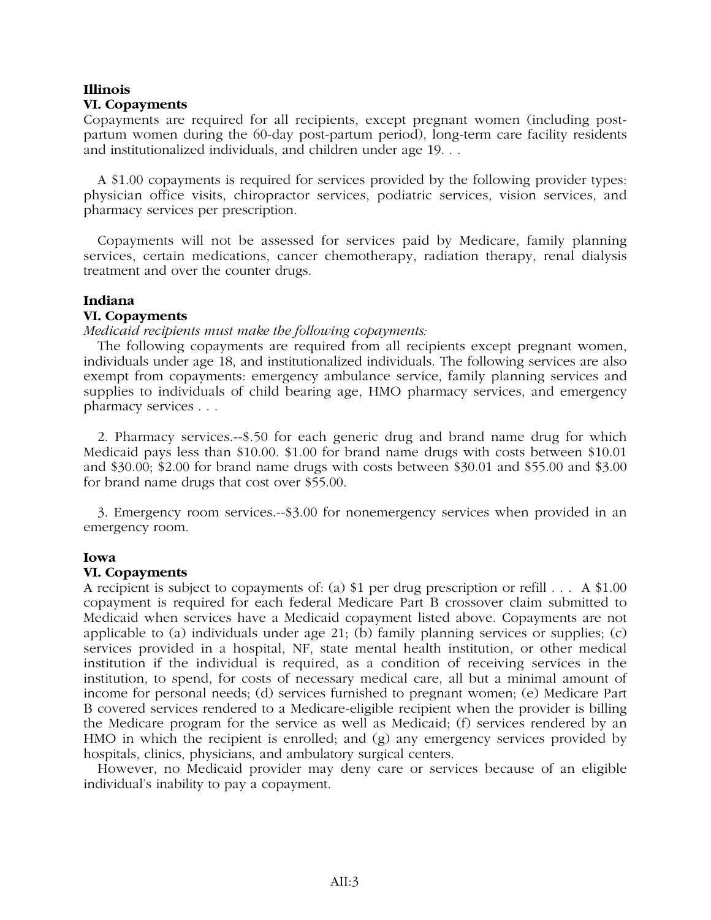**Illinois**

**VI. Copayments**

Copayments are required for all recipients, except pregnant women (including post-partum women during the 60-day post-partum period), long-term care facility residents and institutionalized individuals, and children under age 19. . .

A $1.00 copayments is required for services provided by the following provider types: physician office visits, chiropractor services, podiatric services, vision services, and pharmacy services per prescription.

Copayments will not be assessed for services paid by Medicare, family planning services, certain medications, cancer chemotherapy, radiation therapy, renal dialysis treatment and over the counter drugs.

**Indiana**

**VI. Copayments**

*Medicaid recipients must make the following copayments:*

The following copayments are required from all recipients except pregnant women, individuals under age 18, and institutionalized individuals. The following services are also exempt from copayments: emergency ambulance service, family planning services and supplies to individuals of child bearing age, HMO pharmacy services, and emergency pharmacy services . . .

2. Pharmacy services.--$.50 for each generic drug and brand name drug for which Medicaid pays less than $10.00. $1.00 for brand name drugs with costs between $10.01 and $30.00; $2.00 for brand name drugs with costs between $30.01 and $55.00 and $3.00 for brand name drugs that cost over $55.00.

3. Emergency room services.--$3.00 for nonemergency services when provided in an emergency room.

**Iowa**

**VI. Copayments**

A recipient is subject to copayments of: (a) $1 per drug prescription or refill . . . A $1.00 copayment is required for each federal Medicare Part B crossover claim submitted to Medicaid when services have a Medicaid copayment listed above. Copayments are not applicable to (a) individuals under age 21; (b) family planning services or supplies; (c) services provided in a hospital, NF, state mental health institution, or other medical institution if the individual is required, as a condition of receiving services in the institution, to spend, for costs of necessary medical care, all but a minimal amount of income for personal needs; (d) services furnished to pregnant women; (e) Medicare Part B covered services rendered to a Medicare-eligible recipient when the provider is billing the Medicare program for the service as well as Medicaid; (f) services rendered by an HMO in which the recipient is enrolled; and (g) any emergency services provided by hospitals, clinics, physicians, and ambulatory surgical centers.

However, no Medicaid provider may deny care or services because of an eligible individual's inability to pay a copayment.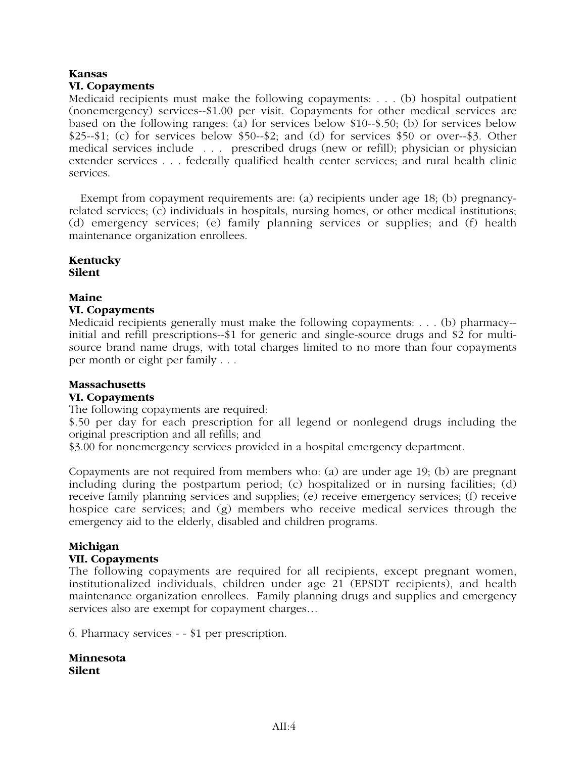**Kansas**
**VI. Copayments**
Medicaid recipients must make the following copayments: . . . (b) hospital outpatient (nonemergency) services--$1.00 per visit. Copayments for other medical services are based on the following ranges: (a) for services below $10--$.50; (b) for services below $25--$1; (c) for services below $50--$2; and (d) for services $50 or over--$3. Other medical services include . . . prescribed drugs (new or refill); physician or physician extender services . . . federally qualified health center services; and rural health clinic services.

Exempt from copayment requirements are: (a) recipients under age 18; (b) pregnancy-related services; (c) individuals in hospitals, nursing homes, or other medical institutions; (d) emergency services; (e) family planning services or supplies; and (f) health maintenance organization enrollees.

**Kentucky**
**Silent**

**Maine**
**VI. Copayments**
Medicaid recipients generally must make the following copayments: . . . (b) pharmacy--initial and refill prescriptions--$1 for generic and single-source drugs and $2 for multi-source brand name drugs, with total charges limited to no more than four copayments per month or eight per family . . .

**Massachusetts**
**VI. Copayments**
The following copayments are required:
$.50 per day for each prescription for all legend or nonlegend drugs including the original prescription and all refills; and
$3.00 for nonemergency services provided in a hospital emergency department.

Copayments are not required from members who: (a) are under age 19; (b) are pregnant including during the postpartum period; (c) hospitalized or in nursing facilities; (d) receive family planning services and supplies; (e) receive emergency services; (f) receive hospice care services; and (g) members who receive medical services through the emergency aid to the elderly, disabled and children programs.

**Michigan**
**VII. Copayments**
The following copayments are required for all recipients, except pregnant women, institutionalized individuals, children under age 21 (EPSDT recipients), and health maintenance organization enrollees. Family planning drugs and supplies and emergency services also are exempt for copayment charges…

6. Pharmacy services - - $1 per prescription.

**Minnesota**
**Silent**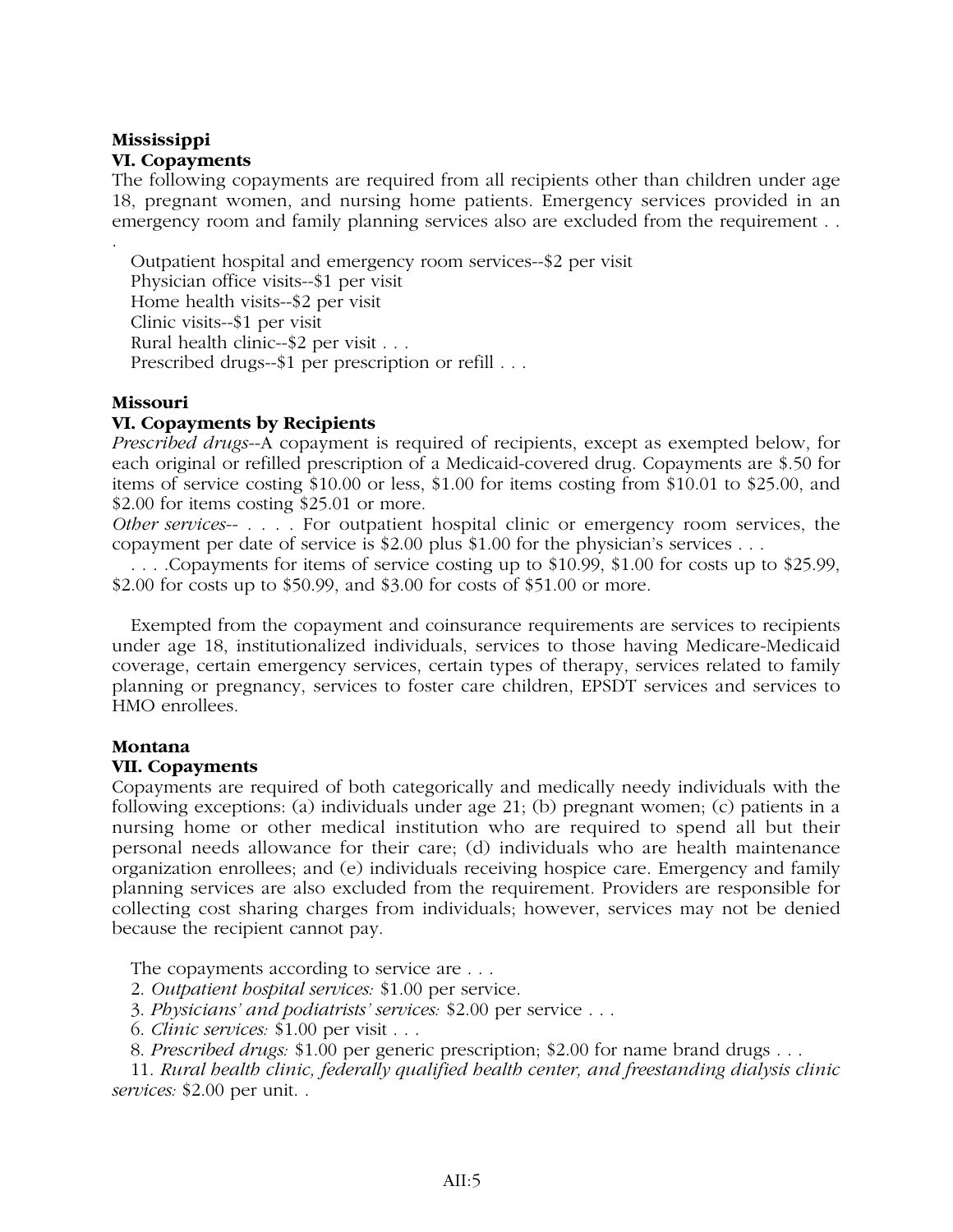**Mississippi**

**VI. Copayments**

The following copayments are required from all recipients other than children under age 18, pregnant women, and nursing home patients. Emergency services provided in an emergency room and family planning services also are excluded from the requirement . . .

Outpatient hospital and emergency room services--$2 per visit
Physician office visits--$1 per visit
Home health visits--$2 per visit
Clinic visits--$1 per visit
Rural health clinic--$2 per visit . . .
Prescribed drugs--$1 per prescription or refill . . .

**Missouri**

**VI. Copayments by Recipients**

*Prescribed drugs*--A copayment is required of recipients, except as exempted below, for each original or refilled prescription of a Medicaid-covered drug. Copayments are $.50 for items of service costing $10.00 or less, $1.00 for items costing from $10.01 to $25.00, and $2.00 for items costing $25.01 or more.

*Other services*-- . . . . For outpatient hospital clinic or emergency room services, the copayment per date of service is $2.00 plus $1.00 for the physician's services . . .

. . . .Copayments for items of service costing up to $10.99, $1.00 for costs up to $25.99, $2.00 for costs up to $50.99, and $3.00 for costs of $51.00 or more.

Exempted from the copayment and coinsurance requirements are services to recipients under age 18, institutionalized individuals, services to those having Medicare-Medicaid coverage, certain emergency services, certain types of therapy, services related to family planning or pregnancy, services to foster care children, EPSDT services and services to HMO enrollees.

**Montana**

**VII. Copayments**

Copayments are required of both categorically and medically needy individuals with the following exceptions: (a) individuals under age 21; (b) pregnant women; (c) patients in a nursing home or other medical institution who are required to spend all but their personal needs allowance for their care; (d) individuals who are health maintenance organization enrollees; and (e) individuals receiving hospice care. Emergency and family planning services are also excluded from the requirement. Providers are responsible for collecting cost sharing charges from individuals; however, services may not be denied because the recipient cannot pay.

The copayments according to service are . . .

2. *Outpatient hospital services:* $1.00 per service.
3. *Physicians' and podiatrists' services:* $2.00 per service . . .
6. *Clinic services:* $1.00 per visit . . .
8. *Prescribed drugs:* $1.00 per generic prescription; $2.00 for name brand drugs . . .
11. *Rural health clinic, federally qualified health center, and freestanding dialysis clinic services:* $2.00 per unit. .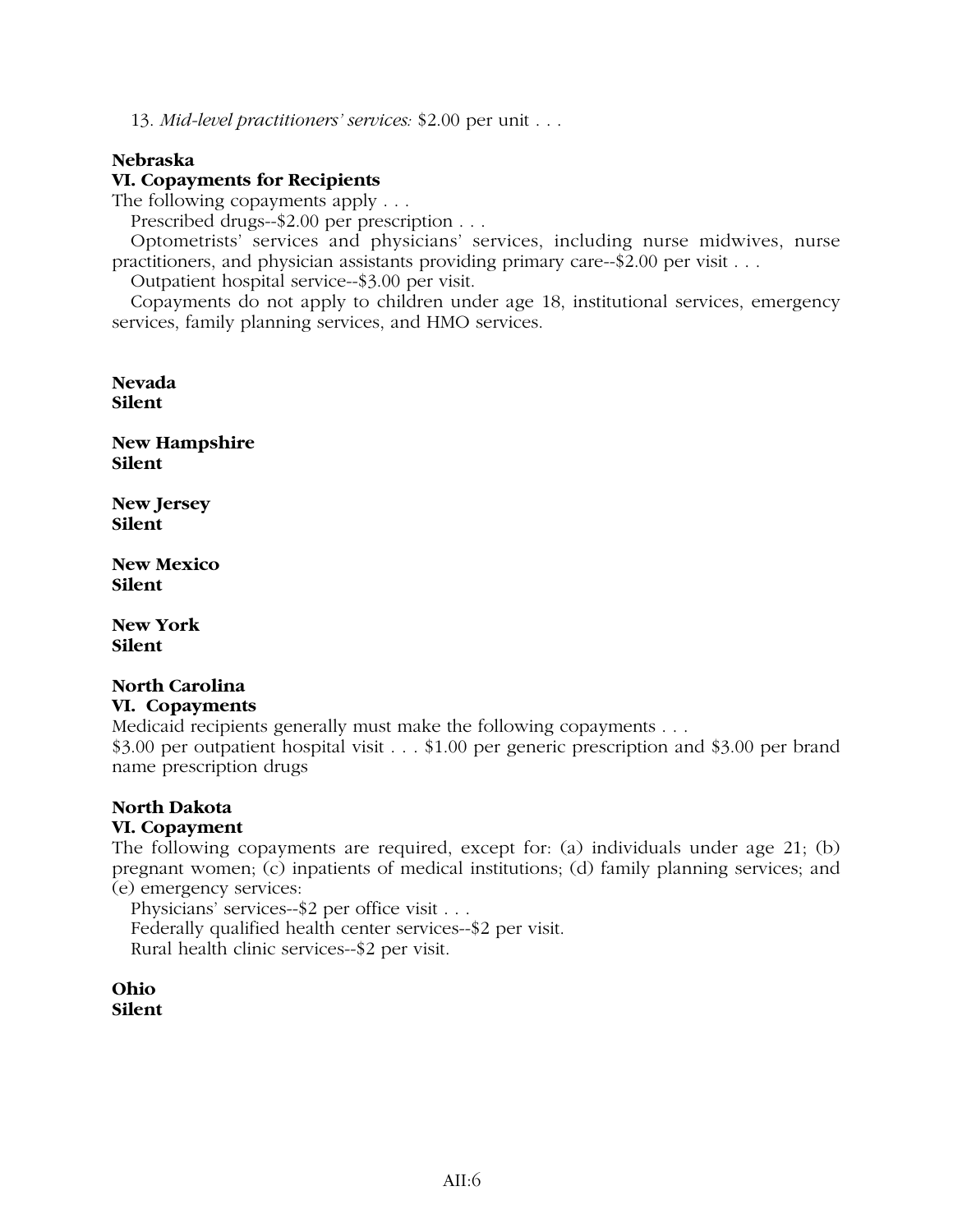13. *Mid-level practitioners' services:* $2.00 per unit . . .

**Nebraska**
**VI. Copayments for Recipients**

The following copayments apply . . .

Prescribed drugs--$2.00 per prescription . . .

Optometrists' services and physicians' services, including nurse midwives, nurse practitioners, and physician assistants providing primary care--$2.00 per visit . . .

Outpatient hospital service--$3.00 per visit.

Copayments do not apply to children under age 18, institutional services, emergency services, family planning services, and HMO services.

**Nevada**
**Silent**

**New Hampshire**
**Silent**

**New Jersey**
**Silent**

**New Mexico**
**Silent**

**New York**
**Silent**

**North Carolina**
**VI. Copayments**

Medicaid recipients generally must make the following copayments . . .
$3.00 per outpatient hospital visit . . . $1.00 per generic prescription and $3.00 per brand name prescription drugs

**North Dakota**
**VI. Copayment**

The following copayments are required, except for: (a) individuals under age 21; (b) pregnant women; (c) inpatients of medical institutions; (d) family planning services; and (e) emergency services:

Physicians' services--$2 per office visit . . .

Federally qualified health center services--$2 per visit.

Rural health clinic services--$2 per visit.

**Ohio**
**Silent**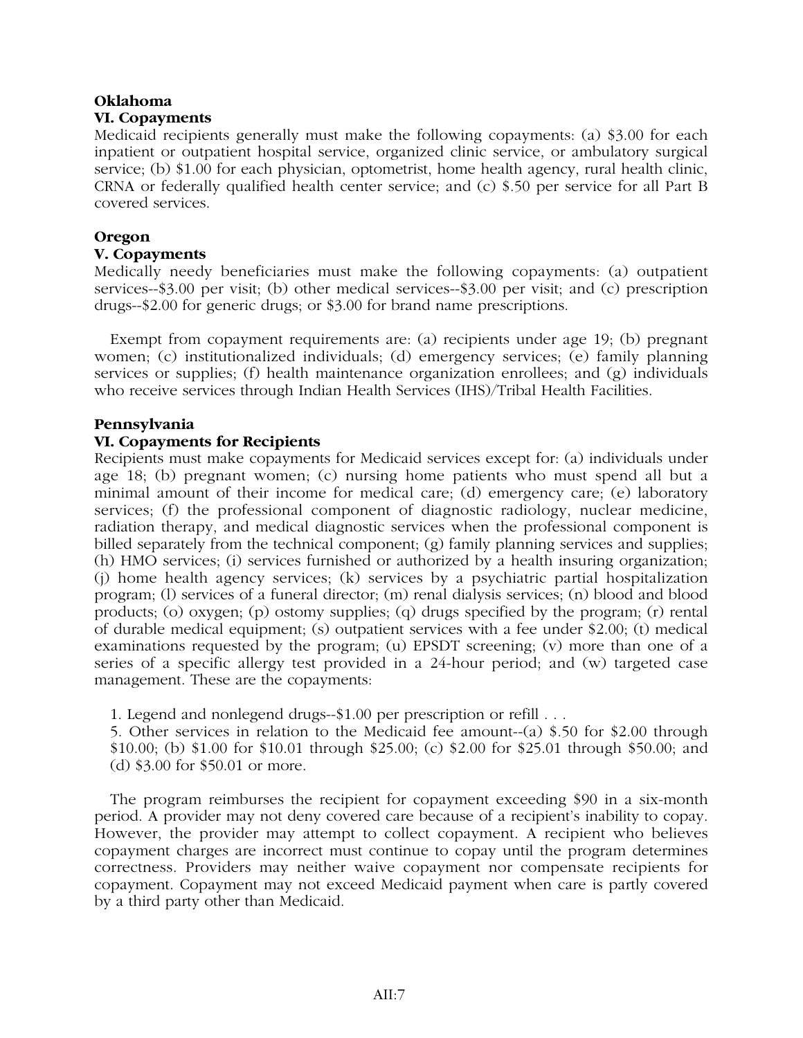**Oklahoma**

**VI. Copayments**

Medicaid recipients generally must make the following copayments: (a) $3.00 for each inpatient or outpatient hospital service, organized clinic service, or ambulatory surgical service; (b) $1.00 for each physician, optometrist, home health agency, rural health clinic, CRNA or federally qualified health center service; and (c) $.50 per service for all Part B covered services.

**Oregon**

**V. Copayments**

Medically needy beneficiaries must make the following copayments: (a) outpatient services--$3.00 per visit; (b) other medical services--$3.00 per visit; and (c) prescription drugs--$2.00 for generic drugs; or $3.00 for brand name prescriptions.

Exempt from copayment requirements are: (a) recipients under age 19; (b) pregnant women; (c) institutionalized individuals; (d) emergency services; (e) family planning services or supplies; (f) health maintenance organization enrollees; and (g) individuals who receive services through Indian Health Services (IHS)/Tribal Health Facilities.

**Pennsylvania**

**VI. Copayments for Recipients**

Recipients must make copayments for Medicaid services except for: (a) individuals under age 18; (b) pregnant women; (c) nursing home patients who must spend all but a minimal amount of their income for medical care; (d) emergency care; (e) laboratory services; (f) the professional component of diagnostic radiology, nuclear medicine, radiation therapy, and medical diagnostic services when the professional component is billed separately from the technical component; (g) family planning services and supplies; (h) HMO services; (i) services furnished or authorized by a health insuring organization; (j) home health agency services; (k) services by a psychiatric partial hospitalization program; (l) services of a funeral director; (m) renal dialysis services; (n) blood and blood products; (o) oxygen; (p) ostomy supplies; (q) drugs specified by the program; (r) rental of durable medical equipment; (s) outpatient services with a fee under $2.00; (t) medical examinations requested by the program; (u) EPSDT screening; (v) more than one of a series of a specific allergy test provided in a 24-hour period; and (w) targeted case management. These are the copayments:

1. Legend and nonlegend drugs--$1.00 per prescription or refill . . .

5. Other services in relation to the Medicaid fee amount--(a) $.50 for $2.00 through $10.00; (b) $1.00 for $10.01 through $25.00; (c) $2.00 for $25.01 through $50.00; and (d) $3.00 for $50.01 or more.

The program reimburses the recipient for copayment exceeding $90 in a six-month period. A provider may not deny covered care because of a recipient's inability to copay. However, the provider may attempt to collect copayment. A recipient who believes copayment charges are incorrect must continue to copay until the program determines correctness. Providers may neither waive copayment nor compensate recipients for copayment. Copayment may not exceed Medicaid payment when care is partly covered by a third party other than Medicaid.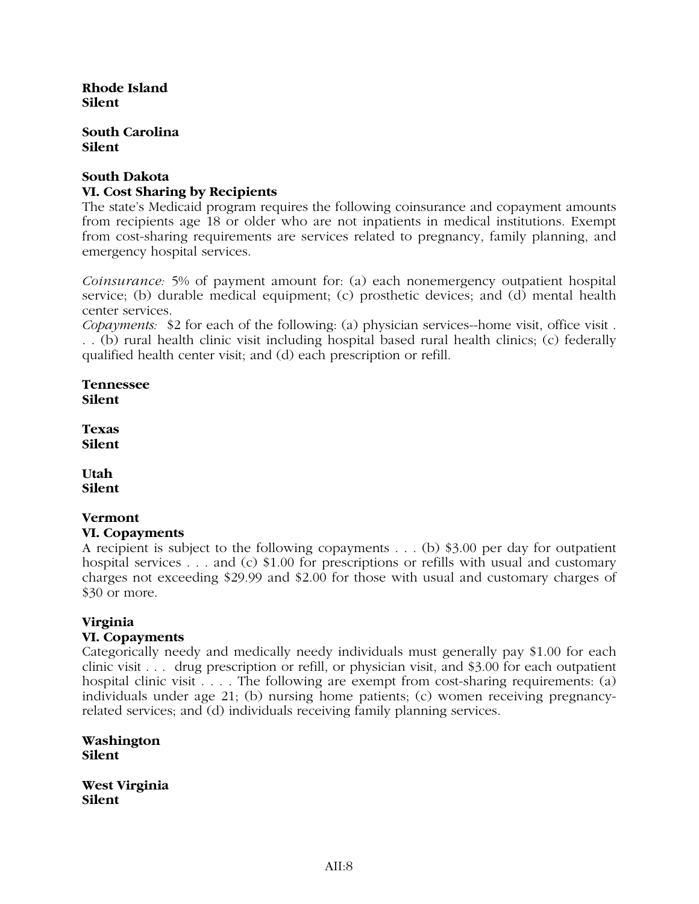**Rhode Island**
**Silent**

**South Carolina**
**Silent**

**South Dakota**
**VI. Cost Sharing by Recipients**
The state's Medicaid program requires the following coinsurance and copayment amounts from recipients age 18 or older who are not inpatients in medical institutions. Exempt from cost-sharing requirements are services related to pregnancy, family planning, and emergency hospital services.

*Coinsurance:* 5% of payment amount for: (a) each nonemergency outpatient hospital service; (b) durable medical equipment; (c) prosthetic devices; and (d) mental health center services.
*Copayments:* $2 for each of the following: (a) physician services--home visit, office visit . . . (b) rural health clinic visit including hospital based rural health clinics; (c) federally qualified health center visit; and (d) each prescription or refill.

**Tennessee**
**Silent**

**Texas**
**Silent**

**Utah**
**Silent**

**Vermont**
**VI. Copayments**
A recipient is subject to the following copayments . . . (b) $3.00 per day for outpatient hospital services . . . and (c) $1.00 for prescriptions or refills with usual and customary charges not exceeding $29.99 and $2.00 for those with usual and customary charges of $30 or more.

**Virginia**
**VI. Copayments**
Categorically needy and medically needy individuals must generally pay $1.00 for each clinic visit . . . drug prescription or refill, or physician visit, and $3.00 for each outpatient hospital clinic visit . . . . The following are exempt from cost-sharing requirements: (a) individuals under age 21; (b) nursing home patients; (c) women receiving pregnancy-related services; and (d) individuals receiving family planning services.

**Washington**
**Silent**

**West Virginia**
**Silent**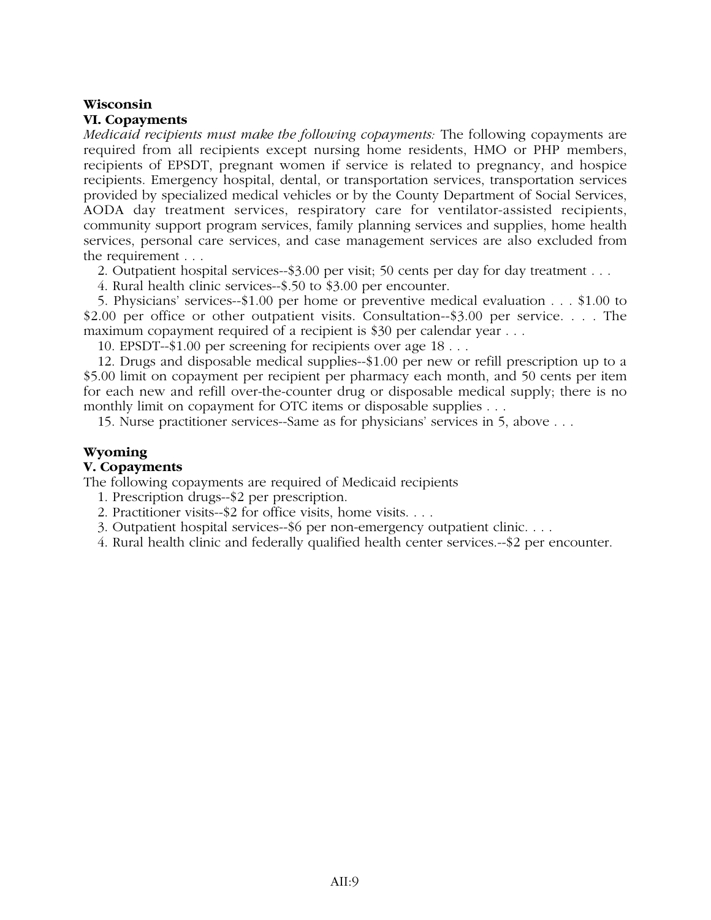**Wisconsin**

**VI. Copayments**

*Medicaid recipients must make the following copayments:* The following copayments are required from all recipients except nursing home residents, HMO or PHP members, recipients of EPSDT, pregnant women if service is related to pregnancy, and hospice recipients. Emergency hospital, dental, or transportation services, transportation services provided by specialized medical vehicles or by the County Department of Social Services, AODA day treatment services, respiratory care for ventilator-assisted recipients, community support program services, family planning services and supplies, home health services, personal care services, and case management services are also excluded from the requirement . . .

2. Outpatient hospital services--$3.00 per visit; 50 cents per day for day treatment . . .

4. Rural health clinic services--$.50 to $3.00 per encounter.

5. Physicians' services--$1.00 per home or preventive medical evaluation . . . $1.00 to $2.00 per office or other outpatient visits. Consultation--$3.00 per service. . . . The maximum copayment required of a recipient is $30 per calendar year . . .

10. EPSDT--$1.00 per screening for recipients over age 18 . . .

12. Drugs and disposable medical supplies--$1.00 per new or refill prescription up to a $5.00 limit on copayment per recipient per pharmacy each month, and 50 cents per item for each new and refill over-the-counter drug or disposable medical supply; there is no monthly limit on copayment for OTC items or disposable supplies . . .

15. Nurse practitioner services--Same as for physicians' services in 5, above . . .

**Wyoming**

**V. Copayments**

The following copayments are required of Medicaid recipients

1. Prescription drugs--$2 per prescription.
2. Practitioner visits--$2 for office visits, home visits. . . .
3. Outpatient hospital services--$6 per non-emergency outpatient clinic. . . .
4. Rural health clinic and federally qualified health center services.--$2 per encounter.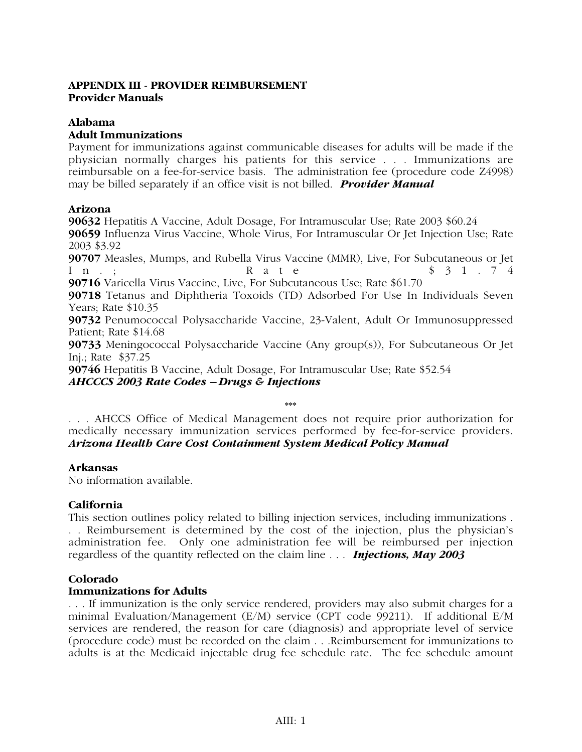**APPENDIX III - PROVIDER REIMBURSEMENT**
**Provider Manuals**

**Alabama**
**Adult Immunizations**
Payment for immunizations against communicable diseases for adults will be made if the physician normally charges his patients for this service . . . Immunizations are reimbursable on a fee-for-service basis. The administration fee (procedure code Z4998) may be billed separately if an office visit is not billed. ***Provider Manual***

**Arizona**
**90632** Hepatitis A Vaccine, Adult Dosage, For Intramuscular Use; Rate 2003 $60.24
**90659** Influenza Virus Vaccine, Whole Virus, For Intramuscular Or Jet Injection Use; Rate 2003 $3.92
**90707** Measles, Mumps, and Rubella Virus Vaccine (MMR), Live, For Subcutaneous or Jet In.; Rate $31.74
**90716** Varicella Virus Vaccine, Live, For Subcutaneous Use; Rate $61.70
**90718** Tetanus and Diphtheria Toxoids (TD) Adsorbed For Use In Individuals Seven Years; Rate $10.35
**90732** Penumococcal Polysaccharide Vaccine, 23-Valent, Adult Or Immunosuppressed Patient; Rate $14.68
**90733** Meningococcal Polysaccharide Vaccine (Any group(s)), For Subcutaneous Or Jet Inj.; Rate $37.25
**90746** Hepatitis B Vaccine, Adult Dosage, For Intramuscular Use; Rate $52.54
***AHCCCS 2003 Rate Codes – Drugs & Injections***

\*\*\*

. . . AHCCS Office of Medical Management does not require prior authorization for medically necessary immunization services performed by fee-for-service providers. ***Arizona Health Care Cost Containment System Medical Policy Manual***

**Arkansas**
No information available.

**California**
This section outlines policy related to billing injection services, including immunizations . . . Reimbursement is determined by the cost of the injection, plus the physician's administration fee. Only one administration fee will be reimbursed per injection regardless of the quantity reflected on the claim line . . . ***Injections, May 2003***

**Colorado**
**Immunizations for Adults**
. . . If immunization is the only service rendered, providers may also submit charges for a minimal Evaluation/Management (E/M) service (CPT code 99211). If additional E/M services are rendered, the reason for care (diagnosis) and appropriate level of service (procedure code) must be recorded on the claim . . .Reimbursement for immunizations to adults is at the Medicaid injectable drug fee schedule rate. The fee schedule amount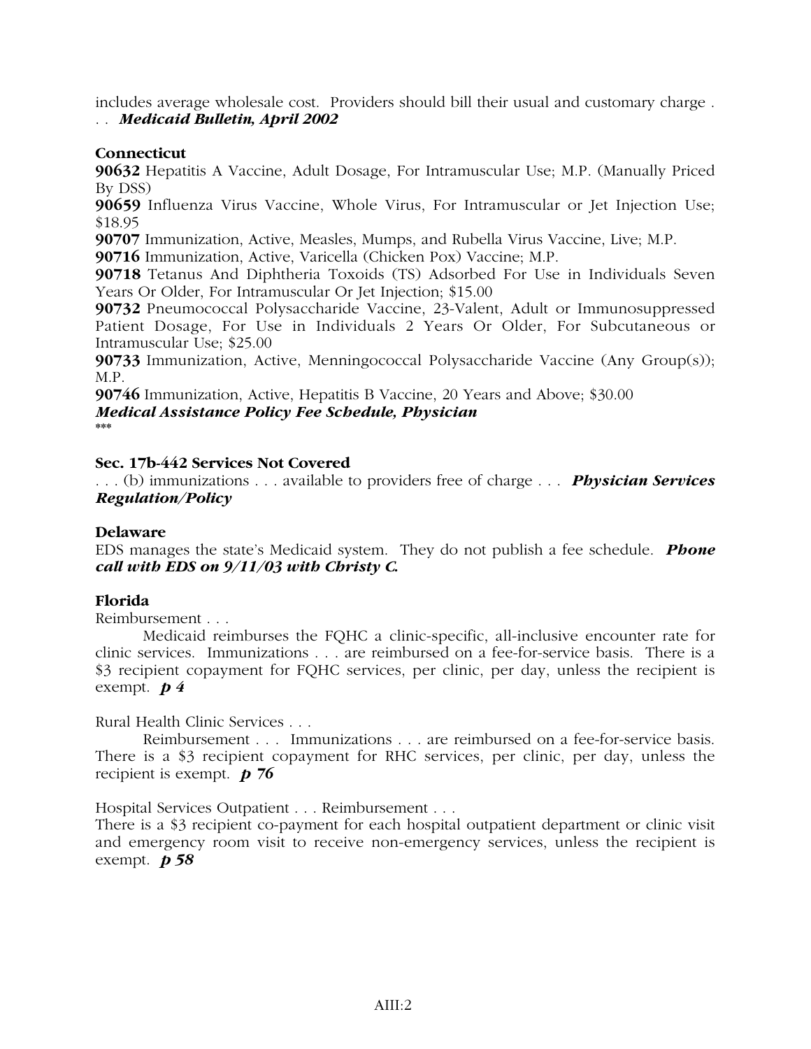includes average wholesale cost. Providers should bill their usual and customary charge . . . ***Medicaid Bulletin, April 2002***

**Connecticut**

**90632** Hepatitis A Vaccine, Adult Dosage, For Intramuscular Use; M.P. (Manually Priced By DSS)

**90659** Influenza Virus Vaccine, Whole Virus, For Intramuscular or Jet Injection Use; $18.95

**90707** Immunization, Active, Measles, Mumps, and Rubella Virus Vaccine, Live; M.P.

**90716** Immunization, Active, Varicella (Chicken Pox) Vaccine; M.P.

**90718** Tetanus And Diphtheria Toxoids (TS) Adsorbed For Use in Individuals Seven Years Or Older, For Intramuscular Or Jet Injection; $15.00

**90732** Pneumococcal Polysaccharide Vaccine, 23-Valent, Adult or Immunosuppressed Patient Dosage, For Use in Individuals 2 Years Or Older, For Subcutaneous or Intramuscular Use; $25.00

**90733** Immunization, Active, Menningococcal Polysaccharide Vaccine (Any Group(s)); M.P.

**90746** Immunization, Active, Hepatitis B Vaccine, 20 Years and Above; $30.00

***Medical Assistance Policy Fee Schedule, Physician***

***

**Sec. 17b-442 Services Not Covered**

. . . (b) immunizations . . . available to providers free of charge . . . ***Physician Services Regulation/Policy***

**Delaware**

EDS manages the state's Medicaid system. They do not publish a fee schedule. ***Phone call with EDS on 9/11/03 with Christy C.***

**Florida**

Reimbursement . . .

Medicaid reimburses the FQHC a clinic-specific, all-inclusive encounter rate for clinic services. Immunizations . . . are reimbursed on a fee-for-service basis. There is a $3 recipient copayment for FQHC services, per clinic, per day, unless the recipient is exempt. ***p 4***

Rural Health Clinic Services . . .

Reimbursement . . . Immunizations . . . are reimbursed on a fee-for-service basis. There is a $3 recipient copayment for RHC services, per clinic, per day, unless the recipient is exempt. ***p 76***

Hospital Services Outpatient . . . Reimbursement . . .

There is a $3 recipient co-payment for each hospital outpatient department or clinic visit and emergency room visit to receive non-emergency services, unless the recipient is exempt. ***p 58***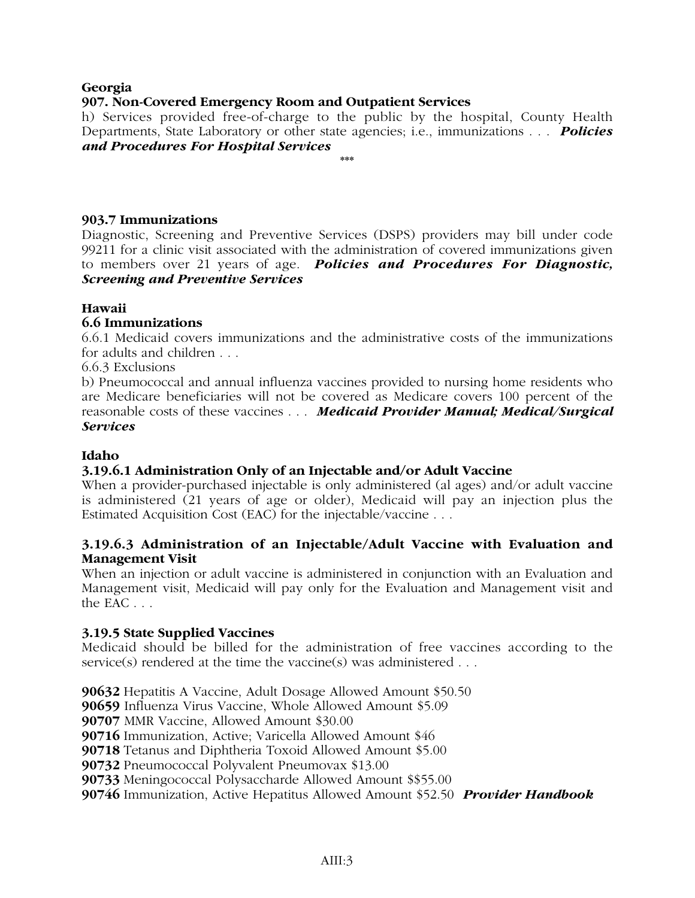**Georgia**

**907. Non-Covered Emergency Room and Outpatient Services**

h) Services provided free-of-charge to the public by the hospital, County Health Departments, State Laboratory or other state agencies; i.e., immunizations . . . ***Policies and Procedures For Hospital Services***

\*\*\*

**903.7 Immunizations**

Diagnostic, Screening and Preventive Services (DSPS) providers may bill under code 99211 for a clinic visit associated with the administration of covered immunizations given to members over 21 years of age. ***Policies and Procedures For Diagnostic, Screening and Preventive Services***

**Hawaii**

**6.6 Immunizations**

6.6.1 Medicaid covers immunizations and the administrative costs of the immunizations for adults and children . . .

6.6.3 Exclusions

b) Pneumococcal and annual influenza vaccines provided to nursing home residents who are Medicare beneficiaries will not be covered as Medicare covers 100 percent of the reasonable costs of these vaccines . . . ***Medicaid Provider Manual; Medical/Surgical Services***

**Idaho**

**3.19.6.1 Administration Only of an Injectable and/or Adult Vaccine**

When a provider-purchased injectable is only administered (al ages) and/or adult vaccine is administered (21 years of age or older), Medicaid will pay an injection plus the Estimated Acquisition Cost (EAC) for the injectable/vaccine . . .

**3.19.6.3 Administration of an Injectable/Adult Vaccine with Evaluation and Management Visit**

When an injection or adult vaccine is administered in conjunction with an Evaluation and Management visit, Medicaid will pay only for the Evaluation and Management visit and the EAC . . .

**3.19.5 State Supplied Vaccines**

Medicaid should be billed for the administration of free vaccines according to the service(s) rendered at the time the vaccine(s) was administered . . .

**90632** Hepatitis A Vaccine, Adult Dosage Allowed Amount $50.50
**90659** Influenza Virus Vaccine, Whole Allowed Amount $5.09
**90707** MMR Vaccine, Allowed Amount $30.00
**90716** Immunization, Active; Varicella Allowed Amount $46
**90718** Tetanus and Diphtheria Toxoid Allowed Amount $5.00
**90732** Pneumococcal Polyvalent Pneumovax $13.00
**90733** Meningococcal Polysaccharde Allowed Amount $$55.00
**90746** Immunization, Active Hepatitus Allowed Amount $52.50 ***Provider Handbook***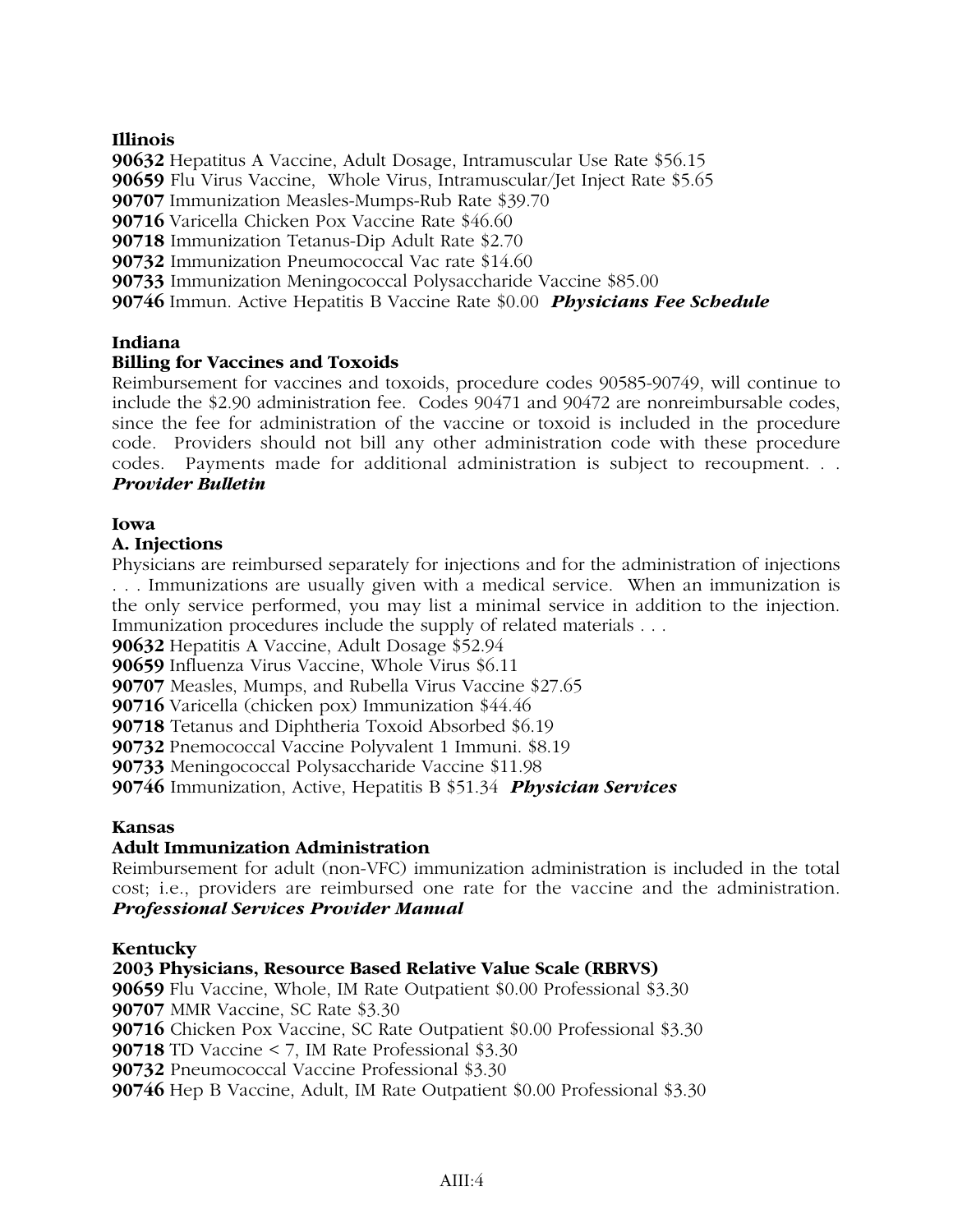**Illinois**

**90632** Hepatitus A Vaccine, Adult Dosage, Intramuscular Use Rate $56.15
**90659** Flu Virus Vaccine, Whole Virus, Intramuscular/Jet Inject Rate $5.65
**90707** Immunization Measles-Mumps-Rub Rate $39.70
**90716** Varicella Chicken Pox Vaccine Rate $46.60
**90718** Immunization Tetanus-Dip Adult Rate $2.70
**90732** Immunization Pneumococcal Vac rate $14.60
**90733** Immunization Meningococcal Polysaccharide Vaccine $85.00
**90746** Immun. Active Hepatitis B Vaccine Rate $0.00 ***Physicians Fee Schedule***

**Indiana**

**Billing for Vaccines and Toxoids**

Reimbursement for vaccines and toxoids, procedure codes 90585-90749, will continue to include the $2.90 administration fee. Codes 90471 and 90472 are nonreimbursable codes, since the fee for administration of the vaccine or toxoid is included in the procedure code. Providers should not bill any other administration code with these procedure codes. Payments made for additional administration is subject to recoupment. . . ***Provider Bulletin***

**Iowa**

**A. Injections**

Physicians are reimbursed separately for injections and for the administration of injections . . . Immunizations are usually given with a medical service. When an immunization is the only service performed, you may list a minimal service in addition to the injection. Immunization procedures include the supply of related materials . . .

**90632** Hepatitis A Vaccine, Adult Dosage $52.94
**90659** Influenza Virus Vaccine, Whole Virus $6.11
**90707** Measles, Mumps, and Rubella Virus Vaccine $27.65
**90716** Varicella (chicken pox) Immunization $44.46
**90718** Tetanus and Diphtheria Toxoid Absorbed $6.19
**90732** Pnemococcal Vaccine Polyvalent 1 Immuni. $8.19
**90733** Meningococcal Polysaccharide Vaccine $11.98
**90746** Immunization, Active, Hepatitis B $51.34 ***Physician Services***

**Kansas**

**Adult Immunization Administration**

Reimbursement for adult (non-VFC) immunization administration is included in the total cost; i.e., providers are reimbursed one rate for the vaccine and the administration. ***Professional Services Provider Manual***

**Kentucky**

**2003 Physicians, Resource Based Relative Value Scale (RBRVS)**

**90659** Flu Vaccine, Whole, IM Rate Outpatient $0.00 Professional $3.30
**90707** MMR Vaccine, SC Rate $3.30
**90716** Chicken Pox Vaccine, SC Rate Outpatient $0.00 Professional $3.30
**90718** TD Vaccine < 7, IM Rate Professional $3.30
**90732** Pneumococcal Vaccine Professional $3.30
**90746** Hep B Vaccine, Adult, IM Rate Outpatient $0.00 Professional $3.30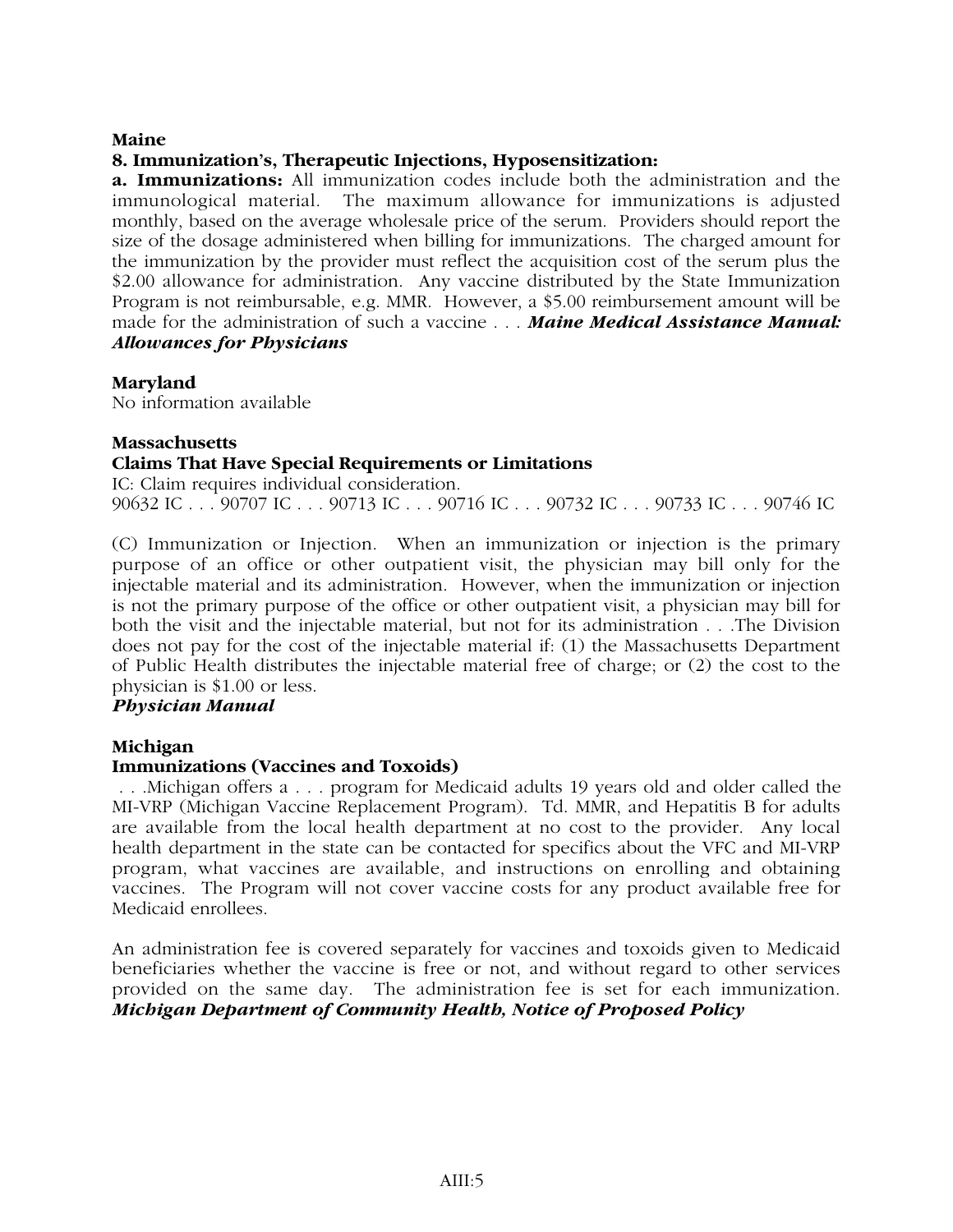**Maine**

**8. Immunization's, Therapeutic Injections, Hyposensitization:**

**a. Immunizations:** All immunization codes include both the administration and the immunological material. The maximum allowance for immunizations is adjusted monthly, based on the average wholesale price of the serum. Providers should report the size of the dosage administered when billing for immunizations. The charged amount for the immunization by the provider must reflect the acquisition cost of the serum plus the $2.00 allowance for administration. Any vaccine distributed by the State Immunization Program is not reimbursable, e.g. MMR. However, a $5.00 reimbursement amount will be made for the administration of such a vaccine . . . ***Maine Medical Assistance Manual: Allowances for Physicians***

**Maryland**

No information available

**Massachusetts**

**Claims That Have Special Requirements or Limitations**

IC: Claim requires individual consideration.

90632 IC . . . 90707 IC . . . 90713 IC . . . 90716 IC . . . 90732 IC . . . 90733 IC . . . 90746 IC

(C) Immunization or Injection. When an immunization or injection is the primary purpose of an office or other outpatient visit, the physician may bill only for the injectable material and its administration. However, when the immunization or injection is not the primary purpose of the office or other outpatient visit, a physician may bill for both the visit and the injectable material, but not for its administration . . .The Division does not pay for the cost of the injectable material if: (1) the Massachusetts Department of Public Health distributes the injectable material free of charge; or (2) the cost to the physician is $1.00 or less.

***Physician Manual***

**Michigan**

**Immunizations (Vaccines and Toxoids)**

. . .Michigan offers a . . . program for Medicaid adults 19 years old and older called the MI-VRP (Michigan Vaccine Replacement Program). Td. MMR, and Hepatitis B for adults are available from the local health department at no cost to the provider. Any local health department in the state can be contacted for specifics about the VFC and MI-VRP program, what vaccines are available, and instructions on enrolling and obtaining vaccines. The Program will not cover vaccine costs for any product available free for Medicaid enrollees.

An administration fee is covered separately for vaccines and toxoids given to Medicaid beneficiaries whether the vaccine is free or not, and without regard to other services provided on the same day. The administration fee is set for each immunization. ***Michigan Department of Community Health, Notice of Proposed Policy***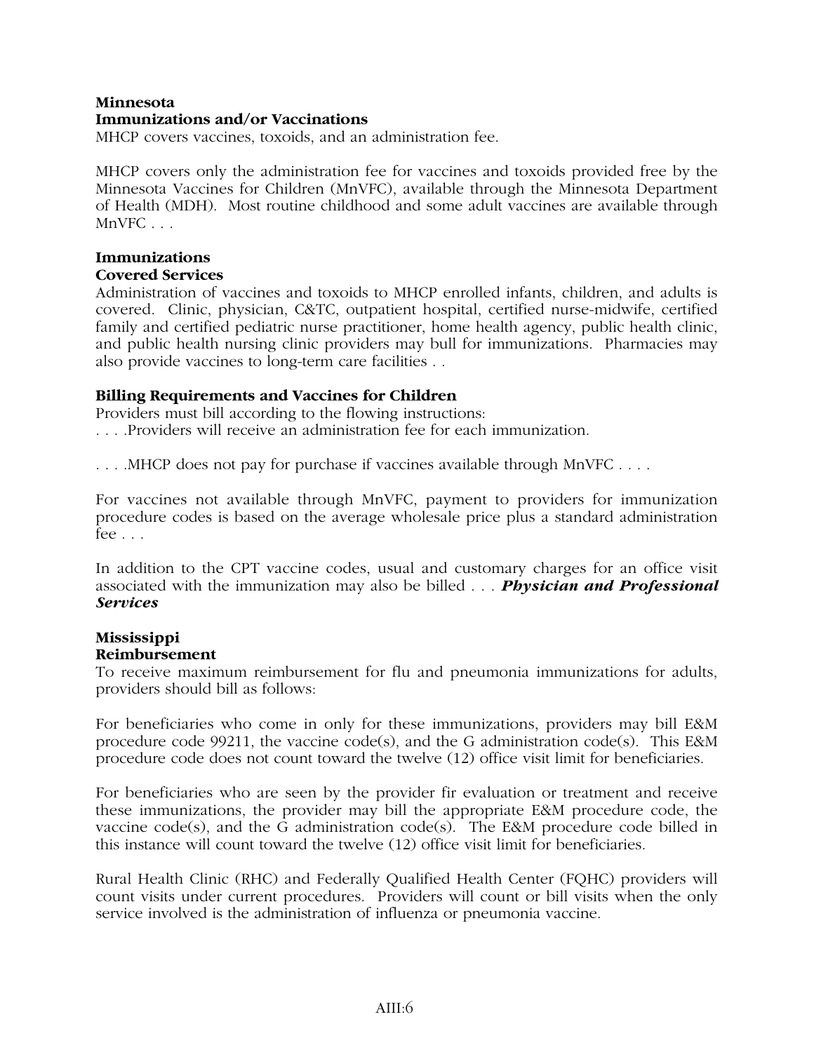**Minnesota**
**Immunizations and/or Vaccinations**
MHCP covers vaccines, toxoids, and an administration fee.

MHCP covers only the administration fee for vaccines and toxoids provided free by the Minnesota Vaccines for Children (MnVFC), available through the Minnesota Department of Health (MDH). Most routine childhood and some adult vaccines are available through MnVFC . . .

**Immunizations**
**Covered Services**
Administration of vaccines and toxoids to MHCP enrolled infants, children, and adults is covered. Clinic, physician, C&TC, outpatient hospital, certified nurse-midwife, certified family and certified pediatric nurse practitioner, home health agency, public health clinic, and public health nursing clinic providers may bull for immunizations. Pharmacies may also provide vaccines to long-term care facilities . .

**Billing Requirements and Vaccines for Children**
Providers must bill according to the flowing instructions:
. . . .Providers will receive an administration fee for each immunization.

. . . .MHCP does not pay for purchase if vaccines available through MnVFC . . . .

For vaccines not available through MnVFC, payment to providers for immunization procedure codes is based on the average wholesale price plus a standard administration fee . . .

In addition to the CPT vaccine codes, usual and customary charges for an office visit associated with the immunization may also be billed . . . ***Physician and Professional Services***

**Mississippi**
**Reimbursement**
To receive maximum reimbursement for flu and pneumonia immunizations for adults, providers should bill as follows:

For beneficiaries who come in only for these immunizations, providers may bill E&M procedure code 99211, the vaccine code(s), and the G administration code(s). This E&M procedure code does not count toward the twelve (12) office visit limit for beneficiaries.

For beneficiaries who are seen by the provider fir evaluation or treatment and receive these immunizations, the provider may bill the appropriate E&M procedure code, the vaccine code(s), and the G administration code(s). The E&M procedure code billed in this instance will count toward the twelve (12) office visit limit for beneficiaries.

Rural Health Clinic (RHC) and Federally Qualified Health Center (FQHC) providers will count visits under current procedures. Providers will count or bill visits when the only service involved is the administration of influenza or pneumonia vaccine.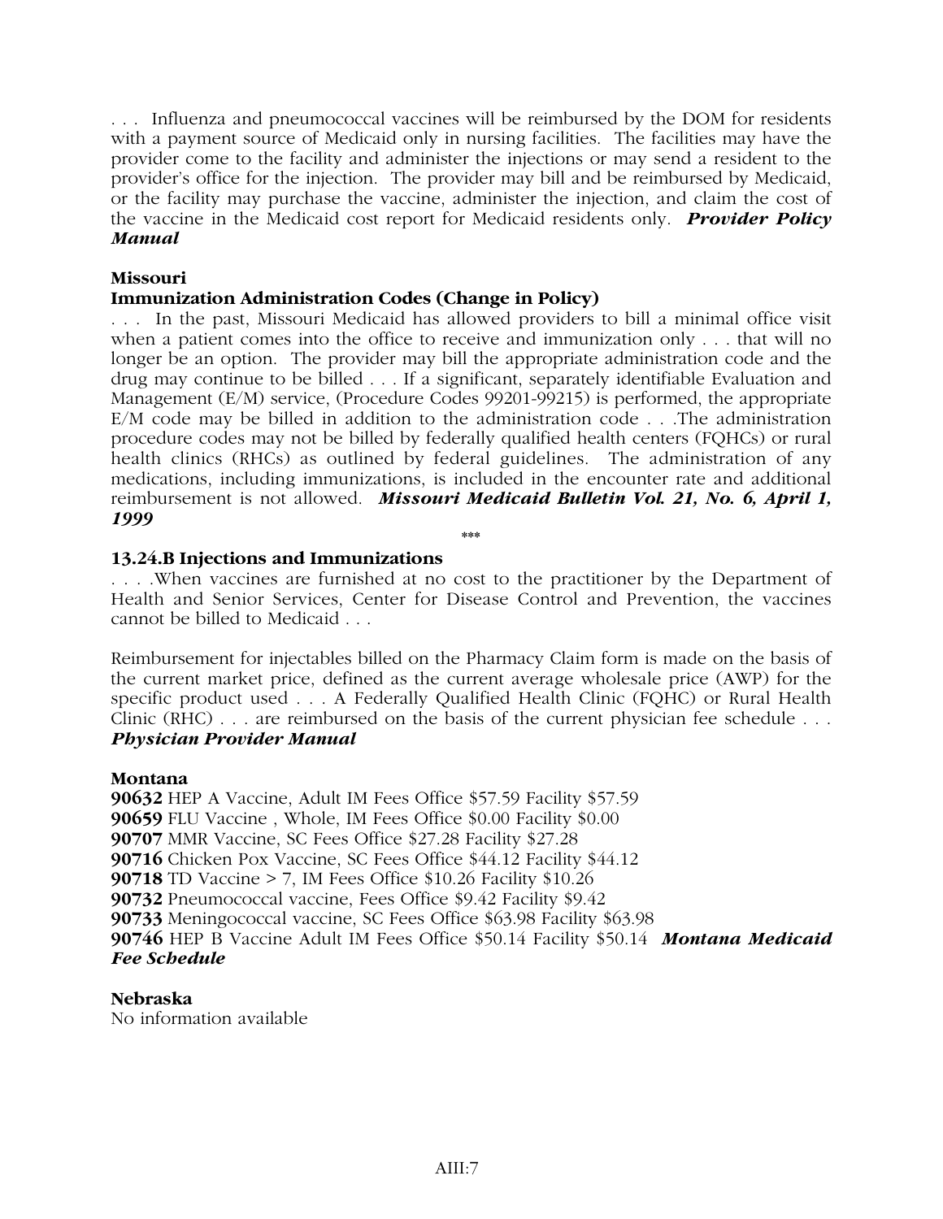. . . Influenza and pneumococcal vaccines will be reimbursed by the DOM for residents with a payment source of Medicaid only in nursing facilities. The facilities may have the provider come to the facility and administer the injections or may send a resident to the provider's office for the injection. The provider may bill and be reimbursed by Medicaid, or the facility may purchase the vaccine, administer the injection, and claim the cost of the vaccine in the Medicaid cost report for Medicaid residents only. ***Provider Policy Manual***

**Missouri**

**Immunization Administration Codes (Change in Policy)**

. . . In the past, Missouri Medicaid has allowed providers to bill a minimal office visit when a patient comes into the office to receive and immunization only . . . that will no longer be an option. The provider may bill the appropriate administration code and the drug may continue to be billed . . . If a significant, separately identifiable Evaluation and Management (E/M) service, (Procedure Codes 99201-99215) is performed, the appropriate E/M code may be billed in addition to the administration code . . .The administration procedure codes may not be billed by federally qualified health centers (FQHCs) or rural health clinics (RHCs) as outlined by federal guidelines. The administration of any medications, including immunizations, is included in the encounter rate and additional reimbursement is not allowed. ***Missouri Medicaid Bulletin Vol. 21, No. 6, April 1, 1999***

\*\*\*

**13.24.B Injections and Immunizations**

. . . .When vaccines are furnished at no cost to the practitioner by the Department of Health and Senior Services, Center for Disease Control and Prevention, the vaccines cannot be billed to Medicaid . . .

Reimbursement for injectables billed on the Pharmacy Claim form is made on the basis of the current market price, defined as the current average wholesale price (AWP) for the specific product used . . . A Federally Qualified Health Clinic (FQHC) or Rural Health Clinic (RHC) . . . are reimbursed on the basis of the current physician fee schedule . . . ***Physician Provider Manual***

**Montana**

**90632** HEP A Vaccine, Adult IM Fees Office $57.59 Facility $57.59
**90659** FLU Vaccine , Whole, IM Fees Office $0.00 Facility $0.00
**90707** MMR Vaccine, SC Fees Office $27.28 Facility $27.28
**90716** Chicken Pox Vaccine, SC Fees Office $44.12 Facility $44.12
**90718** TD Vaccine > 7, IM Fees Office $10.26 Facility $10.26
**90732** Pneumococcal vaccine, Fees Office $9.42 Facility $9.42
**90733** Meningococcal vaccine, SC Fees Office $63.98 Facility $63.98
**90746** HEP B Vaccine Adult IM Fees Office $50.14 Facility $50.14 ***Montana Medicaid Fee Schedule***

**Nebraska**

No information available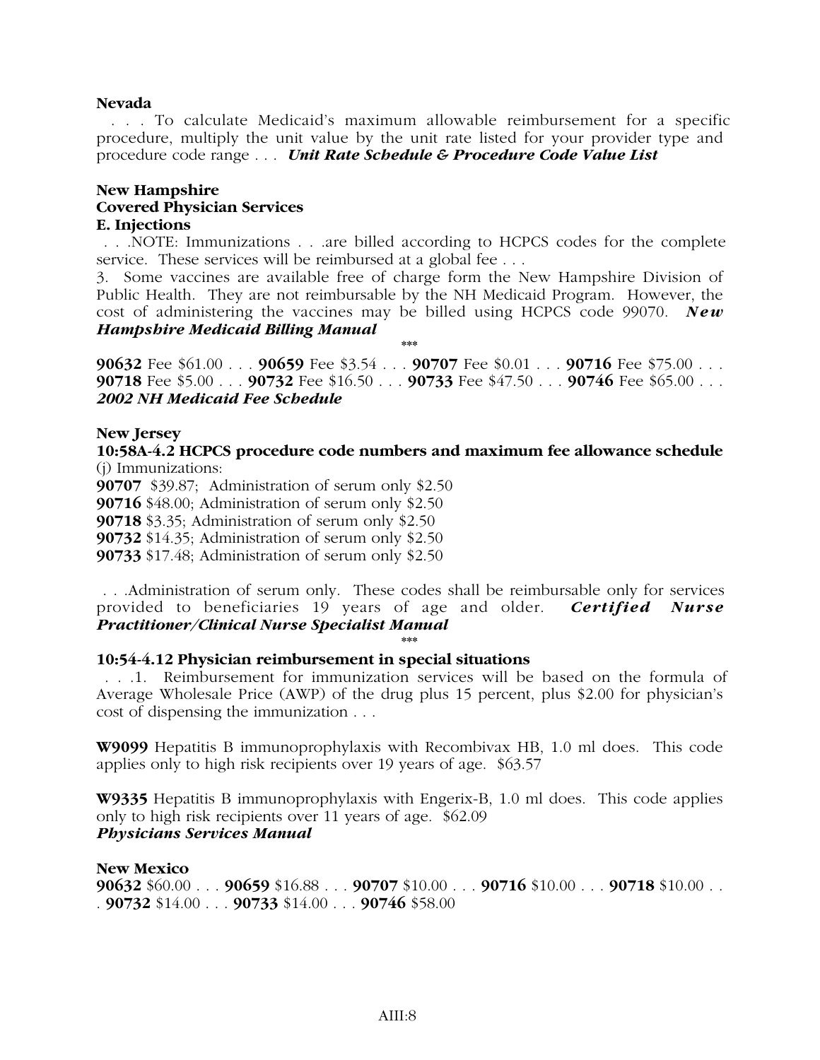**Nevada**

. . . To calculate Medicaid's maximum allowable reimbursement for a specific procedure, multiply the unit value by the unit rate listed for your provider type and procedure code range . . . ***Unit Rate Schedule & Procedure Code Value List***

**New Hampshire**
**Covered Physician Services**
**E. Injections**

. . .NOTE: Immunizations . . .are billed according to HCPCS codes for the complete service. These services will be reimbursed at a global fee . . .

3. Some vaccines are available free of charge form the New Hampshire Division of Public Health. They are not reimbursable by the NH Medicaid Program. However, the cost of administering the vaccines may be billed using HCPCS code 99070. ***New Hampshire Medicaid Billing Manual***

\*\*\*

**90632** Fee $61.00 . . . **90659** Fee $3.54 . . . **90707** Fee $0.01 . . . **90716** Fee $75.00 . . . **90718** Fee $5.00 . . . **90732** Fee $16.50 . . . **90733** Fee $47.50 . . . **90746** Fee $65.00 . . . ***2002 NH Medicaid Fee Schedule***

**New Jersey**
**10:58A-4.2 HCPCS procedure code numbers and maximum fee allowance schedule**

(j) Immunizations:

**90707** $39.87; Administration of serum only $2.50
**90716** $48.00; Administration of serum only $2.50
**90718** $3.35; Administration of serum only $2.50
**90732** $14.35; Administration of serum only $2.50
**90733** $17.48; Administration of serum only $2.50

. . .Administration of serum only. These codes shall be reimbursable only for services provided to beneficiaries 19 years of age and older. ***Certified Nurse Practitioner/Clinical Nurse Specialist Manual***

\*\*\*

**10:54-4.12 Physician reimbursement in special situations**

. . .1. Reimbursement for immunization services will be based on the formula of Average Wholesale Price (AWP) of the drug plus 15 percent, plus $2.00 for physician's cost of dispensing the immunization . . .

**W9099** Hepatitis B immunoprophylaxis with Recombivax HB, 1.0 ml does. This code applies only to high risk recipients over 19 years of age. $63.57

**W9335** Hepatitis B immunoprophylaxis with Engerix-B, 1.0 ml does. This code applies only to high risk recipients over 11 years of age. $62.09
***Physicians Services Manual***

**New Mexico**

**90632** $60.00 . . . **90659** $16.88 . . . **90707** $10.00 . . . **90716** $10.00 . . . **90718** $10.00 . . . **90732** $14.00 . . . **90733** $14.00 . . . **90746** $58.00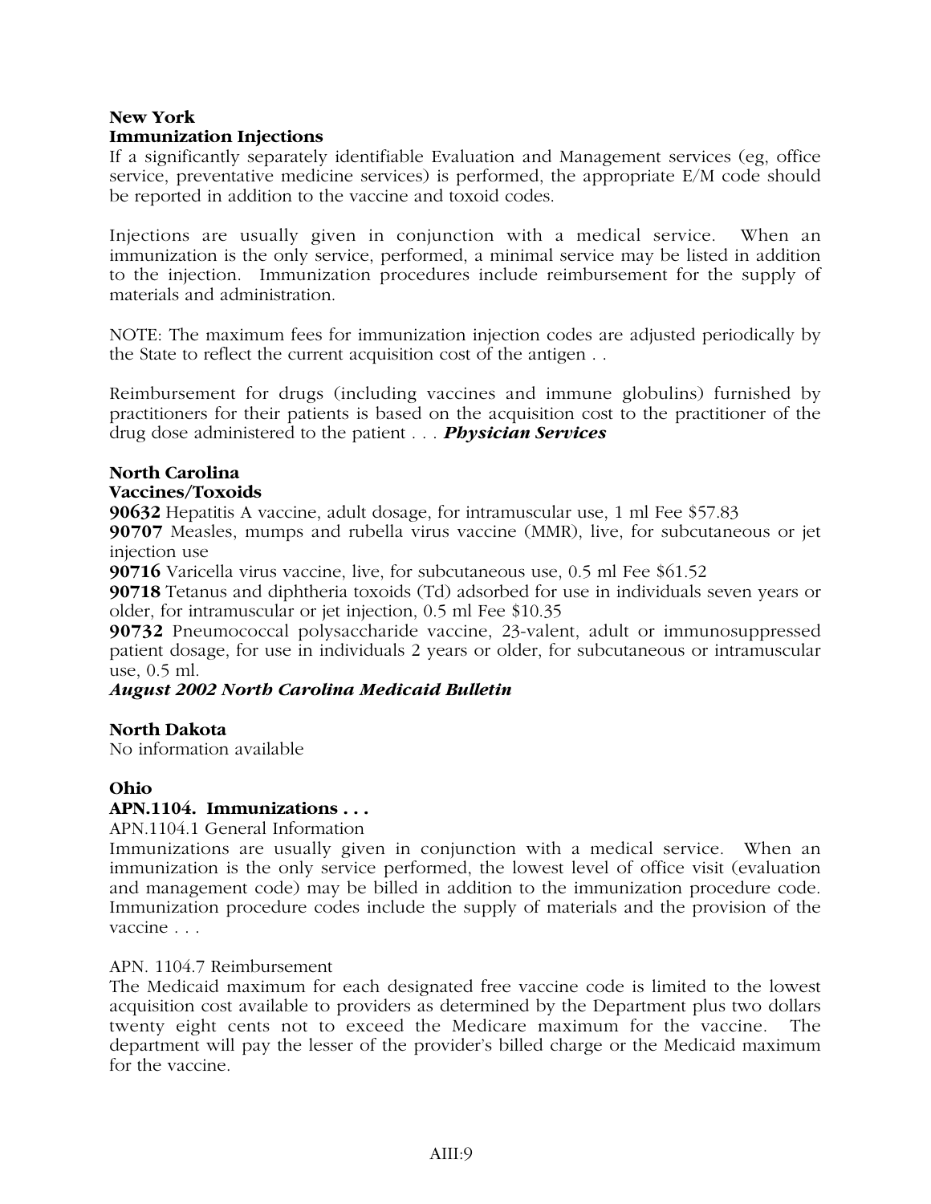**New York**
**Immunization Injections**
If a significantly separately identifiable Evaluation and Management services (eg, office service, preventative medicine services) is performed, the appropriate E/M code should be reported in addition to the vaccine and toxoid codes.

Injections are usually given in conjunction with a medical service. When an immunization is the only service, performed, a minimal service may be listed in addition to the injection. Immunization procedures include reimbursement for the supply of materials and administration.

NOTE: The maximum fees for immunization injection codes are adjusted periodically by the State to reflect the current acquisition cost of the antigen . .

Reimbursement for drugs (including vaccines and immune globulins) furnished by practitioners for their patients is based on the acquisition cost to the practitioner of the drug dose administered to the patient . . . ***Physician Services***

**North Carolina**
**Vaccines/Toxoids**
**90632** Hepatitis A vaccine, adult dosage, for intramuscular use, 1 ml Fee $57.83
**90707** Measles, mumps and rubella virus vaccine (MMR), live, for subcutaneous or jet injection use
**90716** Varicella virus vaccine, live, for subcutaneous use, 0.5 ml Fee $61.52
**90718** Tetanus and diphtheria toxoids (Td) adsorbed for use in individuals seven years or older, for intramuscular or jet injection, 0.5 ml Fee $10.35
**90732** Pneumococcal polysaccharide vaccine, 23-valent, adult or immunosuppressed patient dosage, for use in individuals 2 years or older, for subcutaneous or intramuscular use, 0.5 ml.
***August 2002 North Carolina Medicaid Bulletin***

**North Dakota**
No information available

**Ohio**
**APN.1104. Immunizations . . .**
APN.1104.1 General Information
Immunizations are usually given in conjunction with a medical service. When an immunization is the only service performed, the lowest level of office visit (evaluation and management code) may be billed in addition to the immunization procedure code. Immunization procedure codes include the supply of materials and the provision of the vaccine . . .

APN. 1104.7 Reimbursement
The Medicaid maximum for each designated free vaccine code is limited to the lowest acquisition cost available to providers as determined by the Department plus two dollars twenty eight cents not to exceed the Medicare maximum for the vaccine. The department will pay the lesser of the provider's billed charge or the Medicaid maximum for the vaccine.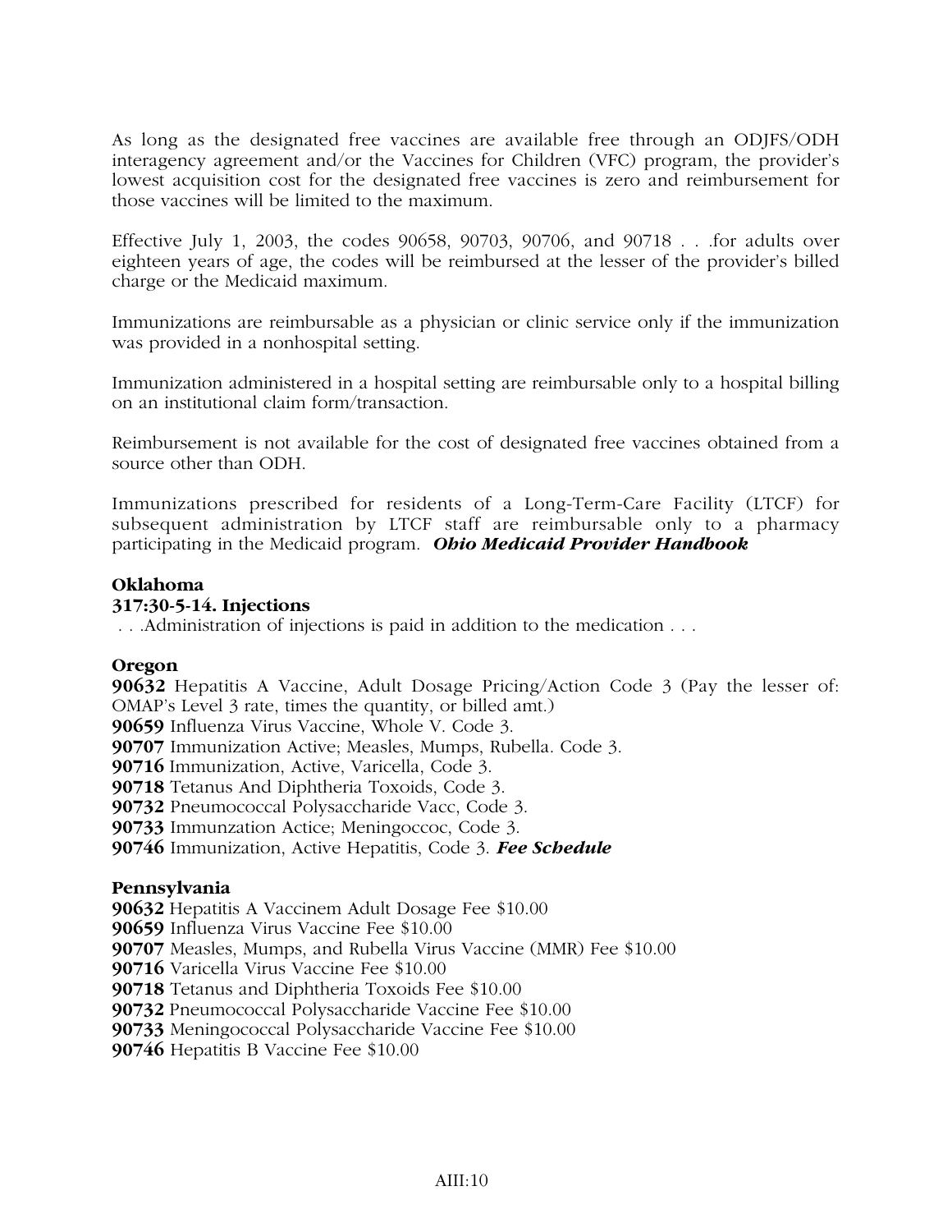As long as the designated free vaccines are available free through an ODJFS/ODH interagency agreement and/or the Vaccines for Children (VFC) program, the provider's lowest acquisition cost for the designated free vaccines is zero and reimbursement for those vaccines will be limited to the maximum.

Effective July 1, 2003, the codes 90658, 90703, 90706, and 90718 . . .for adults over eighteen years of age, the codes will be reimbursed at the lesser of the provider's billed charge or the Medicaid maximum.

Immunizations are reimbursable as a physician or clinic service only if the immunization was provided in a nonhospital setting.

Immunization administered in a hospital setting are reimbursable only to a hospital billing on an institutional claim form/transaction.

Reimbursement is not available for the cost of designated free vaccines obtained from a source other than ODH.

Immunizations prescribed for residents of a Long-Term-Care Facility (LTCF) for subsequent administration by LTCF staff are reimbursable only to a pharmacy participating in the Medicaid program. ***Ohio Medicaid Provider Handbook***

**Oklahoma**

**317:30-5-14. Injections**

. . .Administration of injections is paid in addition to the medication . . .

**Oregon**

**90632** Hepatitis A Vaccine, Adult Dosage Pricing/Action Code 3 (Pay the lesser of: OMAP's Level 3 rate, times the quantity, or billed amt.)
**90659** Influenza Virus Vaccine, Whole V. Code 3.
**90707** Immunization Active; Measles, Mumps, Rubella. Code 3.
**90716** Immunization, Active, Varicella, Code 3.
**90718** Tetanus And Diphtheria Toxoids, Code 3.
**90732** Pneumococcal Polysaccharide Vacc, Code 3.
**90733** Immunzation Actice; Meningoccoc, Code 3.
**90746** Immunization, Active Hepatitis, Code 3. ***Fee Schedule***

**Pennsylvania**

**90632** Hepatitis A Vaccinem Adult Dosage Fee $10.00
**90659** Influenza Virus Vaccine Fee $10.00
**90707** Measles, Mumps, and Rubella Virus Vaccine (MMR) Fee $10.00
**90716** Varicella Virus Vaccine Fee $10.00
**90718** Tetanus and Diphtheria Toxoids Fee $10.00
**90732** Pneumococcal Polysaccharide Vaccine Fee $10.00
**90733** Meningococcal Polysaccharide Vaccine Fee $10.00
**90746** Hepatitis B Vaccine Fee $10.00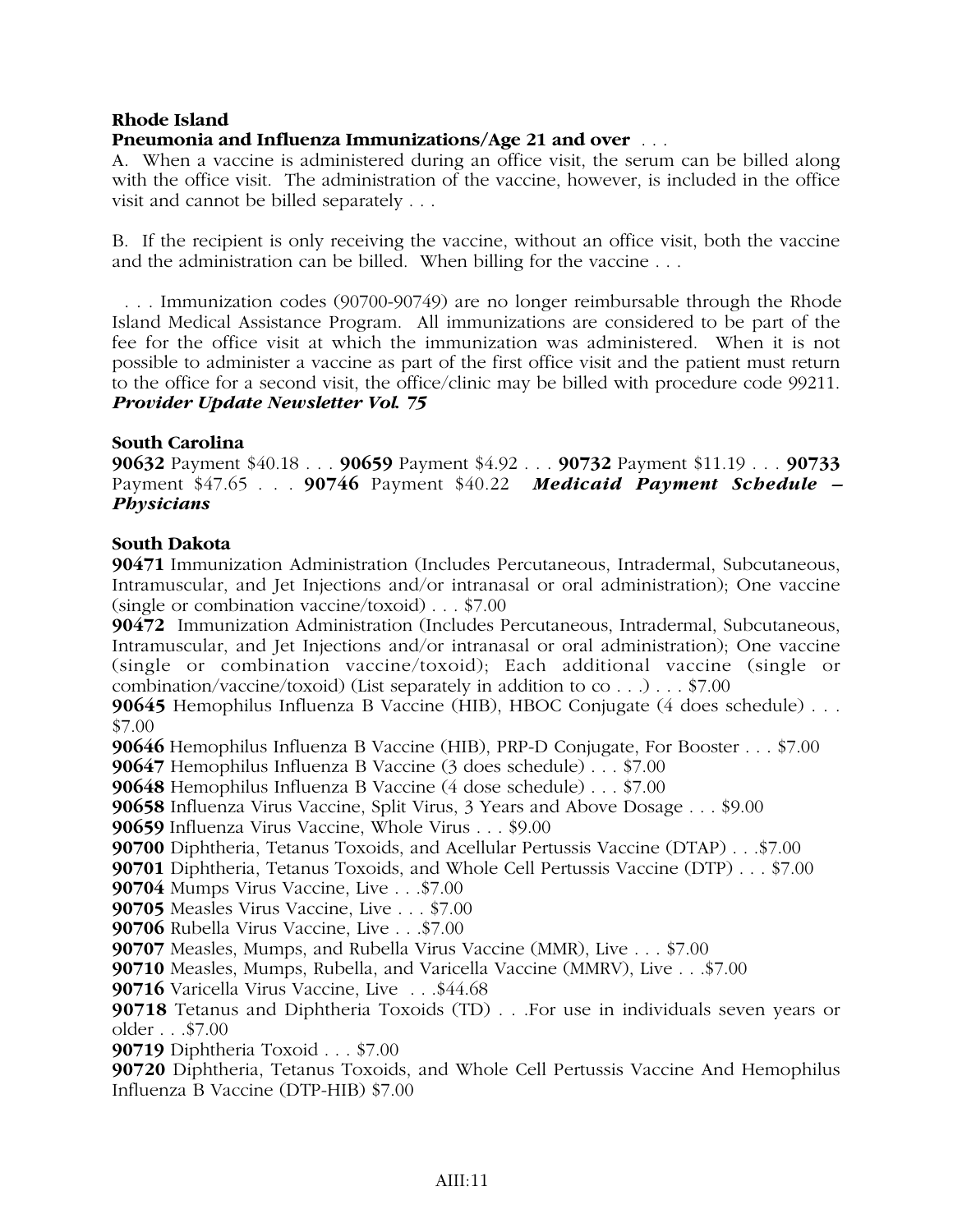**Rhode Island**

**Pneumonia and Influenza Immunizations/Age 21 and over** . . .

A. When a vaccine is administered during an office visit, the serum can be billed along with the office visit. The administration of the vaccine, however, is included in the office visit and cannot be billed separately . . .

B. If the recipient is only receiving the vaccine, without an office visit, both the vaccine and the administration can be billed. When billing for the vaccine . . .

. . . Immunization codes (90700-90749) are no longer reimbursable through the Rhode Island Medical Assistance Program. All immunizations are considered to be part of the fee for the office visit at which the immunization was administered. When it is not possible to administer a vaccine as part of the first office visit and the patient must return to the office for a second visit, the office/clinic may be billed with procedure code 99211. ***Provider Update Newsletter Vol. 75***

**South Carolina**

**90632** Payment $40.18 . . . **90659** Payment $4.92 . . . **90732** Payment $11.19 . . . **90733** Payment $47.65 . . . **90746** Payment $40.22 ***Medicaid Payment Schedule – Physicians***

**South Dakota**

**90471** Immunization Administration (Includes Percutaneous, Intradermal, Subcutaneous, Intramuscular, and Jet Injections and/or intranasal or oral administration); One vaccine (single or combination vaccine/toxoid) . . . $7.00

**90472** Immunization Administration (Includes Percutaneous, Intradermal, Subcutaneous, Intramuscular, and Jet Injections and/or intranasal or oral administration); One vaccine (single or combination vaccine/toxoid); Each additional vaccine (single or combination/vaccine/toxoid) (List separately in addition to co . . .) . . . $7.00

**90645** Hemophilus Influenza B Vaccine (HIB), HBOC Conjugate (4 does schedule) . . . $7.00

**90646** Hemophilus Influenza B Vaccine (HIB), PRP-D Conjugate, For Booster . . . $7.00

**90647** Hemophilus Influenza B Vaccine (3 does schedule) . . . $7.00

**90648** Hemophilus Influenza B Vaccine (4 dose schedule) . . . $7.00

**90658** Influenza Virus Vaccine, Split Virus, 3 Years and Above Dosage . . . $9.00

**90659** Influenza Virus Vaccine, Whole Virus . . . $9.00

**90700** Diphtheria, Tetanus Toxoids, and Acellular Pertussis Vaccine (DTAP) . . .$7.00

**90701** Diphtheria, Tetanus Toxoids, and Whole Cell Pertussis Vaccine (DTP) . . . $7.00

**90704** Mumps Virus Vaccine, Live . . .$7.00

**90705** Measles Virus Vaccine, Live . . . $7.00

**90706** Rubella Virus Vaccine, Live . . .$7.00

**90707** Measles, Mumps, and Rubella Virus Vaccine (MMR), Live . . . $7.00

**90710** Measles, Mumps, Rubella, and Varicella Vaccine (MMRV), Live . . .$7.00

**90716** Varicella Virus Vaccine, Live . . .$44.68

**90718** Tetanus and Diphtheria Toxoids (TD) . . .For use in individuals seven years or older . . .$7.00

**90719** Diphtheria Toxoid . . . $7.00

**90720** Diphtheria, Tetanus Toxoids, and Whole Cell Pertussis Vaccine And Hemophilus Influenza B Vaccine (DTP-HIB) $7.00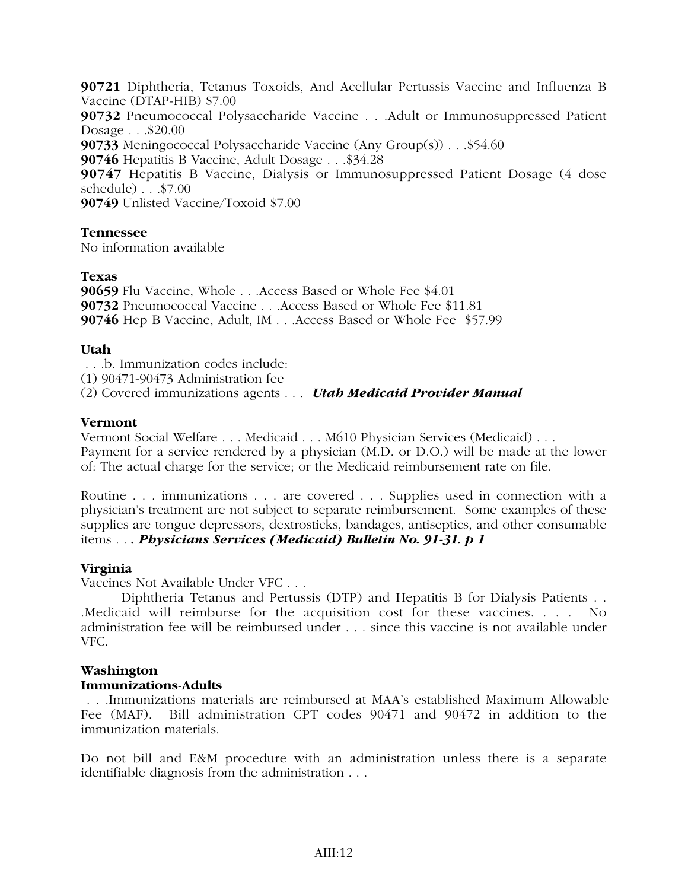**90721** Diphtheria, Tetanus Toxoids, And Acellular Pertussis Vaccine and Influenza B Vaccine (DTAP-HIB) $7.00
**90732** Pneumococcal Polysaccharide Vaccine . . .Adult or Immunosuppressed Patient Dosage . . .$20.00
**90733** Meningococcal Polysaccharide Vaccine (Any Group(s)) . . .$54.60
**90746** Hepatitis B Vaccine, Adult Dosage . . .$34.28
**90747** Hepatitis B Vaccine, Dialysis or Immunosuppressed Patient Dosage (4 dose schedule) . . .$7.00
**90749** Unlisted Vaccine/Toxoid $7.00

**Tennessee**
No information available

**Texas**
**90659** Flu Vaccine, Whole . . .Access Based or Whole Fee $4.01
**90732** Pneumococcal Vaccine . . .Access Based or Whole Fee $11.81
**90746** Hep B Vaccine, Adult, IM . . .Access Based or Whole Fee $57.99

**Utah**
. . .b. Immunization codes include:
(1) 90471-90473 Administration fee
(2) Covered immunizations agents . . . ***Utah Medicaid Provider Manual***

**Vermont**
Vermont Social Welfare . . . Medicaid . . . M610 Physician Services (Medicaid) . . .
Payment for a service rendered by a physician (M.D. or D.O.) will be made at the lower of: The actual charge for the service; or the Medicaid reimbursement rate on file.

Routine . . . immunizations . . . are covered . . . Supplies used in connection with a physician's treatment are not subject to separate reimbursement. Some examples of these supplies are tongue depressors, dextrosticks, bandages, antiseptics, and other consumable items . . ***. Physicians Services (Medicaid) Bulletin No. 91-31. p 1***

**Virginia**
Vaccines Not Available Under VFC . . .

Diphtheria Tetanus and Pertussis (DTP) and Hepatitis B for Dialysis Patients . . .Medicaid will reimburse for the acquisition cost for these vaccines. . . . No administration fee will be reimbursed under . . . since this vaccine is not available under VFC.

**Washington**
**Immunizations-Adults**
. . .Immunizations materials are reimbursed at MAA's established Maximum Allowable Fee (MAF). Bill administration CPT codes 90471 and 90472 in addition to the immunization materials.

Do not bill and E&M procedure with an administration unless there is a separate identifiable diagnosis from the administration . . .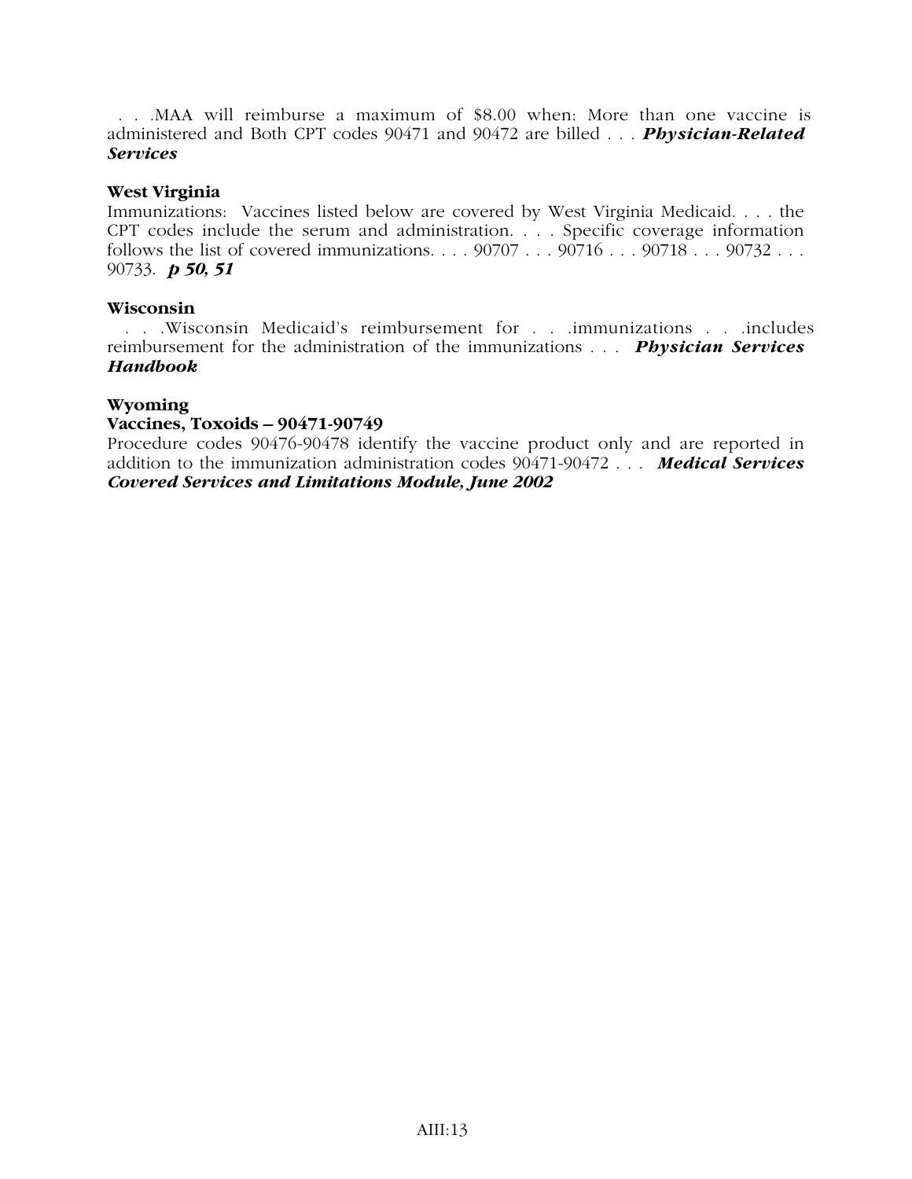. . .MAA will reimburse a maximum of $8.00 when: More than one vaccine is administered and Both CPT codes 90471 and 90472 are billed . . . ***Physician-Related Services***

**West Virginia**

Immunizations: Vaccines listed below are covered by West Virginia Medicaid. . . . the CPT codes include the serum and administration. . . . Specific coverage information follows the list of covered immunizations. . . . 90707 . . . 90716 . . . 90718 . . . 90732 . . . 90733. ***p 50, 51***

**Wisconsin**

. . .Wisconsin Medicaid's reimbursement for . . .immunizations . . .includes reimbursement for the administration of the immunizations . . . ***Physician Services Handbook***

**Wyoming**

**Vaccines, Toxoids – 90471-90749**

Procedure codes 90476-90478 identify the vaccine product only and are reported in addition to the immunization administration codes 90471-90472 . . . ***Medical Services Covered Services and Limitations Module, June 2002***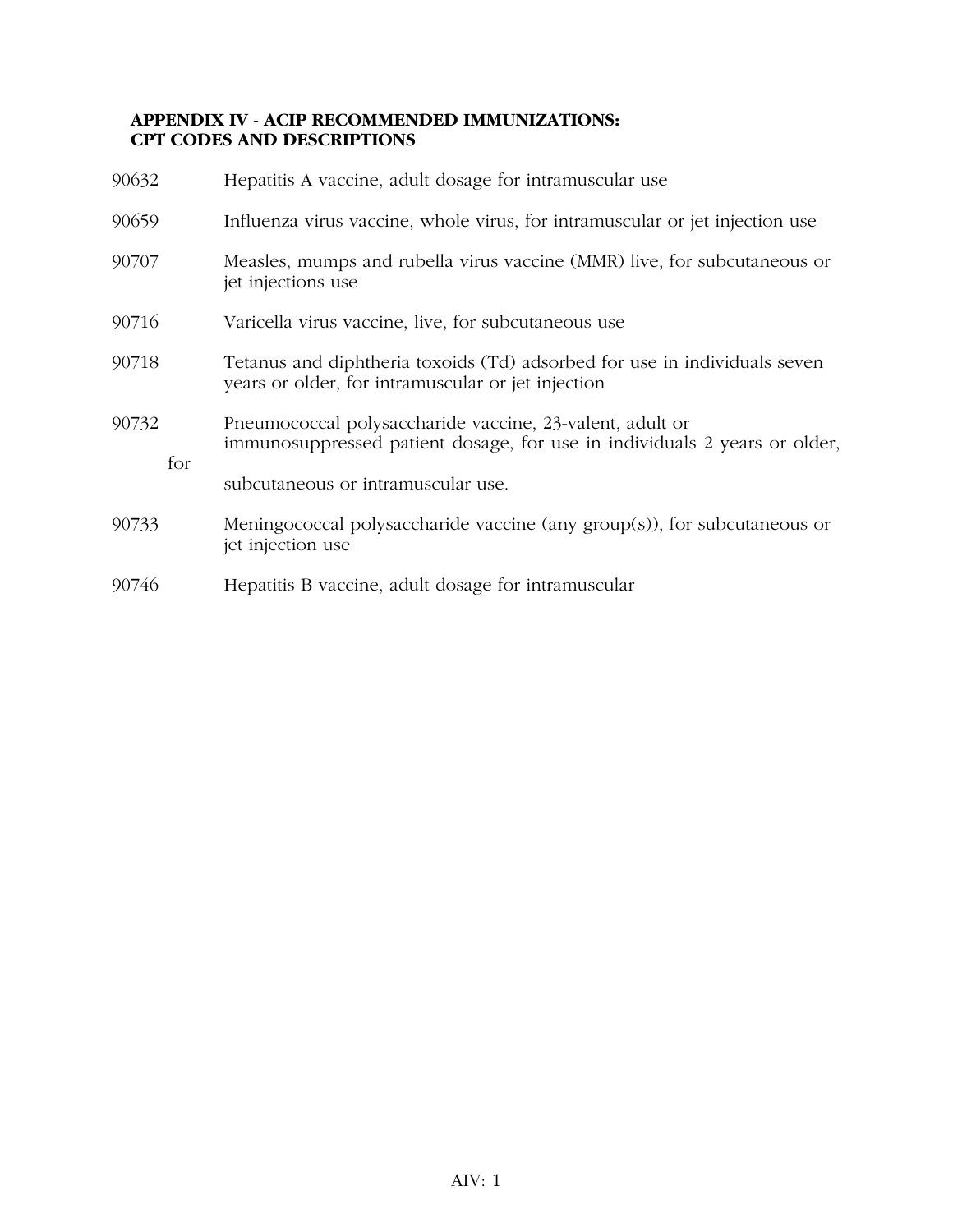**APPENDIX IV - ACIP RECOMMENDED IMMUNIZATIONS: CPT CODES AND DESCRIPTIONS**

| | |
|---|---|
| 90632 | Hepatitis A vaccine, adult dosage for intramuscular use |
| 90659 | Influenza virus vaccine, whole virus, for intramuscular or jet injection use |
| 90707 | Measles, mumps and rubella virus vaccine (MMR) live, for subcutaneous or jet injections use |
| 90716 | Varicella virus vaccine, live, for subcutaneous use |
| 90718 | Tetanus and diphtheria toxoids (Td) adsorbed for use in individuals seven years or older, for intramuscular or jet injection |
| 90732 | Pneumococcal polysaccharide vaccine, 23-valent, adult or immunosuppressed patient dosage, for use in individuals 2 years or older, for subcutaneous or intramuscular use. |
| 90733 | Meningococcal polysaccharide vaccine (any group(s)), for subcutaneous or jet injection use |
| 90746 | Hepatitis B vaccine, adult dosage for intramuscular |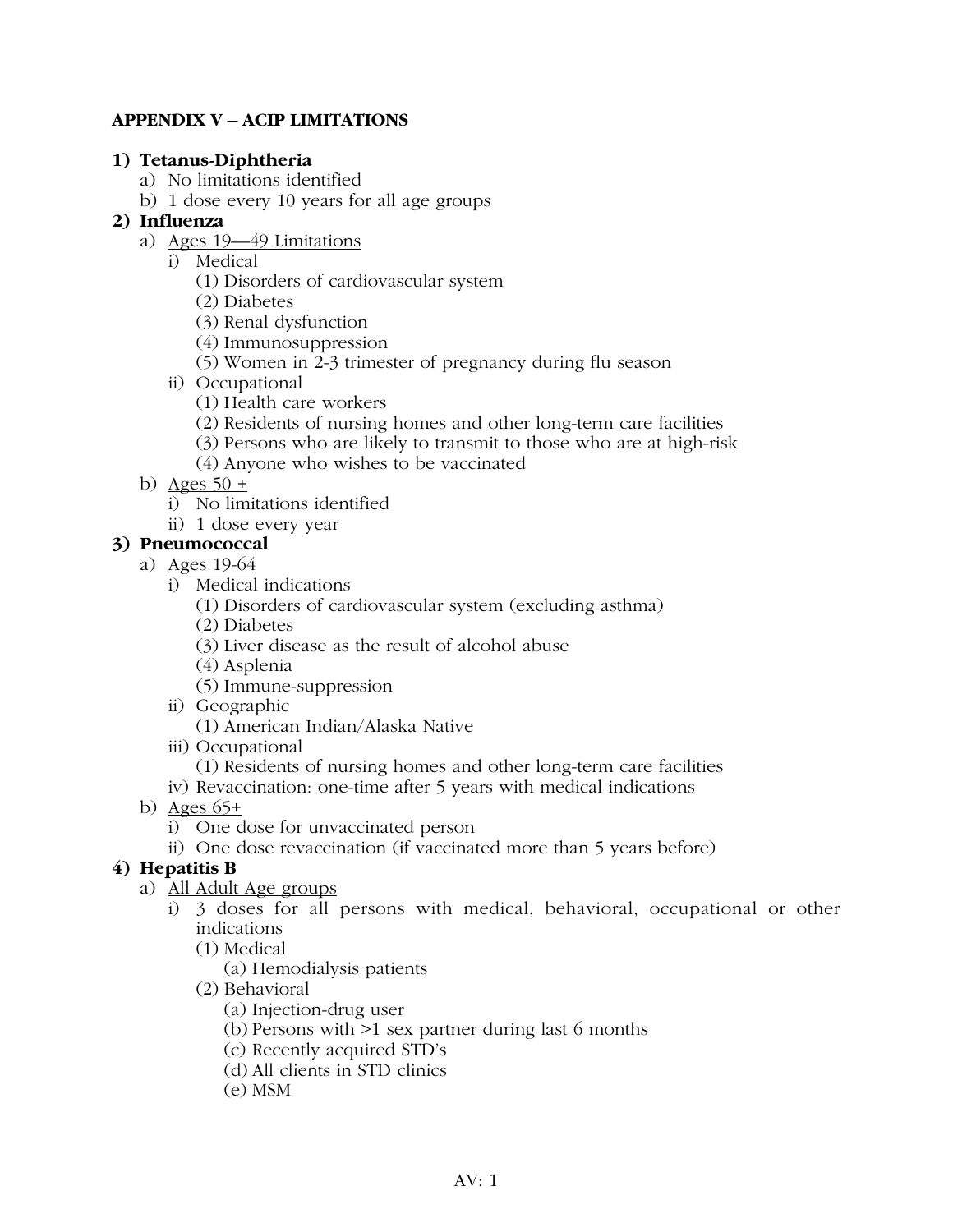**APPENDIX V – ACIP LIMITATIONS**

1) **Tetanus-Diphtheria**
   a) No limitations identified
   b) 1 dose every 10 years for all age groups
2) **Influenza**
   a) Ages 19—49 Limitations
      i) Medical
         (1) Disorders of cardiovascular system
         (2) Diabetes
         (3) Renal dysfunction
         (4) Immunosuppression
         (5) Women in 2-3 trimester of pregnancy during flu season
      ii) Occupational
         (1) Health care workers
         (2) Residents of nursing homes and other long-term care facilities
         (3) Persons who are likely to transmit to those who are at high-risk
         (4) Anyone who wishes to be vaccinated
   b) Ages 50 +
      i) No limitations identified
      ii) 1 dose every year
3) **Pneumococcal**
   a) Ages 19-64
      i) Medical indications
         (1) Disorders of cardiovascular system (excluding asthma)
         (2) Diabetes
         (3) Liver disease as the result of alcohol abuse
         (4) Asplenia
         (5) Immune-suppression
      ii) Geographic
         (1) American Indian/Alaska Native
      iii) Occupational
         (1) Residents of nursing homes and other long-term care facilities
      iv) Revaccination: one-time after 5 years with medical indications
   b) Ages 65+
      i) One dose for unvaccinated person
      ii) One dose revaccination (if vaccinated more than 5 years before)
4) **Hepatitis B**
   a) All Adult Age groups
      i) 3 doses for all persons with medical, behavioral, occupational or other indications
         (1) Medical
            (a) Hemodialysis patients
         (2) Behavioral
            (a) Injection-drug user
            (b) Persons with >1 sex partner during last 6 months
            (c) Recently acquired STD's
            (d) All clients in STD clinics
            (e) MSM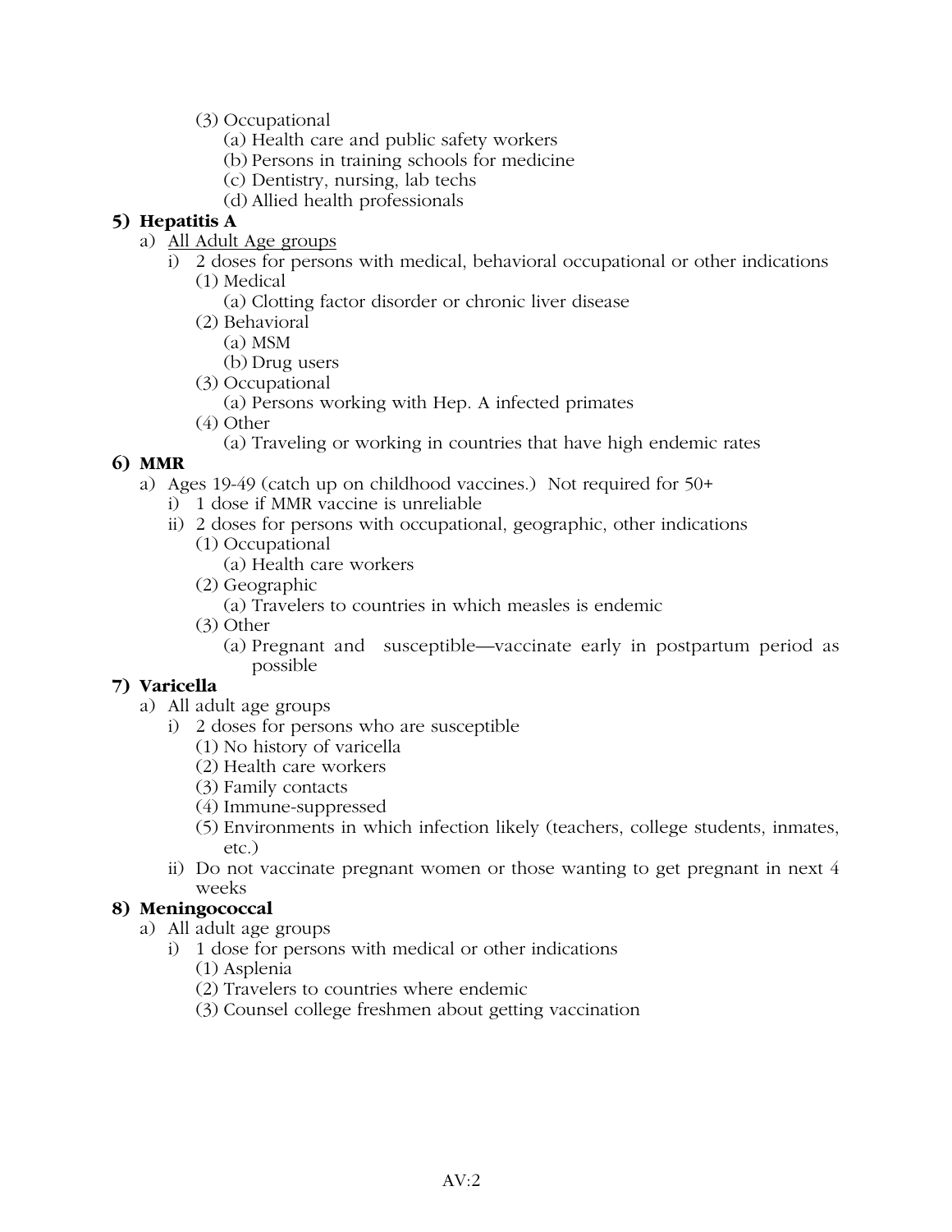- (3) Occupational
          - (a) Health care and public safety workers
          - (b) Persons in training schools for medicine
          - (c) Dentistry, nursing, lab techs
          - (d) Allied health professionals

**5) Hepatitis A**

- a) <u>All Adult Age groups</u>
    - i) 2 doses for persons with medical, behavioral occupational or other indications
        - (1) Medical
          - (a) Clotting factor disorder or chronic liver disease
        - (2) Behavioral
          - (a) MSM
          - (b) Drug users
        - (3) Occupational
          - (a) Persons working with Hep. A infected primates
        - (4) Other
          - (a) Traveling or working in countries that have high endemic rates

**6) MMR**

- a) Ages 19-49 (catch up on childhood vaccines.) Not required for 50+
    - i) 1 dose if MMR vaccine is unreliable
    - ii) 2 doses for persons with occupational, geographic, other indications
        - (1) Occupational
          - (a) Health care workers
        - (2) Geographic
          - (a) Travelers to countries in which measles is endemic
        - (3) Other
          - (a) Pregnant and susceptible—vaccinate early in postpartum period as possible

**7) Varicella**

- a) All adult age groups
    - i) 2 doses for persons who are susceptible
        - (1) No history of varicella
        - (2) Health care workers
        - (3) Family contacts
        - (4) Immune-suppressed
        - (5) Environments in which infection likely (teachers, college students, inmates, etc.)
    - ii) Do not vaccinate pregnant women or those wanting to get pregnant in next 4 weeks

**8) Meningococcal**

- a) All adult age groups
    - i) 1 dose for persons with medical or other indications
        - (1) Asplenia
        - (2) Travelers to countries where endemic
        - (3) Counsel college freshmen about getting vaccination